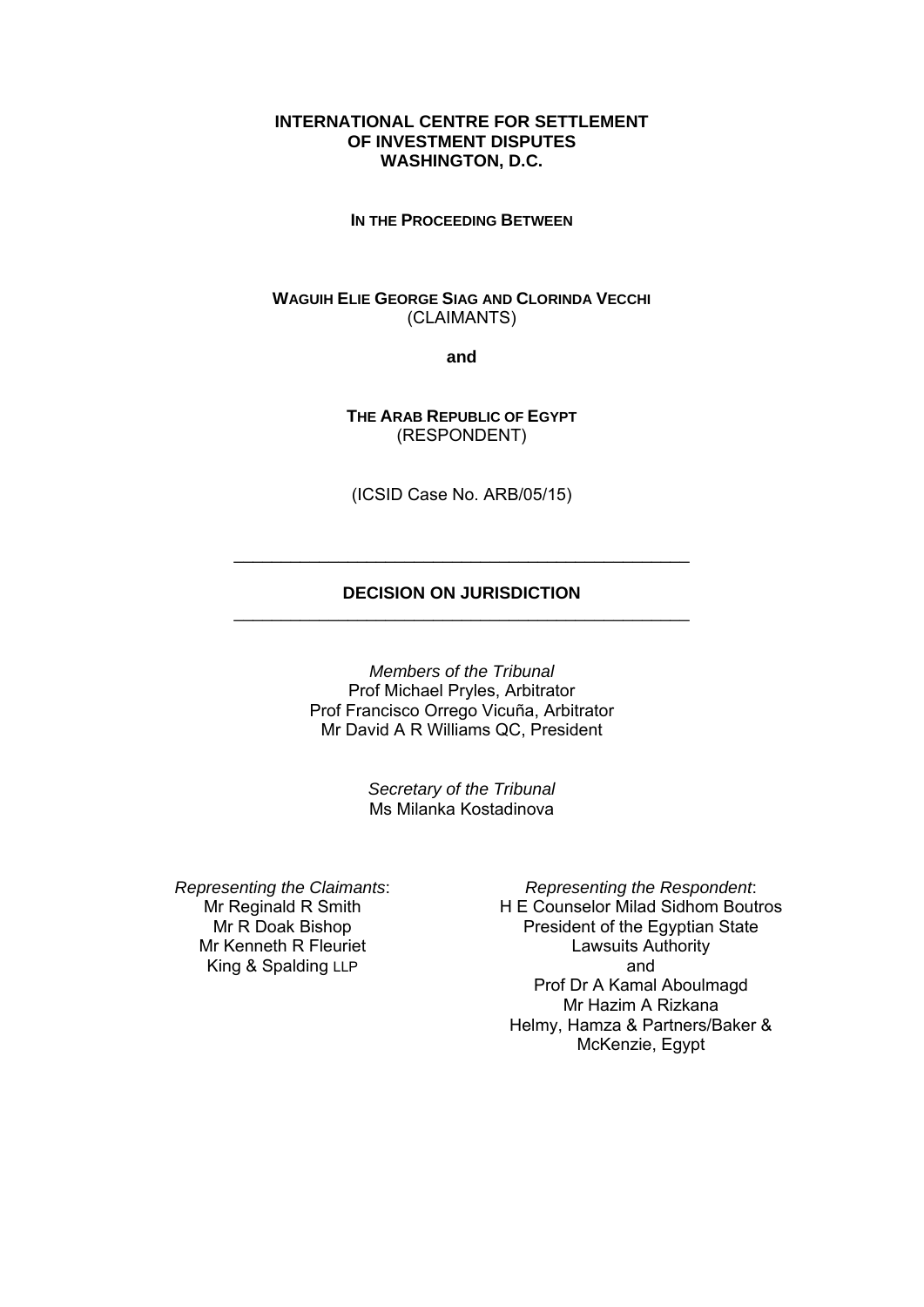**INTERNATIONAL CENTRE FOR SETTLEMENT OF INVESTMENT DISPUTES WASHINGTON, D.C.**

**IN THE PROCEEDING BETWEEN**

**WAGUIH ELIE GEORGE SIAG AND CLORINDA VECCHI**
(CLAIMANTS)

**and**

**THE ARAB REPUBLIC OF EGYPT**
(RESPONDENT)

(ICSID Case No. ARB/05/15)

---

# DECISION ON JURISDICTION

---

*Members of the Tribunal*
Prof Michael Pryles, Arbitrator
Prof Francisco Orrego Vicuña, Arbitrator
Mr David A R Williams QC, President

*Secretary of the Tribunal*
Ms Milanka Kostadinova

*Representing the Claimants*:
Mr Reginald R Smith
Mr R Doak Bishop
Mr Kenneth R Fleuriet
King & Spalding LLP

*Representing the Respondent*:
H E Counselor Milad Sidhom Boutros
President of the Egyptian State Lawsuits Authority
and
Prof Dr A Kamal Aboulmagd
Mr Hazim A Rizkana
Helmy, Hamza & Partners/Baker & McKenzie, Egypt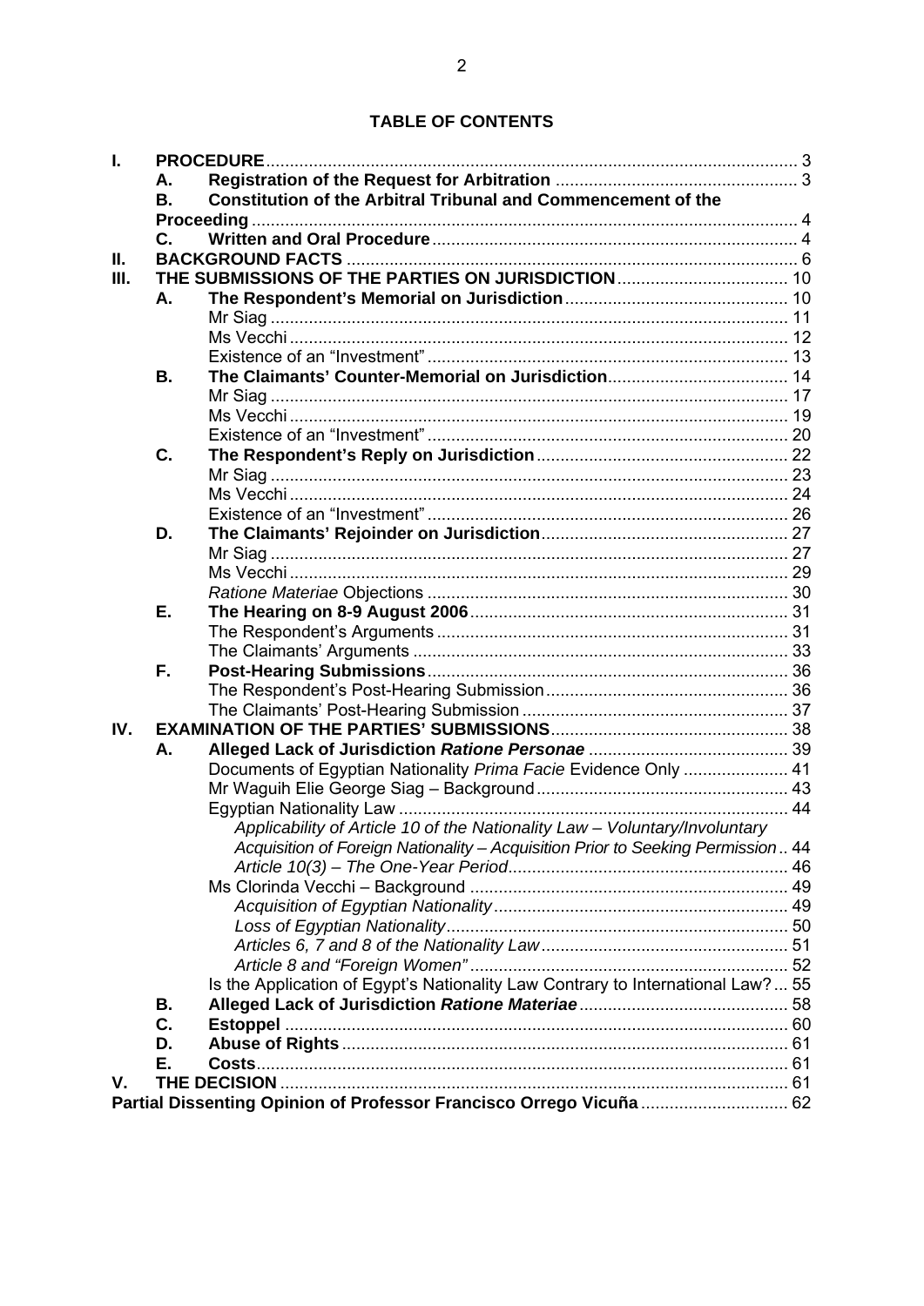**TABLE OF CONTENTS**

| | | | |
|---|---|---|---|
| **I.** | **PROCEDURE** | | 3 |
| | **A.** | **Registration of the Request for Arbitration** | 3 |
| | **B.** | **Constitution of the Arbitral Tribunal and Commencement of the Proceeding** | 4 |
| | **C.** | **Written and Oral Procedure** | 4 |
| **II.** | **BACKGROUND FACTS** | | 6 |
| **III.** | **THE SUBMISSIONS OF THE PARTIES ON JURISDICTION** | | 10 |
| | **A.** | **The Respondent's Memorial on Jurisdiction** | 10 |
| | | Mr Siag | 11 |
| | | Ms Vecchi | 12 |
| | | Existence of an "Investment" | 13 |
| | **B.** | **The Claimants' Counter-Memorial on Jurisdiction** | 14 |
| | | Mr Siag | 17 |
| | | Ms Vecchi | 19 |
| | | Existence of an "Investment" | 20 |
| | **C.** | **The Respondent's Reply on Jurisdiction** | 22 |
| | | Mr Siag | 23 |
| | | Ms Vecchi | 24 |
| | | Existence of an "Investment" | 26 |
| | **D.** | **The Claimants' Rejoinder on Jurisdiction** | 27 |
| | | Mr Siag | 27 |
| | | Ms Vecchi | 29 |
| | | *Ratione Materiae* Objections | 30 |
| | **E.** | **The Hearing on 8-9 August 2006** | 31 |
| | | The Respondent's Arguments | 31 |
| | | The Claimants' Arguments | 33 |
| | **F.** | **Post-Hearing Submissions** | 36 |
| | | The Respondent's Post-Hearing Submission | 36 |
| | | The Claimants' Post-Hearing Submission | 37 |
| **IV.** | **EXAMINATION OF THE PARTIES' SUBMISSIONS** | | 38 |
| | **A.** | **Alleged Lack of Jurisdiction *Ratione Personae*** | 39 |
| | | Documents of Egyptian Nationality *Prima Facie* Evidence Only | 41 |
| | | Mr Waguih Elie George Siag – Background | 43 |
| | | Egyptian Nationality Law | 44 |
| | | *Applicability of Article 10 of the Nationality Law – Voluntary/Involuntary Acquisition of Foreign Nationality – Acquisition Prior to Seeking Permission* | 44 |
| | | *Article 10(3) – The One-Year Period* | 46 |
| | | Ms Clorinda Vecchi – Background | 49 |
| | | *Acquisition of Egyptian Nationality* | 49 |
| | | *Loss of Egyptian Nationality* | 50 |
| | | *Articles 6, 7 and 8 of the Nationality Law* | 51 |
| | | *Article 8 and "Foreign Women"* | 52 |
| | | Is the Application of Egypt's Nationality Law Contrary to International Law? | 55 |
| | **B.** | **Alleged Lack of Jurisdiction *Ratione Materiae*** | 58 |
| | **C.** | **Estoppel** | 60 |
| | **D.** | **Abuse of Rights** | 61 |
| | **E.** | **Costs** | 61 |
| **V.** | **THE DECISION** | | 61 |
| **Partial Dissenting Opinion of Professor Francisco Orrego Vicuña** | | | 62 |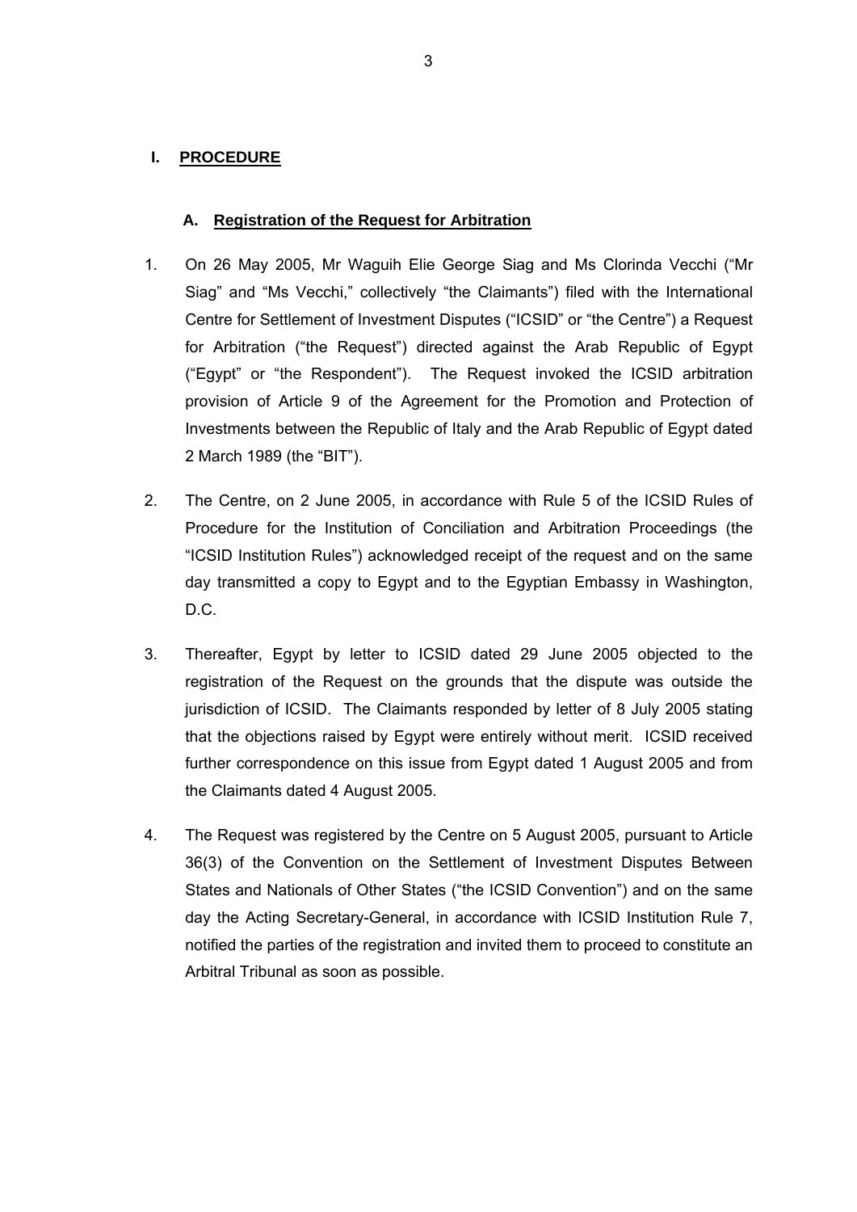# I. PROCEDURE

## A. Registration of the Request for Arbitration

1. On 26 May 2005, Mr Waguih Elie George Siag and Ms Clorinda Vecchi ("Mr Siag" and "Ms Vecchi," collectively "the Claimants") filed with the International Centre for Settlement of Investment Disputes ("ICSID" or "the Centre") a Request for Arbitration ("the Request") directed against the Arab Republic of Egypt ("Egypt" or "the Respondent"). The Request invoked the ICSID arbitration provision of Article 9 of the Agreement for the Promotion and Protection of Investments between the Republic of Italy and the Arab Republic of Egypt dated 2 March 1989 (the "BIT").

2. The Centre, on 2 June 2005, in accordance with Rule 5 of the ICSID Rules of Procedure for the Institution of Conciliation and Arbitration Proceedings (the "ICSID Institution Rules") acknowledged receipt of the request and on the same day transmitted a copy to Egypt and to the Egyptian Embassy in Washington, D.C.

3. Thereafter, Egypt by letter to ICSID dated 29 June 2005 objected to the registration of the Request on the grounds that the dispute was outside the jurisdiction of ICSID. The Claimants responded by letter of 8 July 2005 stating that the objections raised by Egypt were entirely without merit. ICSID received further correspondence on this issue from Egypt dated 1 August 2005 and from the Claimants dated 4 August 2005.

4. The Request was registered by the Centre on 5 August 2005, pursuant to Article 36(3) of the Convention on the Settlement of Investment Disputes Between States and Nationals of Other States ("the ICSID Convention") and on the same day the Acting Secretary-General, in accordance with ICSID Institution Rule 7, notified the parties of the registration and invited them to proceed to constitute an Arbitral Tribunal as soon as possible.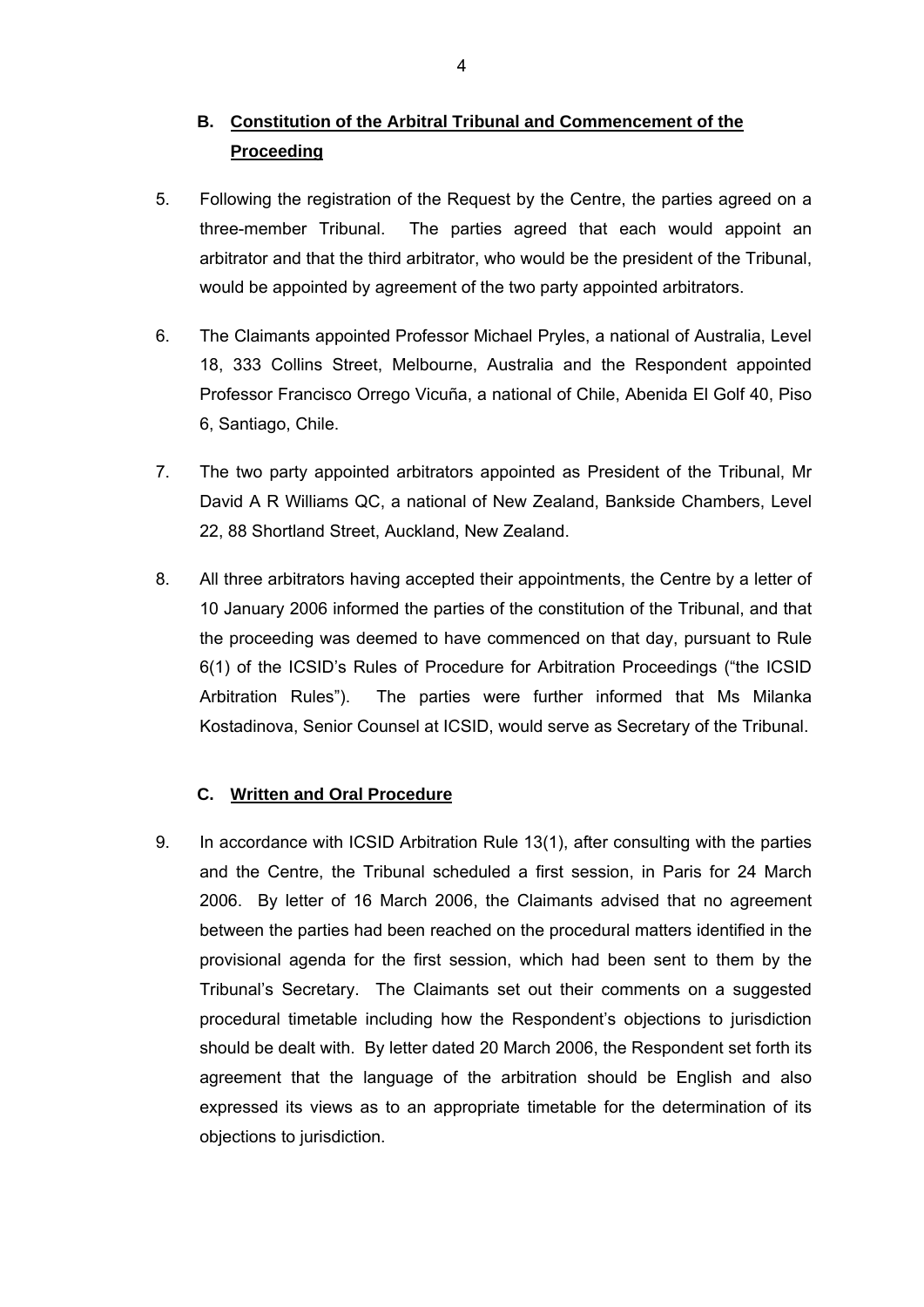### B. Constitution of the Arbitral Tribunal and Commencement of the Proceeding

5. Following the registration of the Request by the Centre, the parties agreed on a three-member Tribunal. The parties agreed that each would appoint an arbitrator and that the third arbitrator, who would be the president of the Tribunal, would be appointed by agreement of the two party appointed arbitrators.

6. The Claimants appointed Professor Michael Pryles, a national of Australia, Level 18, 333 Collins Street, Melbourne, Australia and the Respondent appointed Professor Francisco Orrego Vicuña, a national of Chile, Abenida El Golf 40, Piso 6, Santiago, Chile.

7. The two party appointed arbitrators appointed as President of the Tribunal, Mr David A R Williams QC, a national of New Zealand, Bankside Chambers, Level 22, 88 Shortland Street, Auckland, New Zealand.

8. All three arbitrators having accepted their appointments, the Centre by a letter of 10 January 2006 informed the parties of the constitution of the Tribunal, and that the proceeding was deemed to have commenced on that day, pursuant to Rule 6(1) of the ICSID's Rules of Procedure for Arbitration Proceedings ("the ICSID Arbitration Rules"). The parties were further informed that Ms Milanka Kostadinova, Senior Counsel at ICSID, would serve as Secretary of the Tribunal.

### C. Written and Oral Procedure

9. In accordance with ICSID Arbitration Rule 13(1), after consulting with the parties and the Centre, the Tribunal scheduled a first session, in Paris for 24 March 2006. By letter of 16 March 2006, the Claimants advised that no agreement between the parties had been reached on the procedural matters identified in the provisional agenda for the first session, which had been sent to them by the Tribunal's Secretary. The Claimants set out their comments on a suggested procedural timetable including how the Respondent's objections to jurisdiction should be dealt with. By letter dated 20 March 2006, the Respondent set forth its agreement that the language of the arbitration should be English and also expressed its views as to an appropriate timetable for the determination of its objections to jurisdiction.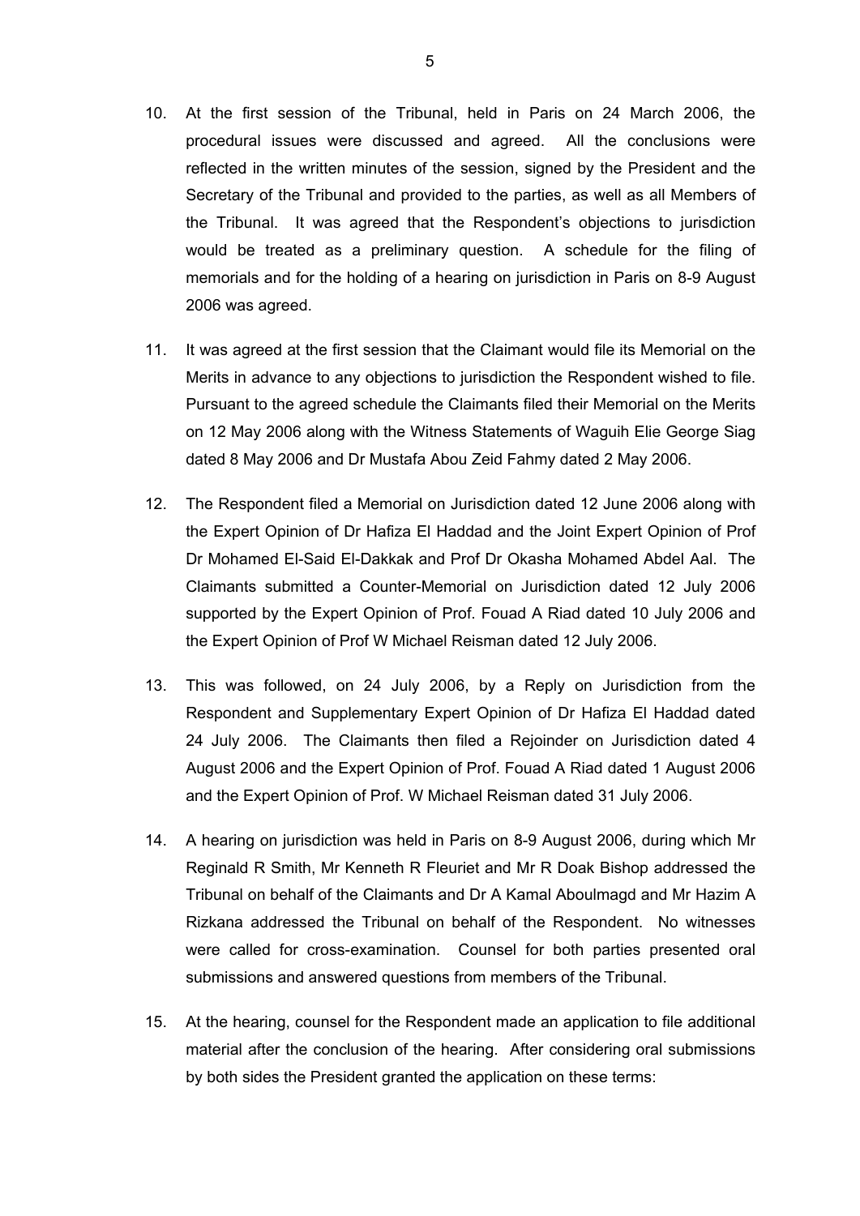10. At the first session of the Tribunal, held in Paris on 24 March 2006, the procedural issues were discussed and agreed. All the conclusions were reflected in the written minutes of the session, signed by the President and the Secretary of the Tribunal and provided to the parties, as well as all Members of the Tribunal. It was agreed that the Respondent's objections to jurisdiction would be treated as a preliminary question. A schedule for the filing of memorials and for the holding of a hearing on jurisdiction in Paris on 8-9 August 2006 was agreed.

11. It was agreed at the first session that the Claimant would file its Memorial on the Merits in advance to any objections to jurisdiction the Respondent wished to file. Pursuant to the agreed schedule the Claimants filed their Memorial on the Merits on 12 May 2006 along with the Witness Statements of Waguih Elie George Siag dated 8 May 2006 and Dr Mustafa Abou Zeid Fahmy dated 2 May 2006.

12. The Respondent filed a Memorial on Jurisdiction dated 12 June 2006 along with the Expert Opinion of Dr Hafiza El Haddad and the Joint Expert Opinion of Prof Dr Mohamed El-Said El-Dakkak and Prof Dr Okasha Mohamed Abdel Aal. The Claimants submitted a Counter-Memorial on Jurisdiction dated 12 July 2006 supported by the Expert Opinion of Prof. Fouad A Riad dated 10 July 2006 and the Expert Opinion of Prof W Michael Reisman dated 12 July 2006.

13. This was followed, on 24 July 2006, by a Reply on Jurisdiction from the Respondent and Supplementary Expert Opinion of Dr Hafiza El Haddad dated 24 July 2006. The Claimants then filed a Rejoinder on Jurisdiction dated 4 August 2006 and the Expert Opinion of Prof. Fouad A Riad dated 1 August 2006 and the Expert Opinion of Prof. W Michael Reisman dated 31 July 2006.

14. A hearing on jurisdiction was held in Paris on 8-9 August 2006, during which Mr Reginald R Smith, Mr Kenneth R Fleuriet and Mr R Doak Bishop addressed the Tribunal on behalf of the Claimants and Dr A Kamal Aboulmagd and Mr Hazim A Rizkana addressed the Tribunal on behalf of the Respondent. No witnesses were called for cross-examination. Counsel for both parties presented oral submissions and answered questions from members of the Tribunal.

15. At the hearing, counsel for the Respondent made an application to file additional material after the conclusion of the hearing. After considering oral submissions by both sides the President granted the application on these terms: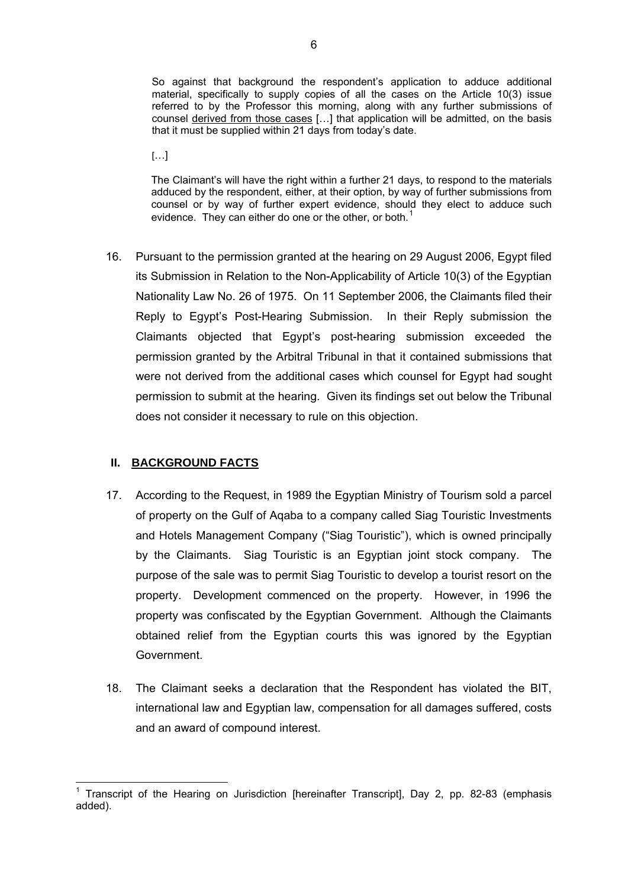> So against that background the respondent's application to adduce additional material, specifically to supply copies of all the cases on the Article 10(3) issue referred to by the Professor this morning, along with any further submissions of counsel <u>derived from those cases</u> […] that application will be admitted, on the basis that it must be supplied within 21 days from today's date.
>
> […]
>
> The Claimant's will have the right within a further 21 days, to respond to the materials adduced by the respondent, either, at their option, by way of further submissions from counsel or by way of further expert evidence, should they elect to adduce such evidence. They can either do one or the other, or both.[1]

16. Pursuant to the permission granted at the hearing on 29 August 2006, Egypt filed its Submission in Relation to the Non-Applicability of Article 10(3) of the Egyptian Nationality Law No. 26 of 1975. On 11 September 2006, the Claimants filed their Reply to Egypt's Post-Hearing Submission. In their Reply submission the Claimants objected that Egypt's post-hearing submission exceeded the permission granted by the Arbitral Tribunal in that it contained submissions that were not derived from the additional cases which counsel for Egypt had sought permission to submit at the hearing. Given its findings set out below the Tribunal does not consider it necessary to rule on this objection.

## II. BACKGROUND FACTS

17. According to the Request, in 1989 the Egyptian Ministry of Tourism sold a parcel of property on the Gulf of Aqaba to a company called Siag Touristic Investments and Hotels Management Company ("Siag Touristic"), which is owned principally by the Claimants. Siag Touristic is an Egyptian joint stock company. The purpose of the sale was to permit Siag Touristic to develop a tourist resort on the property. Development commenced on the property. However, in 1996 the property was confiscated by the Egyptian Government. Although the Claimants obtained relief from the Egyptian courts this was ignored by the Egyptian Government.

18. The Claimant seeks a declaration that the Respondent has violated the BIT, international law and Egyptian law, compensation for all damages suffered, costs and an award of compound interest.

---

[1] Transcript of the Hearing on Jurisdiction [hereinafter Transcript], Day 2, pp. 82-83 (emphasis added).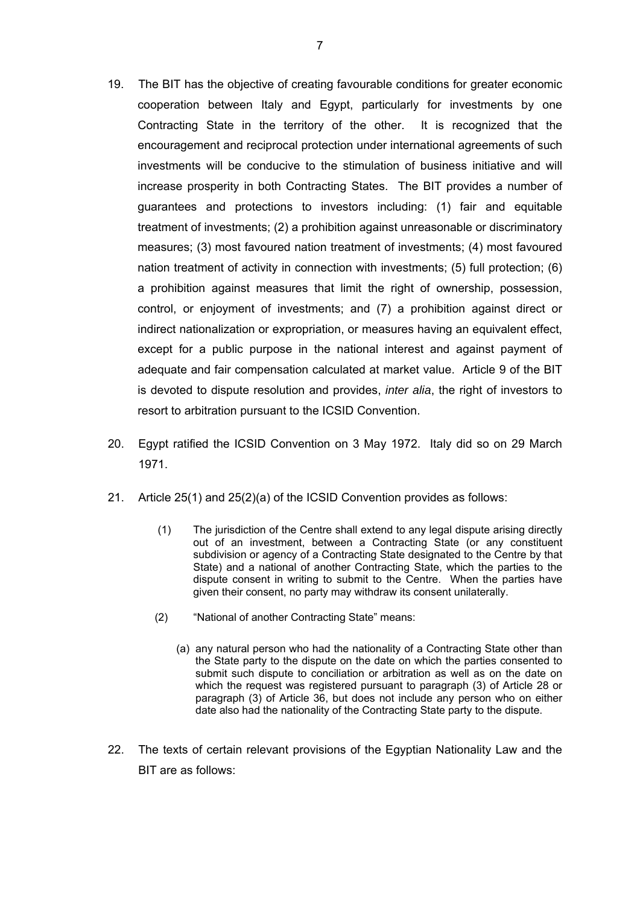19. The BIT has the objective of creating favourable conditions for greater economic cooperation between Italy and Egypt, particularly for investments by one Contracting State in the territory of the other. It is recognized that the encouragement and reciprocal protection under international agreements of such investments will be conducive to the stimulation of business initiative and will increase prosperity in both Contracting States. The BIT provides a number of guarantees and protections to investors including: (1) fair and equitable treatment of investments; (2) a prohibition against unreasonable or discriminatory measures; (3) most favoured nation treatment of investments; (4) most favoured nation treatment of activity in connection with investments; (5) full protection; (6) a prohibition against measures that limit the right of ownership, possession, control, or enjoyment of investments; and (7) a prohibition against direct or indirect nationalization or expropriation, or measures having an equivalent effect, except for a public purpose in the national interest and against payment of adequate and fair compensation calculated at market value. Article 9 of the BIT is devoted to dispute resolution and provides, *inter alia*, the right of investors to resort to arbitration pursuant to the ICSID Convention.

20. Egypt ratified the ICSID Convention on 3 May 1972. Italy did so on 29 March 1971.

21. Article 25(1) and 25(2)(a) of the ICSID Convention provides as follows:

   > (1) The jurisdiction of the Centre shall extend to any legal dispute arising directly out of an investment, between a Contracting State (or any constituent subdivision or agency of a Contracting State designated to the Centre by that State) and a national of another Contracting State, which the parties to the dispute consent in writing to submit to the Centre. When the parties have given their consent, no party may withdraw its consent unilaterally.
   >
   > (2) "National of another Contracting State" means:
   >
   > (a) any natural person who had the nationality of a Contracting State other than the State party to the dispute on the date on which the parties consented to submit such dispute to conciliation or arbitration as well as on the date on which the request was registered pursuant to paragraph (3) of Article 28 or paragraph (3) of Article 36, but does not include any person who on either date also had the nationality of the Contracting State party to the dispute.

22. The texts of certain relevant provisions of the Egyptian Nationality Law and the BIT are as follows: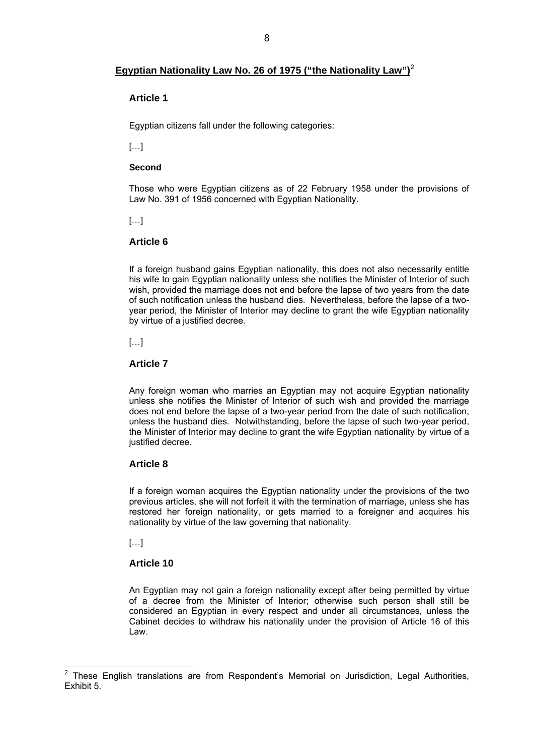## Egyptian Nationality Law No. 26 of 1975 ("the Nationality Law")[2]

### Article 1

Egyptian citizens fall under the following categories:

[…]

**Second**

Those who were Egyptian citizens as of 22 February 1958 under the provisions of Law No. 391 of 1956 concerned with Egyptian Nationality.

[…]

### Article 6

If a foreign husband gains Egyptian nationality, this does not also necessarily entitle his wife to gain Egyptian nationality unless she notifies the Minister of Interior of such wish, provided the marriage does not end before the lapse of two years from the date of such notification unless the husband dies. Nevertheless, before the lapse of a two-year period, the Minister of Interior may decline to grant the wife Egyptian nationality by virtue of a justified decree.

[…]

### Article 7

Any foreign woman who marries an Egyptian may not acquire Egyptian nationality unless she notifies the Minister of Interior of such wish and provided the marriage does not end before the lapse of a two-year period from the date of such notification, unless the husband dies. Notwithstanding, before the lapse of such two-year period, the Minister of Interior may decline to grant the wife Egyptian nationality by virtue of a justified decree.

### Article 8

If a foreign woman acquires the Egyptian nationality under the provisions of the two previous articles, she will not forfeit it with the termination of marriage, unless she has restored her foreign nationality, or gets married to a foreigner and acquires his nationality by virtue of the law governing that nationality.

[…]

### Article 10

An Egyptian may not gain a foreign nationality except after being permitted by virtue of a decree from the Minister of Interior; otherwise such person shall still be considered an Egyptian in every respect and under all circumstances, unless the Cabinet decides to withdraw his nationality under the provision of Article 16 of this Law.

---

[2] These English translations are from Respondent's Memorial on Jurisdiction, Legal Authorities, Exhibit 5.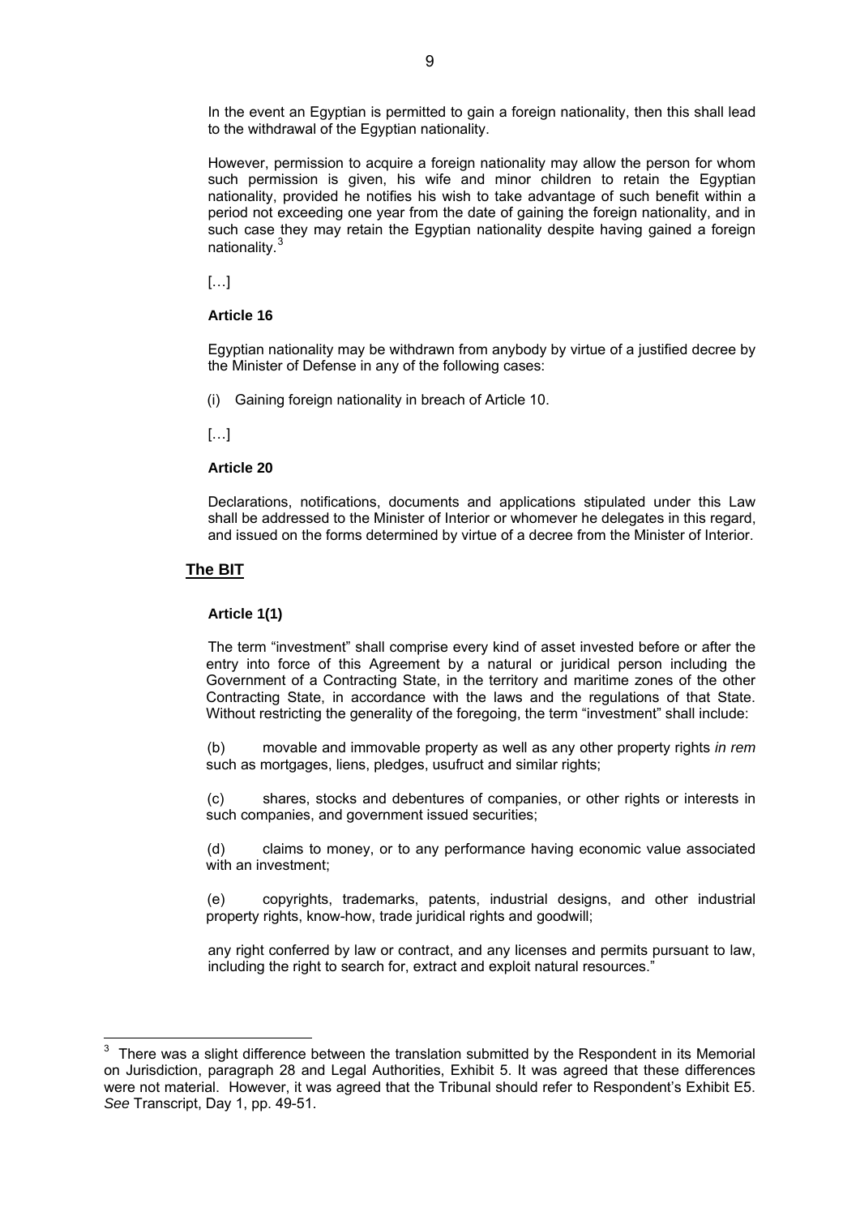In the event an Egyptian is permitted to gain a foreign nationality, then this shall lead to the withdrawal of the Egyptian nationality.

However, permission to acquire a foreign nationality may allow the person for whom such permission is given, his wife and minor children to retain the Egyptian nationality, provided he notifies his wish to take advantage of such benefit within a period not exceeding one year from the date of gaining the foreign nationality, and in such case they may retain the Egyptian nationality despite having gained a foreign nationality.[3]

[…]

**Article 16**

Egyptian nationality may be withdrawn from anybody by virtue of a justified decree by the Minister of Defense in any of the following cases:

(i) Gaining foreign nationality in breach of Article 10.

[…]

**Article 20**

Declarations, notifications, documents and applications stipulated under this Law shall be addressed to the Minister of Interior or whomever he delegates in this regard, and issued on the forms determined by virtue of a decree from the Minister of Interior.

## The BIT

**Article 1(1)**

The term "investment" shall comprise every kind of asset invested before or after the entry into force of this Agreement by a natural or juridical person including the Government of a Contracting State, in the territory and maritime zones of the other Contracting State, in accordance with the laws and the regulations of that State. Without restricting the generality of the foregoing, the term "investment" shall include:

(b) movable and immovable property as well as any other property rights *in rem* such as mortgages, liens, pledges, usufruct and similar rights;

(c) shares, stocks and debentures of companies, or other rights or interests in such companies, and government issued securities;

(d) claims to money, or to any performance having economic value associated with an investment;

(e) copyrights, trademarks, patents, industrial designs, and other industrial property rights, know-how, trade juridical rights and goodwill;

any right conferred by law or contract, and any licenses and permits pursuant to law, including the right to search for, extract and exploit natural resources."

---

[3] There was a slight difference between the translation submitted by the Respondent in its Memorial on Jurisdiction, paragraph 28 and Legal Authorities, Exhibit 5. It was agreed that these differences were not material. However, it was agreed that the Tribunal should refer to Respondent's Exhibit E5. *See* Transcript, Day 1, pp. 49-51.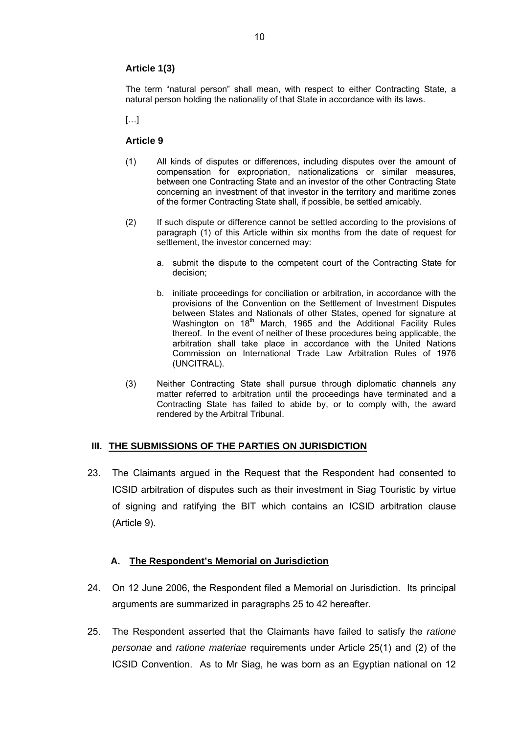**Article 1(3)**

The term “natural person” shall mean, with respect to either Contracting State, a natural person holding the nationality of that State in accordance with its laws.

[…]

**Article 9**

(1) All kinds of disputes or differences, including disputes over the amount of compensation for expropriation, nationalizations or similar measures, between one Contracting State and an investor of the other Contracting State concerning an investment of that investor in the territory and maritime zones of the former Contracting State shall, if possible, be settled amicably.

(2) If such dispute or difference cannot be settled according to the provisions of paragraph (1) of this Article within six months from the date of request for settlement, the investor concerned may:

a. submit the dispute to the competent court of the Contracting State for decision;

b. initiate proceedings for conciliation or arbitration, in accordance with the provisions of the Convention on the Settlement of Investment Disputes between States and Nationals of other States, opened for signature at Washington on 18th March, 1965 and the Additional Facility Rules thereof. In the event of neither of these procedures being applicable, the arbitration shall take place in accordance with the United Nations Commission on International Trade Law Arbitration Rules of 1976 (UNCITRAL).

(3) Neither Contracting State shall pursue through diplomatic channels any matter referred to arbitration until the proceedings have terminated and a Contracting State has failed to abide by, or to comply with, the award rendered by the Arbitral Tribunal.

## III. THE SUBMISSIONS OF THE PARTIES ON JURISDICTION

23. The Claimants argued in the Request that the Respondent had consented to ICSID arbitration of disputes such as their investment in Siag Touristic by virtue of signing and ratifying the BIT which contains an ICSID arbitration clause (Article 9).

### A. The Respondent’s Memorial on Jurisdiction

24. On 12 June 2006, the Respondent filed a Memorial on Jurisdiction. Its principal arguments are summarized in paragraphs 25 to 42 hereafter.

25. The Respondent asserted that the Claimants have failed to satisfy the *ratione personae* and *ratione materiae* requirements under Article 25(1) and (2) of the ICSID Convention. As to Mr Siag, he was born as an Egyptian national on 12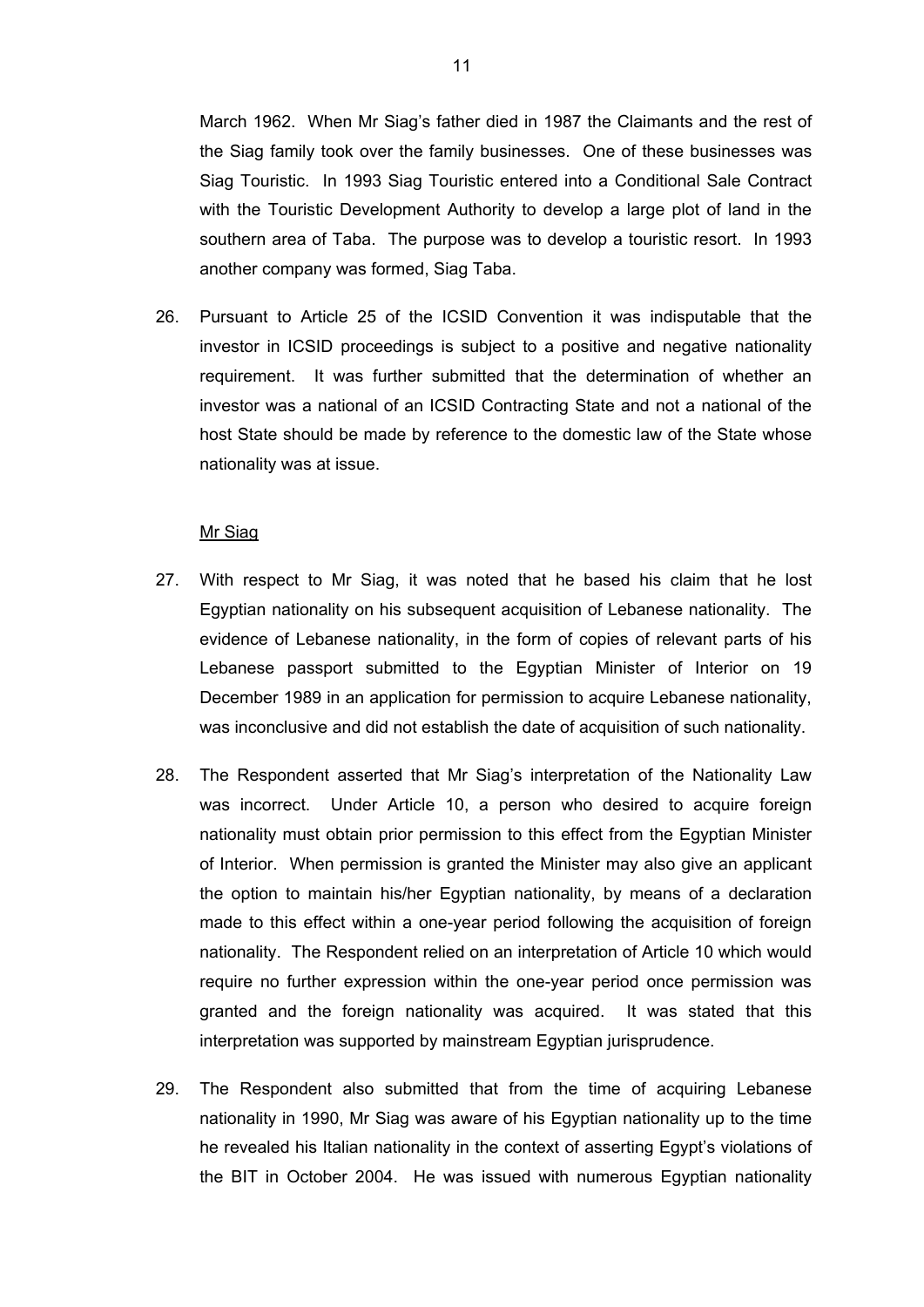March 1962. When Mr Siag's father died in 1987 the Claimants and the rest of the Siag family took over the family businesses. One of these businesses was Siag Touristic. In 1993 Siag Touristic entered into a Conditional Sale Contract with the Touristic Development Authority to develop a large plot of land in the southern area of Taba. The purpose was to develop a touristic resort. In 1993 another company was formed, Siag Taba.

26. Pursuant to Article 25 of the ICSID Convention it was indisputable that the investor in ICSID proceedings is subject to a positive and negative nationality requirement. It was further submitted that the determination of whether an investor was a national of an ICSID Contracting State and not a national of the host State should be made by reference to the domestic law of the State whose nationality was at issue.

<u>Mr Siag</u>

27. With respect to Mr Siag, it was noted that he based his claim that he lost Egyptian nationality on his subsequent acquisition of Lebanese nationality. The evidence of Lebanese nationality, in the form of copies of relevant parts of his Lebanese passport submitted to the Egyptian Minister of Interior on 19 December 1989 in an application for permission to acquire Lebanese nationality, was inconclusive and did not establish the date of acquisition of such nationality.

28. The Respondent asserted that Mr Siag's interpretation of the Nationality Law was incorrect. Under Article 10, a person who desired to acquire foreign nationality must obtain prior permission to this effect from the Egyptian Minister of Interior. When permission is granted the Minister may also give an applicant the option to maintain his/her Egyptian nationality, by means of a declaration made to this effect within a one-year period following the acquisition of foreign nationality. The Respondent relied on an interpretation of Article 10 which would require no further expression within the one-year period once permission was granted and the foreign nationality was acquired. It was stated that this interpretation was supported by mainstream Egyptian jurisprudence.

29. The Respondent also submitted that from the time of acquiring Lebanese nationality in 1990, Mr Siag was aware of his Egyptian nationality up to the time he revealed his Italian nationality in the context of asserting Egypt's violations of the BIT in October 2004. He was issued with numerous Egyptian nationality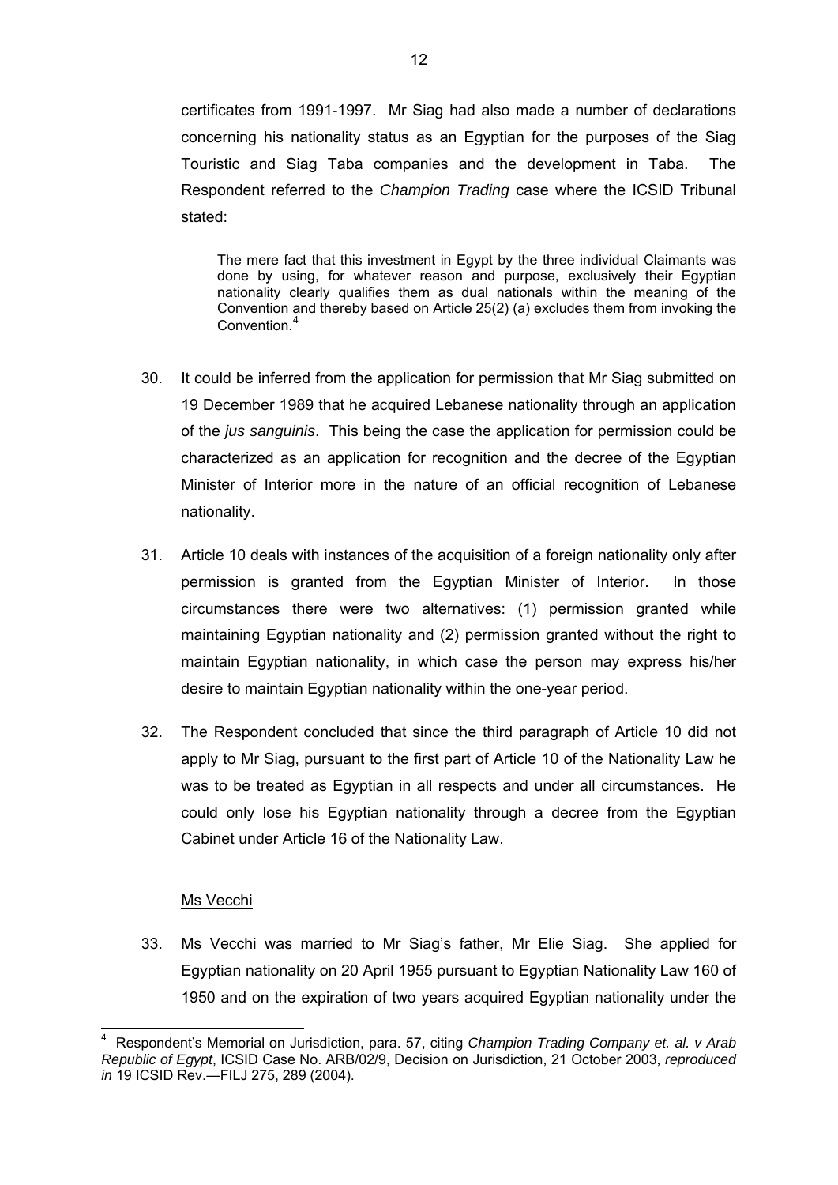certificates from 1991-1997. Mr Siag had also made a number of declarations concerning his nationality status as an Egyptian for the purposes of the Siag Touristic and Siag Taba companies and the development in Taba. The Respondent referred to the *Champion Trading* case where the ICSID Tribunal stated:

> The mere fact that this investment in Egypt by the three individual Claimants was done by using, for whatever reason and purpose, exclusively their Egyptian nationality clearly qualifies them as dual nationals within the meaning of the Convention and thereby based on Article 25(2) (a) excludes them from invoking the Convention.[4]

30. It could be inferred from the application for permission that Mr Siag submitted on 19 December 1989 that he acquired Lebanese nationality through an application of the *jus sanguinis*. This being the case the application for permission could be characterized as an application for recognition and the decree of the Egyptian Minister of Interior more in the nature of an official recognition of Lebanese nationality.

31. Article 10 deals with instances of the acquisition of a foreign nationality only after permission is granted from the Egyptian Minister of Interior. In those circumstances there were two alternatives: (1) permission granted while maintaining Egyptian nationality and (2) permission granted without the right to maintain Egyptian nationality, in which case the person may express his/her desire to maintain Egyptian nationality within the one-year period.

32. The Respondent concluded that since the third paragraph of Article 10 did not apply to Mr Siag, pursuant to the first part of Article 10 of the Nationality Law he was to be treated as Egyptian in all respects and under all circumstances. He could only lose his Egyptian nationality through a decree from the Egyptian Cabinet under Article 16 of the Nationality Law.

<u>Ms Vecchi</u>

33. Ms Vecchi was married to Mr Siag's father, Mr Elie Siag. She applied for Egyptian nationality on 20 April 1955 pursuant to Egyptian Nationality Law 160 of 1950 and on the expiration of two years acquired Egyptian nationality under the

---

[4] Respondent's Memorial on Jurisdiction, para. 57, citing *Champion Trading Company et. al. v Arab Republic of Egypt*, ICSID Case No. ARB/02/9, Decision on Jurisdiction, 21 October 2003, *reproduced in* 19 ICSID Rev.—FILJ 275, 289 (2004).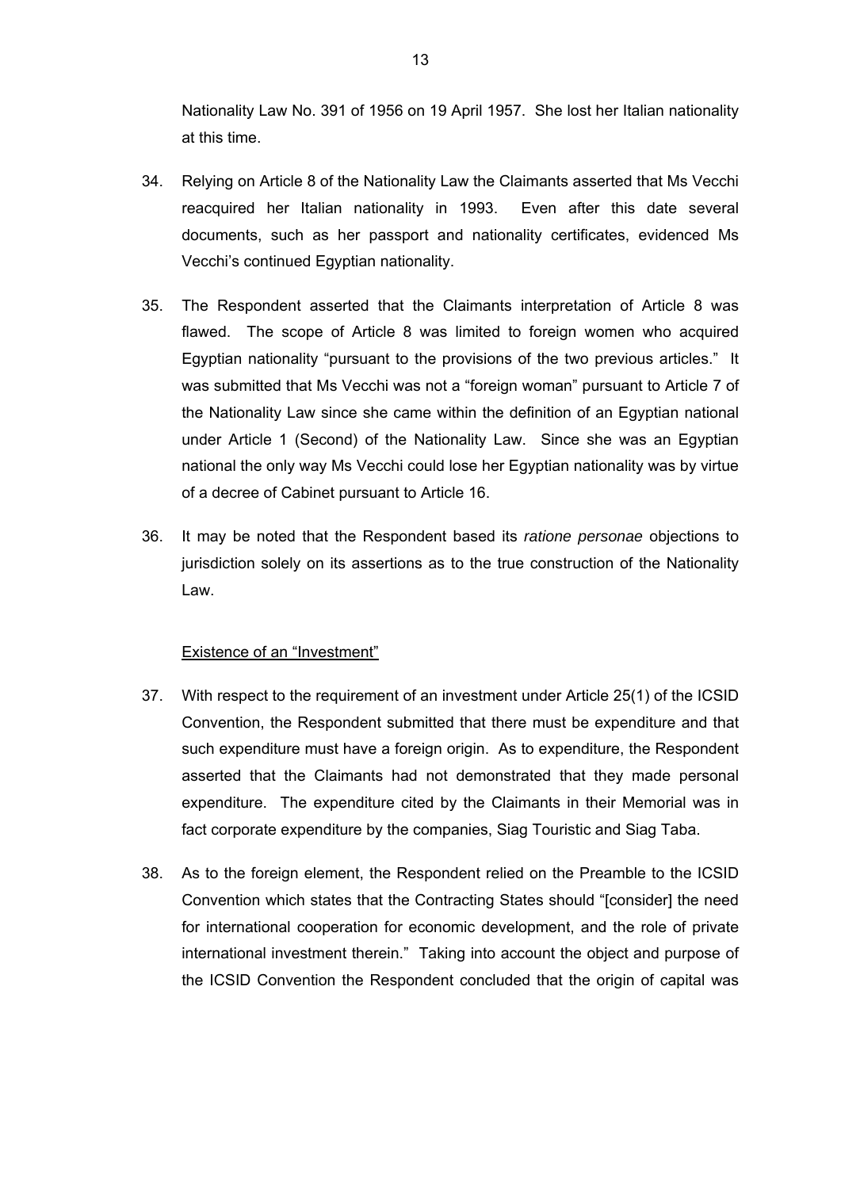Nationality Law No. 391 of 1956 on 19 April 1957. She lost her Italian nationality at this time.

34. Relying on Article 8 of the Nationality Law the Claimants asserted that Ms Vecchi reacquired her Italian nationality in 1993. Even after this date several documents, such as her passport and nationality certificates, evidenced Ms Vecchi's continued Egyptian nationality.

35. The Respondent asserted that the Claimants interpretation of Article 8 was flawed. The scope of Article 8 was limited to foreign women who acquired Egyptian nationality "pursuant to the provisions of the two previous articles." It was submitted that Ms Vecchi was not a "foreign woman" pursuant to Article 7 of the Nationality Law since she came within the definition of an Egyptian national under Article 1 (Second) of the Nationality Law. Since she was an Egyptian national the only way Ms Vecchi could lose her Egyptian nationality was by virtue of a decree of Cabinet pursuant to Article 16.

36. It may be noted that the Respondent based its *ratione personae* objections to jurisdiction solely on its assertions as to the true construction of the Nationality Law.

<u>Existence of an "Investment"</u>

37. With respect to the requirement of an investment under Article 25(1) of the ICSID Convention, the Respondent submitted that there must be expenditure and that such expenditure must have a foreign origin. As to expenditure, the Respondent asserted that the Claimants had not demonstrated that they made personal expenditure. The expenditure cited by the Claimants in their Memorial was in fact corporate expenditure by the companies, Siag Touristic and Siag Taba.

38. As to the foreign element, the Respondent relied on the Preamble to the ICSID Convention which states that the Contracting States should "[consider] the need for international cooperation for economic development, and the role of private international investment therein." Taking into account the object and purpose of the ICSID Convention the Respondent concluded that the origin of capital was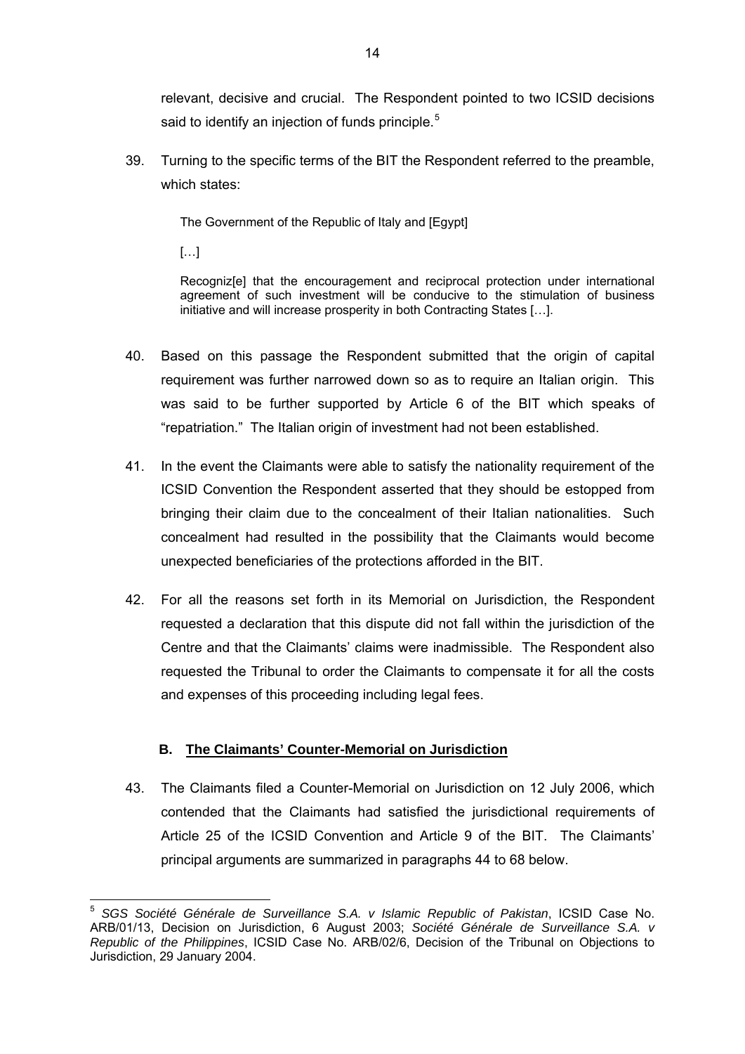relevant, decisive and crucial. The Respondent pointed to two ICSID decisions said to identify an injection of funds principle.[5]

39. Turning to the specific terms of the BIT the Respondent referred to the preamble, which states:

> The Government of the Republic of Italy and [Egypt]
>
> […]
>
> Recogniz[e] that the encouragement and reciprocal protection under international agreement of such investment will be conducive to the stimulation of business initiative and will increase prosperity in both Contracting States […].

40. Based on this passage the Respondent submitted that the origin of capital requirement was further narrowed down so as to require an Italian origin. This was said to be further supported by Article 6 of the BIT which speaks of "repatriation." The Italian origin of investment had not been established.

41. In the event the Claimants were able to satisfy the nationality requirement of the ICSID Convention the Respondent asserted that they should be estopped from bringing their claim due to the concealment of their Italian nationalities. Such concealment had resulted in the possibility that the Claimants would become unexpected beneficiaries of the protections afforded in the BIT.

42. For all the reasons set forth in its Memorial on Jurisdiction, the Respondent requested a declaration that this dispute did not fall within the jurisdiction of the Centre and that the Claimants' claims were inadmissible. The Respondent also requested the Tribunal to order the Claimants to compensate it for all the costs and expenses of this proceeding including legal fees.

### B. The Claimants' Counter-Memorial on Jurisdiction

43. The Claimants filed a Counter-Memorial on Jurisdiction on 12 July 2006, which contended that the Claimants had satisfied the jurisdictional requirements of Article 25 of the ICSID Convention and Article 9 of the BIT. The Claimants' principal arguments are summarized in paragraphs 44 to 68 below.

---

[5] *SGS Société Générale de Surveillance S.A. v Islamic Republic of Pakistan*, ICSID Case No. ARB/01/13, Decision on Jurisdiction, 6 August 2003; *Société Générale de Surveillance S.A. v Republic of the Philippines*, ICSID Case No. ARB/02/6, Decision of the Tribunal on Objections to Jurisdiction, 29 January 2004.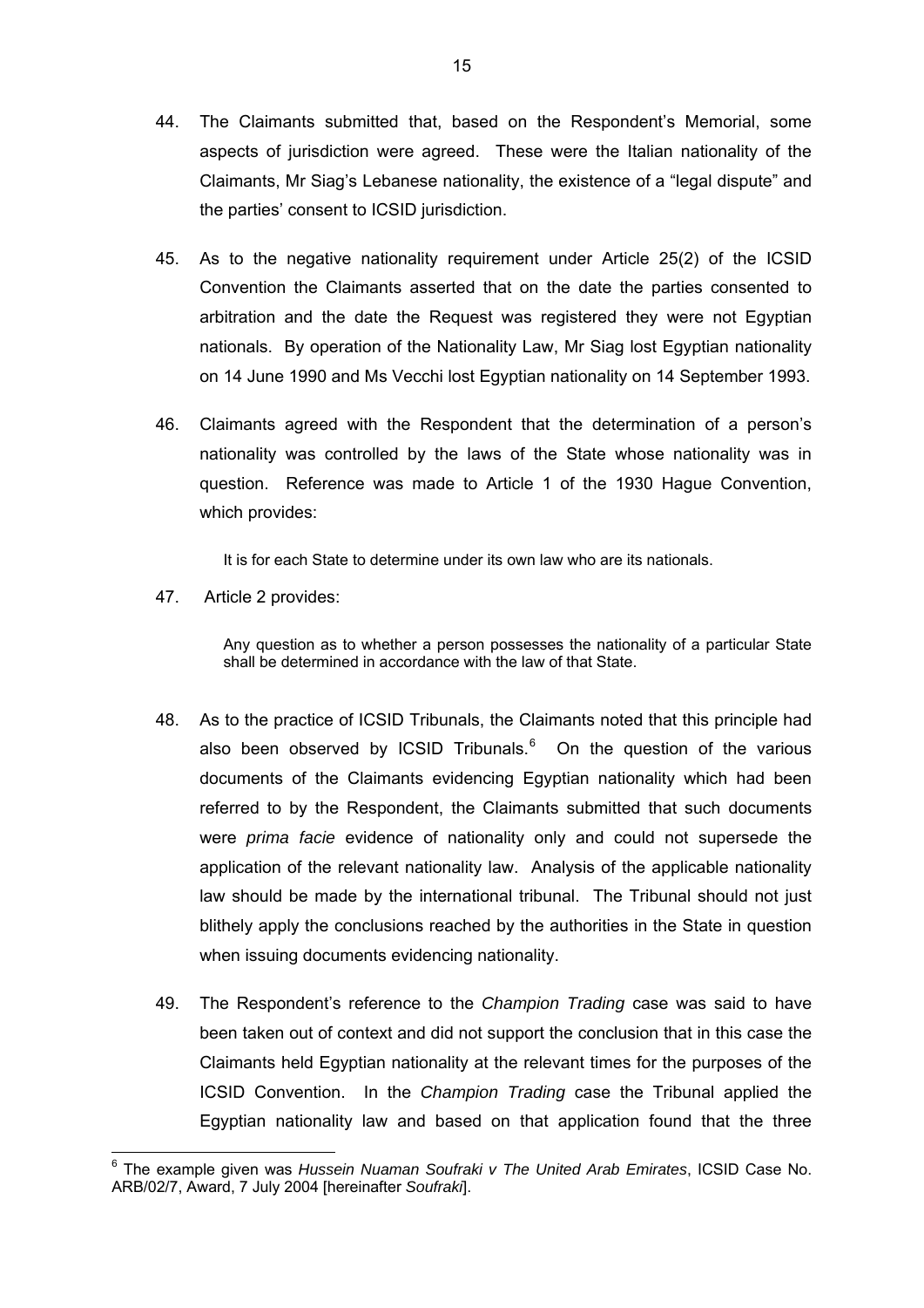44. The Claimants submitted that, based on the Respondent's Memorial, some aspects of jurisdiction were agreed. These were the Italian nationality of the Claimants, Mr Siag's Lebanese nationality, the existence of a "legal dispute" and the parties' consent to ICSID jurisdiction.

45. As to the negative nationality requirement under Article 25(2) of the ICSID Convention the Claimants asserted that on the date the parties consented to arbitration and the date the Request was registered they were not Egyptian nationals. By operation of the Nationality Law, Mr Siag lost Egyptian nationality on 14 June 1990 and Ms Vecchi lost Egyptian nationality on 14 September 1993.

46. Claimants agreed with the Respondent that the determination of a person's nationality was controlled by the laws of the State whose nationality was in question. Reference was made to Article 1 of the 1930 Hague Convention, which provides:

> It is for each State to determine under its own law who are its nationals.

47. Article 2 provides:

> Any question as to whether a person possesses the nationality of a particular State shall be determined in accordance with the law of that State.

48. As to the practice of ICSID Tribunals, the Claimants noted that this principle had also been observed by ICSID Tribunals.[6] On the question of the various documents of the Claimants evidencing Egyptian nationality which had been referred to by the Respondent, the Claimants submitted that such documents were *prima facie* evidence of nationality only and could not supersede the application of the relevant nationality law. Analysis of the applicable nationality law should be made by the international tribunal. The Tribunal should not just blithely apply the conclusions reached by the authorities in the State in question when issuing documents evidencing nationality.

49. The Respondent's reference to the *Champion Trading* case was said to have been taken out of context and did not support the conclusion that in this case the Claimants held Egyptian nationality at the relevant times for the purposes of the ICSID Convention. In the *Champion Trading* case the Tribunal applied the Egyptian nationality law and based on that application found that the three

---

[6] The example given was *Hussein Nuaman Soufraki v The United Arab Emirates*, ICSID Case No. ARB/02/7, Award, 7 July 2004 [hereinafter *Soufraki*].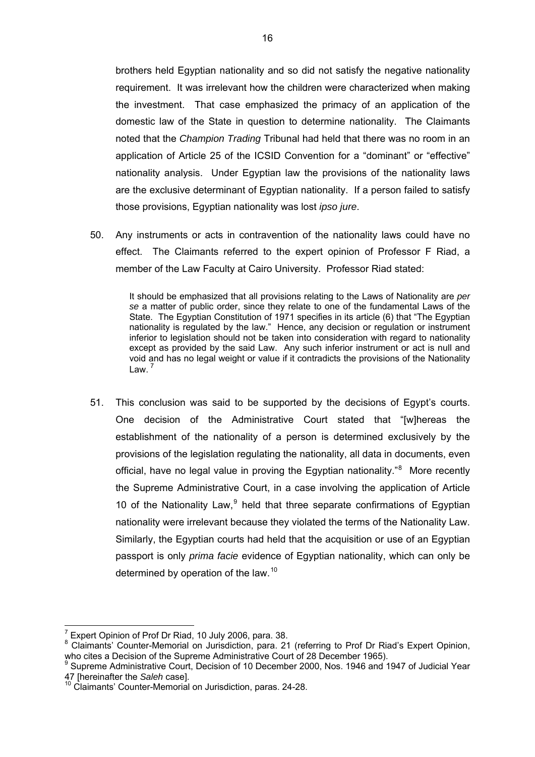brothers held Egyptian nationality and so did not satisfy the negative nationality requirement. It was irrelevant how the children were characterized when making the investment. That case emphasized the primacy of an application of the domestic law of the State in question to determine nationality. The Claimants noted that the *Champion Trading* Tribunal had held that there was no room in an application of Article 25 of the ICSID Convention for a "dominant" or "effective" nationality analysis. Under Egyptian law the provisions of the nationality laws are the exclusive determinant of Egyptian nationality. If a person failed to satisfy those provisions, Egyptian nationality was lost *ipso jure*.

50. Any instruments or acts in contravention of the nationality laws could have no effect. The Claimants referred to the expert opinion of Professor F Riad, a member of the Law Faculty at Cairo University. Professor Riad stated:

> It should be emphasized that all provisions relating to the Laws of Nationality are *per se* a matter of public order, since they relate to one of the fundamental Laws of the State. The Egyptian Constitution of 1971 specifies in its article (6) that "The Egyptian nationality is regulated by the law." Hence, any decision or regulation or instrument inferior to legislation should not be taken into consideration with regard to nationality except as provided by the said Law. Any such inferior instrument or act is null and void and has no legal weight or value if it contradicts the provisions of the Nationality Law. [7]

51. This conclusion was said to be supported by the decisions of Egypt's courts. One decision of the Administrative Court stated that "[w]hereas the establishment of the nationality of a person is determined exclusively by the provisions of the legislation regulating the nationality, all data in documents, even official, have no legal value in proving the Egyptian nationality."[8] More recently the Supreme Administrative Court, in a case involving the application of Article 10 of the Nationality Law,[9] held that three separate confirmations of Egyptian nationality were irrelevant because they violated the terms of the Nationality Law. Similarly, the Egyptian courts had held that the acquisition or use of an Egyptian passport is only *prima facie* evidence of Egyptian nationality, which can only be determined by operation of the law.[10]

---

[7] Expert Opinion of Prof Dr Riad, 10 July 2006, para. 38.

[8] Claimants' Counter-Memorial on Jurisdiction, para. 21 (referring to Prof Dr Riad's Expert Opinion, who cites a Decision of the Supreme Administrative Court of 28 December 1965).

[9] Supreme Administrative Court, Decision of 10 December 2000, Nos. 1946 and 1947 of Judicial Year 47 [hereinafter the *Saleh* case].

[10] Claimants' Counter-Memorial on Jurisdiction, paras. 24-28.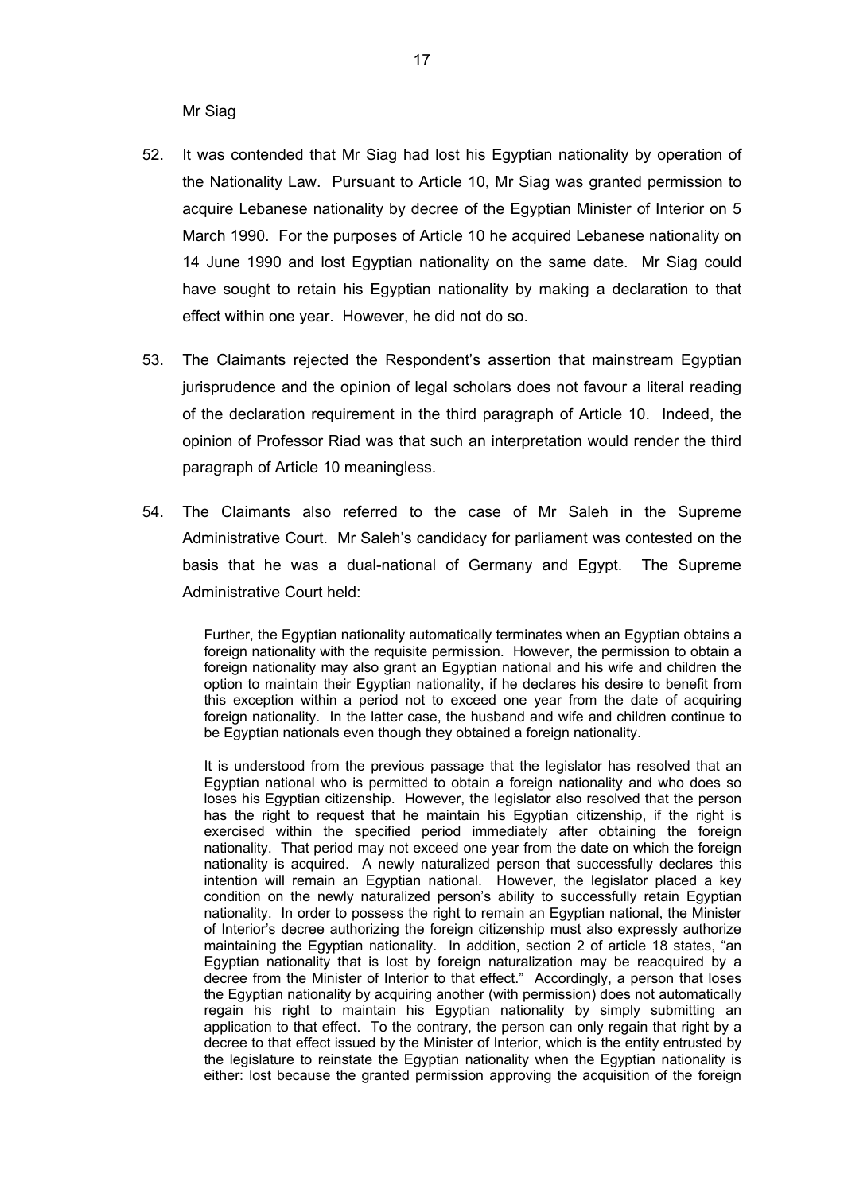Mr Siag

52. It was contended that Mr Siag had lost his Egyptian nationality by operation of the Nationality Law. Pursuant to Article 10, Mr Siag was granted permission to acquire Lebanese nationality by decree of the Egyptian Minister of Interior on 5 March 1990. For the purposes of Article 10 he acquired Lebanese nationality on 14 June 1990 and lost Egyptian nationality on the same date. Mr Siag could have sought to retain his Egyptian nationality by making a declaration to that effect within one year. However, he did not do so.

53. The Claimants rejected the Respondent's assertion that mainstream Egyptian jurisprudence and the opinion of legal scholars does not favour a literal reading of the declaration requirement in the third paragraph of Article 10. Indeed, the opinion of Professor Riad was that such an interpretation would render the third paragraph of Article 10 meaningless.

54. The Claimants also referred to the case of Mr Saleh in the Supreme Administrative Court. Mr Saleh's candidacy for parliament was contested on the basis that he was a dual-national of Germany and Egypt. The Supreme Administrative Court held:

> Further, the Egyptian nationality automatically terminates when an Egyptian obtains a foreign nationality with the requisite permission. However, the permission to obtain a foreign nationality may also grant an Egyptian national and his wife and children the option to maintain their Egyptian nationality, if he declares his desire to benefit from this exception within a period not to exceed one year from the date of acquiring foreign nationality. In the latter case, the husband and wife and children continue to be Egyptian nationals even though they obtained a foreign nationality.
>
> It is understood from the previous passage that the legislator has resolved that an Egyptian national who is permitted to obtain a foreign nationality and who does so loses his Egyptian citizenship. However, the legislator also resolved that the person has the right to request that he maintain his Egyptian citizenship, if the right is exercised within the specified period immediately after obtaining the foreign nationality. That period may not exceed one year from the date on which the foreign nationality is acquired. A newly naturalized person that successfully declares this intention will remain an Egyptian national. However, the legislator placed a key condition on the newly naturalized person's ability to successfully retain Egyptian nationality. In order to possess the right to remain an Egyptian national, the Minister of Interior's decree authorizing the foreign citizenship must also expressly authorize maintaining the Egyptian nationality. In addition, section 2 of article 18 states, "an Egyptian nationality that is lost by foreign naturalization may be reacquired by a decree from the Minister of Interior to that effect." Accordingly, a person that loses the Egyptian nationality by acquiring another (with permission) does not automatically regain his right to maintain his Egyptian nationality by simply submitting an application to that effect. To the contrary, the person can only regain that right by a decree to that effect issued by the Minister of Interior, which is the entity entrusted by the legislature to reinstate the Egyptian nationality when the Egyptian nationality is either: lost because the granted permission approving the acquisition of the foreign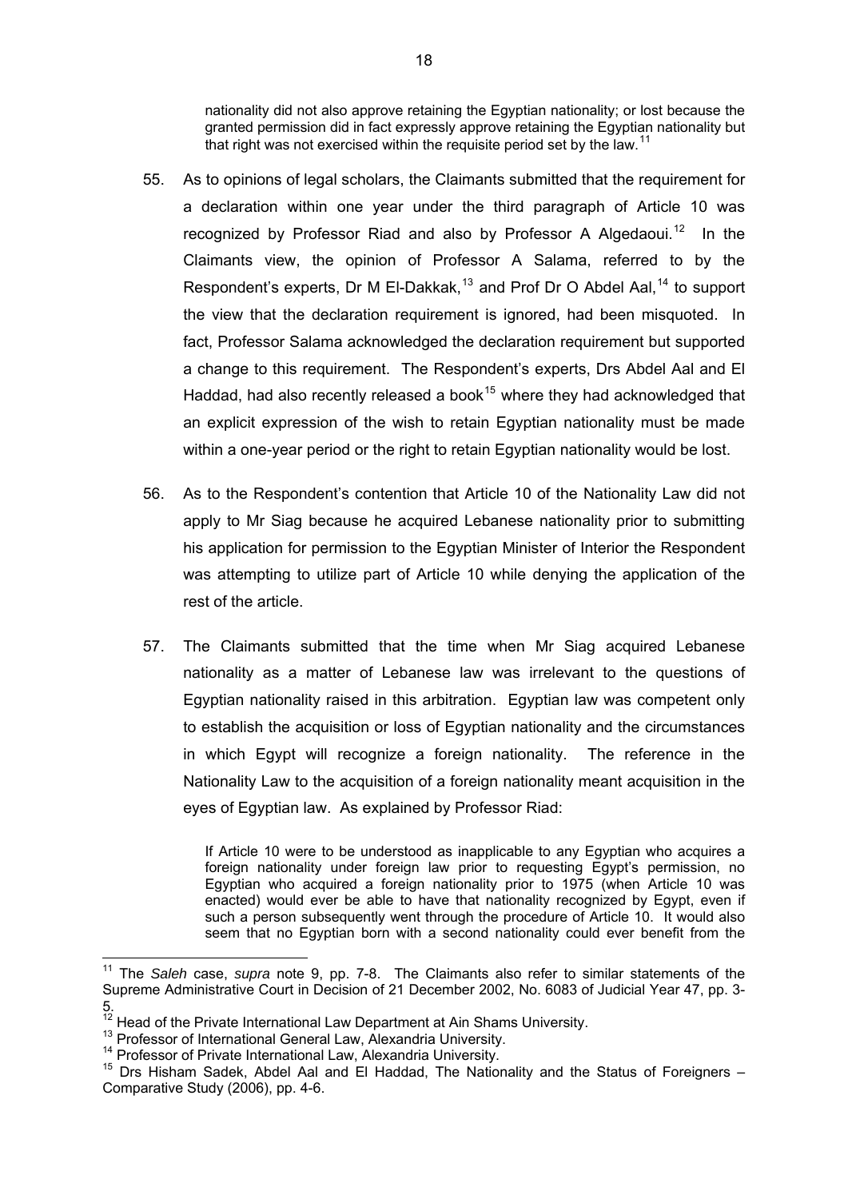> nationality did not also approve retaining the Egyptian nationality; or lost because the granted permission did in fact expressly approve retaining the Egyptian nationality but that right was not exercised within the requisite period set by the law.[11]

55. As to opinions of legal scholars, the Claimants submitted that the requirement for a declaration within one year under the third paragraph of Article 10 was recognized by Professor Riad and also by Professor A Algedaoui.[12] In the Claimants view, the opinion of Professor A Salama, referred to by the Respondent's experts, Dr M El-Dakkak,[13] and Prof Dr O Abdel Aal,[14] to support the view that the declaration requirement is ignored, had been misquoted. In fact, Professor Salama acknowledged the declaration requirement but supported a change to this requirement. The Respondent's experts, Drs Abdel Aal and El Haddad, had also recently released a book[15] where they had acknowledged that an explicit expression of the wish to retain Egyptian nationality must be made within a one-year period or the right to retain Egyptian nationality would be lost.

56. As to the Respondent's contention that Article 10 of the Nationality Law did not apply to Mr Siag because he acquired Lebanese nationality prior to submitting his application for permission to the Egyptian Minister of Interior the Respondent was attempting to utilize part of Article 10 while denying the application of the rest of the article.

57. The Claimants submitted that the time when Mr Siag acquired Lebanese nationality as a matter of Lebanese law was irrelevant to the questions of Egyptian nationality raised in this arbitration. Egyptian law was competent only to establish the acquisition or loss of Egyptian nationality and the circumstances in which Egypt will recognize a foreign nationality. The reference in the Nationality Law to the acquisition of a foreign nationality meant acquisition in the eyes of Egyptian law. As explained by Professor Riad:

> If Article 10 were to be understood as inapplicable to any Egyptian who acquires a foreign nationality under foreign law prior to requesting Egypt's permission, no Egyptian who acquired a foreign nationality prior to 1975 (when Article 10 was enacted) would ever be able to have that nationality recognized by Egypt, even if such a person subsequently went through the procedure of Article 10. It would also seem that no Egyptian born with a second nationality could ever benefit from the

---

[11] The *Saleh* case, *supra* note 9, pp. 7-8. The Claimants also refer to similar statements of the Supreme Administrative Court in Decision of 21 December 2002, No. 6083 of Judicial Year 47, pp. 3-5.

[12] Head of the Private International Law Department at Ain Shams University.

[13] Professor of International General Law, Alexandria University.

[14] Professor of Private International Law, Alexandria University.

[15] Drs Hisham Sadek, Abdel Aal and El Haddad, The Nationality and the Status of Foreigners – Comparative Study (2006), pp. 4-6.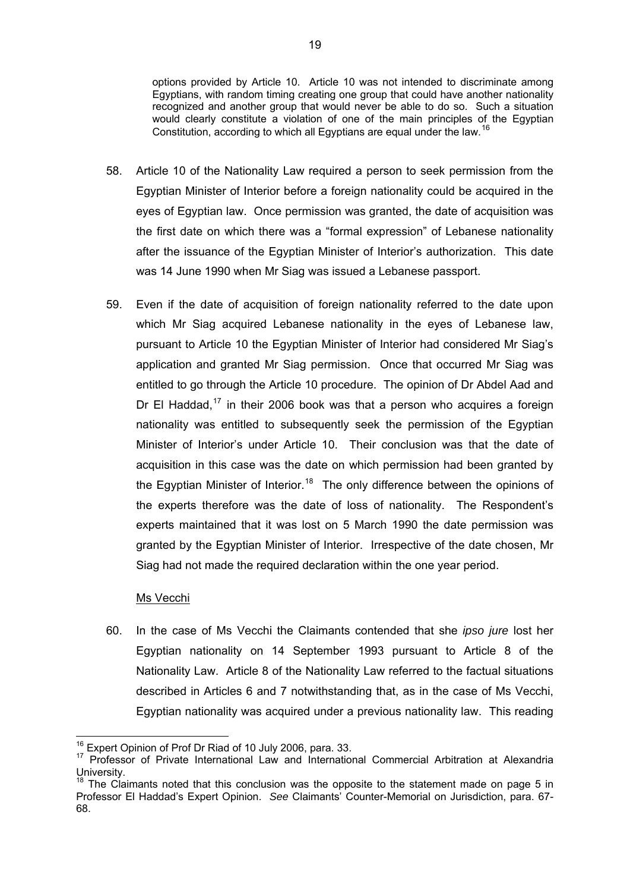> options provided by Article 10. Article 10 was not intended to discriminate among Egyptians, with random timing creating one group that could have another nationality recognized and another group that would never be able to do so. Such a situation would clearly constitute a violation of one of the main principles of the Egyptian Constitution, according to which all Egyptians are equal under the law.[16]

58. Article 10 of the Nationality Law required a person to seek permission from the Egyptian Minister of Interior before a foreign nationality could be acquired in the eyes of Egyptian law. Once permission was granted, the date of acquisition was the first date on which there was a "formal expression" of Lebanese nationality after the issuance of the Egyptian Minister of Interior's authorization. This date was 14 June 1990 when Mr Siag was issued a Lebanese passport.

59. Even if the date of acquisition of foreign nationality referred to the date upon which Mr Siag acquired Lebanese nationality in the eyes of Lebanese law, pursuant to Article 10 the Egyptian Minister of Interior had considered Mr Siag's application and granted Mr Siag permission. Once that occurred Mr Siag was entitled to go through the Article 10 procedure. The opinion of Dr Abdel Aad and Dr El Haddad,[17] in their 2006 book was that a person who acquires a foreign nationality was entitled to subsequently seek the permission of the Egyptian Minister of Interior's under Article 10. Their conclusion was that the date of acquisition in this case was the date on which permission had been granted by the Egyptian Minister of Interior.[18] The only difference between the opinions of the experts therefore was the date of loss of nationality. The Respondent's experts maintained that it was lost on 5 March 1990 the date permission was granted by the Egyptian Minister of Interior. Irrespective of the date chosen, Mr Siag had not made the required declaration within the one year period.

Ms Vecchi

60. In the case of Ms Vecchi the Claimants contended that she *ipso jure* lost her Egyptian nationality on 14 September 1993 pursuant to Article 8 of the Nationality Law. Article 8 of the Nationality Law referred to the factual situations described in Articles 6 and 7 notwithstanding that, as in the case of Ms Vecchi, Egyptian nationality was acquired under a previous nationality law. This reading

---

[16] Expert Opinion of Prof Dr Riad of 10 July 2006, para. 33.

[17] Professor of Private International Law and International Commercial Arbitration at Alexandria University.

[18] The Claimants noted that this conclusion was the opposite to the statement made on page 5 in Professor El Haddad's Expert Opinion. *See* Claimants' Counter-Memorial on Jurisdiction, para. 67-68.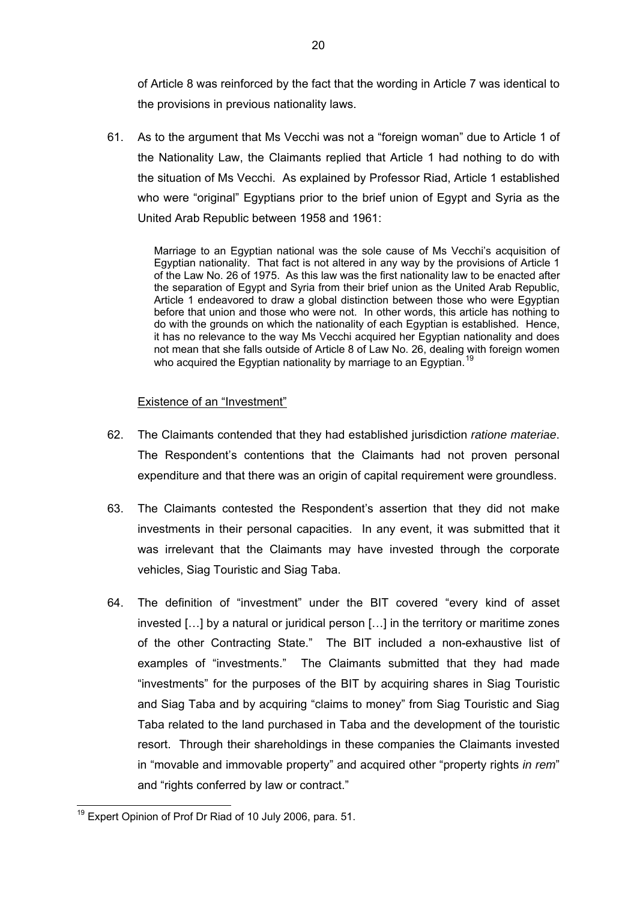of Article 8 was reinforced by the fact that the wording in Article 7 was identical to the provisions in previous nationality laws.

61. As to the argument that Ms Vecchi was not a "foreign woman" due to Article 1 of the Nationality Law, the Claimants replied that Article 1 had nothing to do with the situation of Ms Vecchi. As explained by Professor Riad, Article 1 established who were "original" Egyptians prior to the brief union of Egypt and Syria as the United Arab Republic between 1958 and 1961:

> Marriage to an Egyptian national was the sole cause of Ms Vecchi's acquisition of Egyptian nationality. That fact is not altered in any way by the provisions of Article 1 of the Law No. 26 of 1975. As this law was the first nationality law to be enacted after the separation of Egypt and Syria from their brief union as the United Arab Republic, Article 1 endeavored to draw a global distinction between those who were Egyptian before that union and those who were not. In other words, this article has nothing to do with the grounds on which the nationality of each Egyptian is established. Hence, it has no relevance to the way Ms Vecchi acquired her Egyptian nationality and does not mean that she falls outside of Article 8 of Law No. 26, dealing with foreign women who acquired the Egyptian nationality by marriage to an Egyptian.[19]

Existence of an "Investment"

62. The Claimants contended that they had established jurisdiction *ratione materiae*. The Respondent's contentions that the Claimants had not proven personal expenditure and that there was an origin of capital requirement were groundless.

63. The Claimants contested the Respondent's assertion that they did not make investments in their personal capacities. In any event, it was submitted that it was irrelevant that the Claimants may have invested through the corporate vehicles, Siag Touristic and Siag Taba.

64. The definition of "investment" under the BIT covered "every kind of asset invested […] by a natural or juridical person […] in the territory or maritime zones of the other Contracting State." The BIT included a non-exhaustive list of examples of "investments." The Claimants submitted that they had made "investments" for the purposes of the BIT by acquiring shares in Siag Touristic and Siag Taba and by acquiring "claims to money" from Siag Touristic and Siag Taba related to the land purchased in Taba and the development of the touristic resort. Through their shareholdings in these companies the Claimants invested in "movable and immovable property" and acquired other "property rights *in rem*" and "rights conferred by law or contract."

[19] Expert Opinion of Prof Dr Riad of 10 July 2006, para. 51.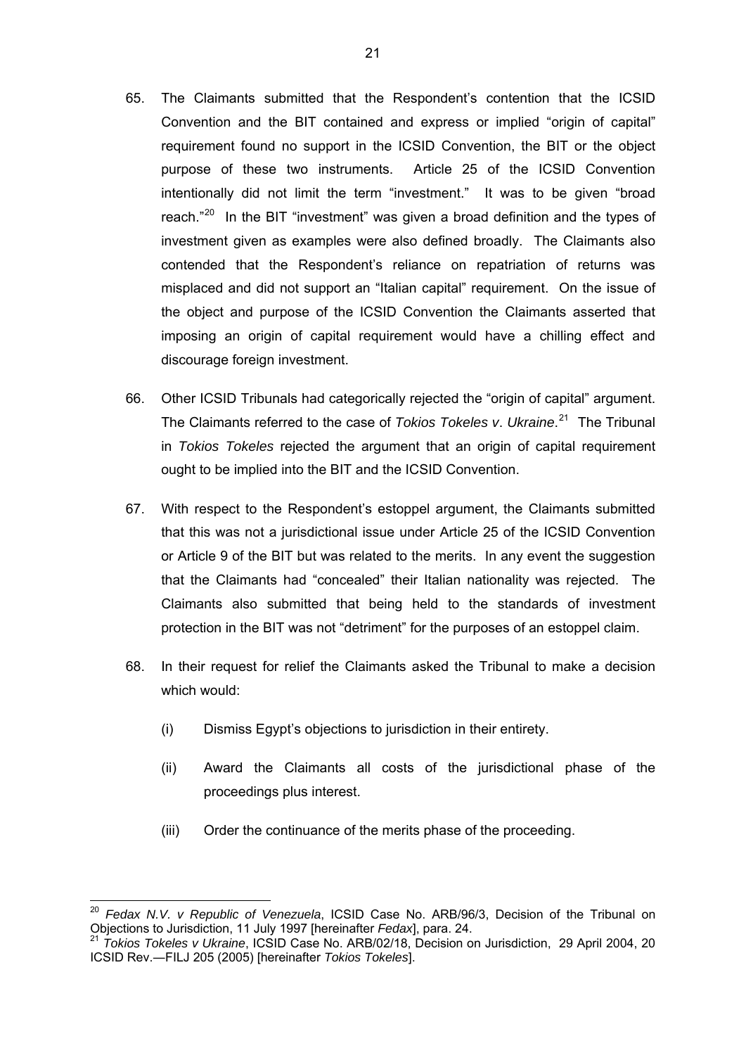65. The Claimants submitted that the Respondent's contention that the ICSID Convention and the BIT contained and express or implied "origin of capital" requirement found no support in the ICSID Convention, the BIT or the object purpose of these two instruments. Article 25 of the ICSID Convention intentionally did not limit the term "investment." It was to be given "broad reach."[20] In the BIT "investment" was given a broad definition and the types of investment given as examples were also defined broadly. The Claimants also contended that the Respondent's reliance on repatriation of returns was misplaced and did not support an "Italian capital" requirement. On the issue of the object and purpose of the ICSID Convention the Claimants asserted that imposing an origin of capital requirement would have a chilling effect and discourage foreign investment.

66. Other ICSID Tribunals had categorically rejected the "origin of capital" argument. The Claimants referred to the case of *Tokios Tokeles v. Ukraine*.[21] The Tribunal in *Tokios Tokeles* rejected the argument that an origin of capital requirement ought to be implied into the BIT and the ICSID Convention.

67. With respect to the Respondent's estoppel argument, the Claimants submitted that this was not a jurisdictional issue under Article 25 of the ICSID Convention or Article 9 of the BIT but was related to the merits. In any event the suggestion that the Claimants had "concealed" their Italian nationality was rejected. The Claimants also submitted that being held to the standards of investment protection in the BIT was not "detriment" for the purposes of an estoppel claim.

68. In their request for relief the Claimants asked the Tribunal to make a decision which would:

    (i) Dismiss Egypt's objections to jurisdiction in their entirety.

    (ii) Award the Claimants all costs of the jurisdictional phase of the proceedings plus interest.

    (iii) Order the continuance of the merits phase of the proceeding.

---

[20] *Fedax N.V. v Republic of Venezuela*, ICSID Case No. ARB/96/3, Decision of the Tribunal on Objections to Jurisdiction, 11 July 1997 [hereinafter *Fedax*], para. 24.

[21] *Tokios Tokeles v Ukraine*, ICSID Case No. ARB/02/18, Decision on Jurisdiction, 29 April 2004, 20 ICSID Rev.—FILJ 205 (2005) [hereinafter *Tokios Tokeles*].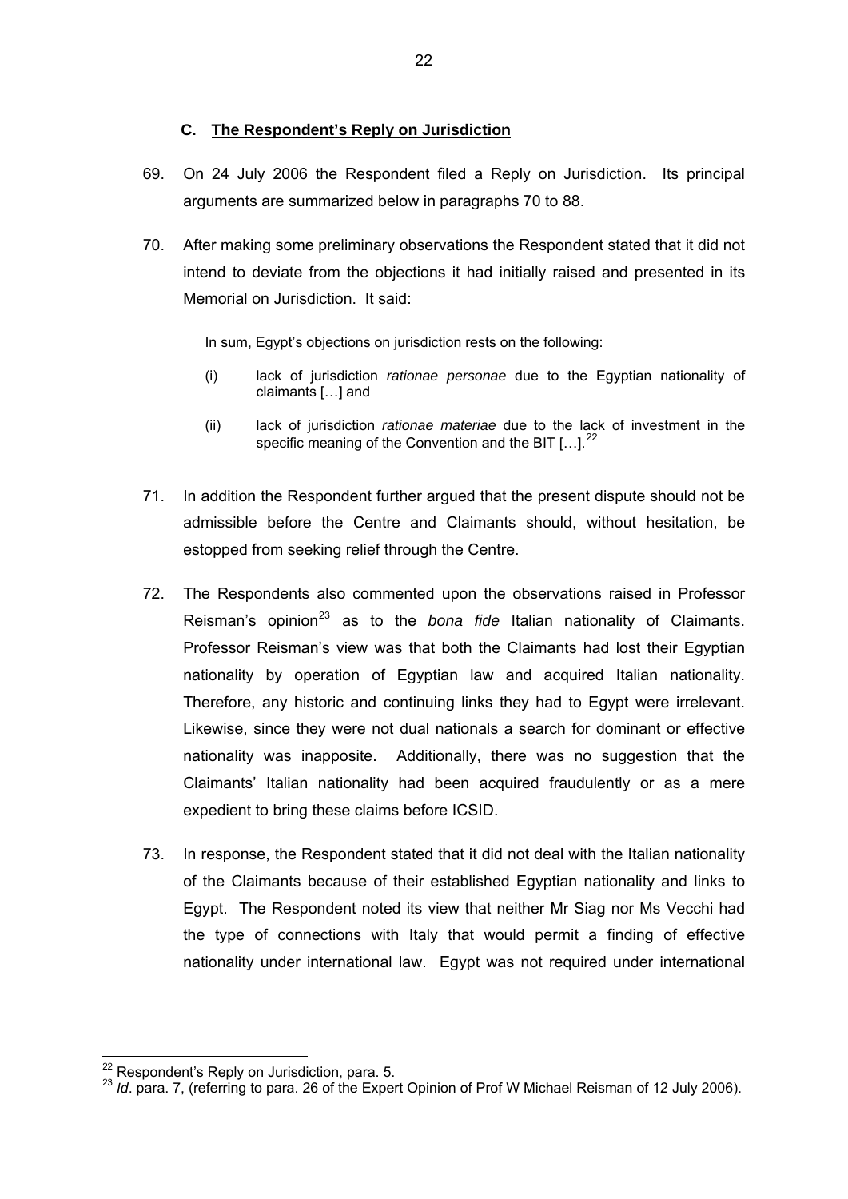### C. The Respondent's Reply on Jurisdiction

69. On 24 July 2006 the Respondent filed a Reply on Jurisdiction. Its principal arguments are summarized below in paragraphs 70 to 88.

70. After making some preliminary observations the Respondent stated that it did not intend to deviate from the objections it had initially raised and presented in its Memorial on Jurisdiction. It said:

> In sum, Egypt's objections on jurisdiction rests on the following:
>
> (i) lack of jurisdiction *rationae personae* due to the Egyptian nationality of claimants […] and
>
> (ii) lack of jurisdiction *rationae materiae* due to the lack of investment in the specific meaning of the Convention and the BIT […].[22]

71. In addition the Respondent further argued that the present dispute should not be admissible before the Centre and Claimants should, without hesitation, be estopped from seeking relief through the Centre.

72. The Respondents also commented upon the observations raised in Professor Reisman's opinion[23] as to the *bona fide* Italian nationality of Claimants. Professor Reisman's view was that both the Claimants had lost their Egyptian nationality by operation of Egyptian law and acquired Italian nationality. Therefore, any historic and continuing links they had to Egypt were irrelevant. Likewise, since they were not dual nationals a search for dominant or effective nationality was inapposite. Additionally, there was no suggestion that the Claimants' Italian nationality had been acquired fraudulently or as a mere expedient to bring these claims before ICSID.

73. In response, the Respondent stated that it did not deal with the Italian nationality of the Claimants because of their established Egyptian nationality and links to Egypt. The Respondent noted its view that neither Mr Siag nor Ms Vecchi had the type of connections with Italy that would permit a finding of effective nationality under international law. Egypt was not required under international

---

[22] Respondent's Reply on Jurisdiction, para. 5.

[23] *Id*. para. 7, (referring to para. 26 of the Expert Opinion of Prof W Michael Reisman of 12 July 2006).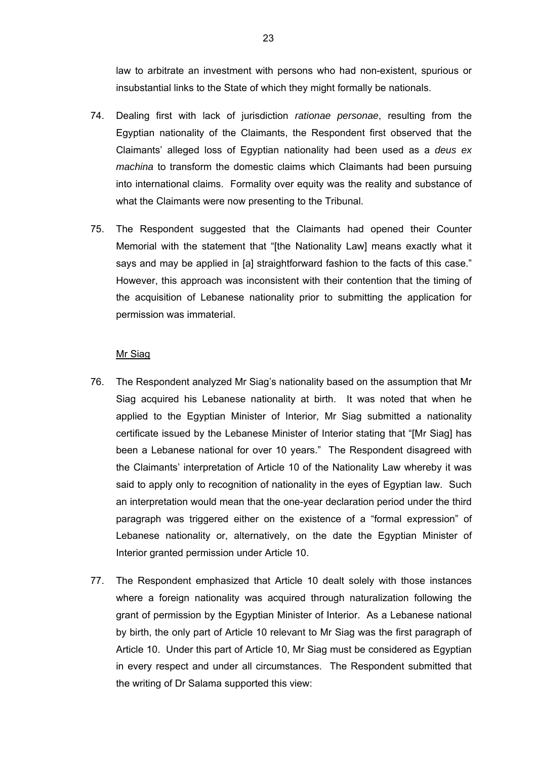law to arbitrate an investment with persons who had non-existent, spurious or insubstantial links to the State of which they might formally be nationals.

74. Dealing first with lack of jurisdiction *rationae personae*, resulting from the Egyptian nationality of the Claimants, the Respondent first observed that the Claimants' alleged loss of Egyptian nationality had been used as a *deus ex machina* to transform the domestic claims which Claimants had been pursuing into international claims. Formality over equity was the reality and substance of what the Claimants were now presenting to the Tribunal.

75. The Respondent suggested that the Claimants had opened their Counter Memorial with the statement that "[the Nationality Law] means exactly what it says and may be applied in [a] straightforward fashion to the facts of this case." However, this approach was inconsistent with their contention that the timing of the acquisition of Lebanese nationality prior to submitting the application for permission was immaterial.

<u>Mr Siag</u>

76. The Respondent analyzed Mr Siag's nationality based on the assumption that Mr Siag acquired his Lebanese nationality at birth. It was noted that when he applied to the Egyptian Minister of Interior, Mr Siag submitted a nationality certificate issued by the Lebanese Minister of Interior stating that "[Mr Siag] has been a Lebanese national for over 10 years." The Respondent disagreed with the Claimants' interpretation of Article 10 of the Nationality Law whereby it was said to apply only to recognition of nationality in the eyes of Egyptian law. Such an interpretation would mean that the one-year declaration period under the third paragraph was triggered either on the existence of a "formal expression" of Lebanese nationality or, alternatively, on the date the Egyptian Minister of Interior granted permission under Article 10.

77. The Respondent emphasized that Article 10 dealt solely with those instances where a foreign nationality was acquired through naturalization following the grant of permission by the Egyptian Minister of Interior. As a Lebanese national by birth, the only part of Article 10 relevant to Mr Siag was the first paragraph of Article 10. Under this part of Article 10, Mr Siag must be considered as Egyptian in every respect and under all circumstances. The Respondent submitted that the writing of Dr Salama supported this view: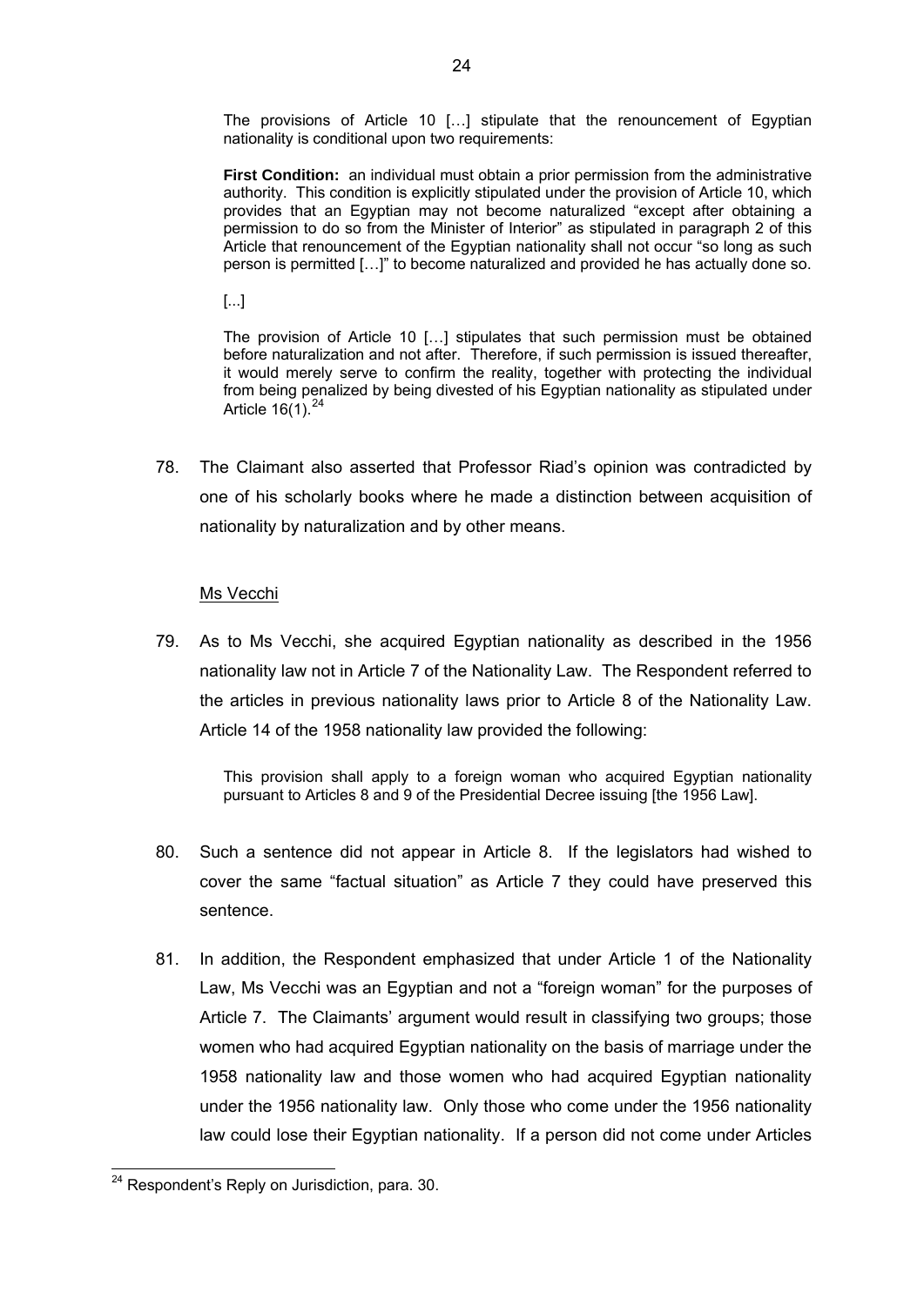> The provisions of Article 10 […] stipulate that the renouncement of Egyptian nationality is conditional upon two requirements:
>
> **First Condition:** an individual must obtain a prior permission from the administrative authority. This condition is explicitly stipulated under the provision of Article 10, which provides that an Egyptian may not become naturalized "except after obtaining a permission to do so from the Minister of Interior" as stipulated in paragraph 2 of this Article that renouncement of the Egyptian nationality shall not occur "so long as such person is permitted […]" to become naturalized and provided he has actually done so.
>
> [...]
>
> The provision of Article 10 […] stipulates that such permission must be obtained before naturalization and not after. Therefore, if such permission is issued thereafter, it would merely serve to confirm the reality, together with protecting the individual from being penalized by being divested of his Egyptian nationality as stipulated under Article 16(1).[24]

78. The Claimant also asserted that Professor Riad's opinion was contradicted by one of his scholarly books where he made a distinction between acquisition of nationality by naturalization and by other means.

<u>Ms Vecchi</u>

79. As to Ms Vecchi, she acquired Egyptian nationality as described in the 1956 nationality law not in Article 7 of the Nationality Law. The Respondent referred to the articles in previous nationality laws prior to Article 8 of the Nationality Law. Article 14 of the 1958 nationality law provided the following:

> This provision shall apply to a foreign woman who acquired Egyptian nationality pursuant to Articles 8 and 9 of the Presidential Decree issuing [the 1956 Law].

80. Such a sentence did not appear in Article 8. If the legislators had wished to cover the same "factual situation" as Article 7 they could have preserved this sentence.

81. In addition, the Respondent emphasized that under Article 1 of the Nationality Law, Ms Vecchi was an Egyptian and not a "foreign woman" for the purposes of Article 7. The Claimants' argument would result in classifying two groups; those women who had acquired Egyptian nationality on the basis of marriage under the 1958 nationality law and those women who had acquired Egyptian nationality under the 1956 nationality law. Only those who come under the 1956 nationality law could lose their Egyptian nationality. If a person did not come under Articles

---

[24] Respondent's Reply on Jurisdiction, para. 30.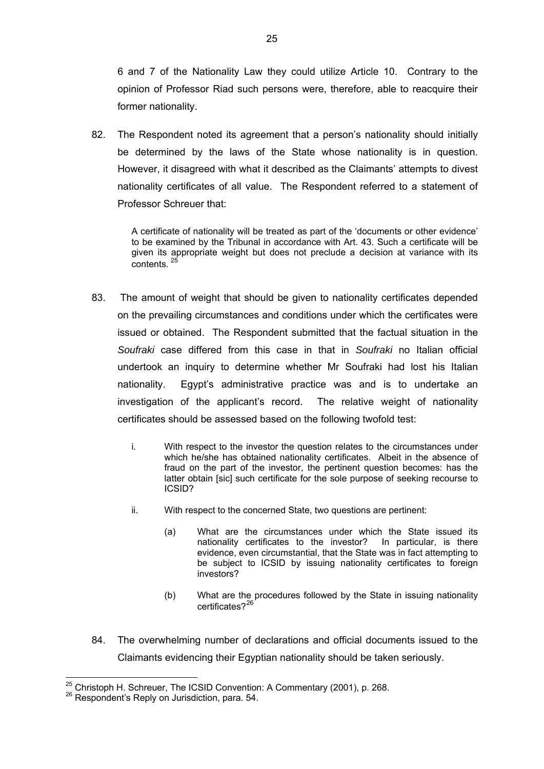6 and 7 of the Nationality Law they could utilize Article 10. Contrary to the opinion of Professor Riad such persons were, therefore, able to reacquire their former nationality.

82. The Respondent noted its agreement that a person's nationality should initially be determined by the laws of the State whose nationality is in question. However, it disagreed with what it described as the Claimants' attempts to divest nationality certificates of all value. The Respondent referred to a statement of Professor Schreuer that:

> A certificate of nationality will be treated as part of the 'documents or other evidence' to be examined by the Tribunal in accordance with Art. 43. Such a certificate will be given its appropriate weight but does not preclude a decision at variance with its contents. [25]

83. The amount of weight that should be given to nationality certificates depended on the prevailing circumstances and conditions under which the certificates were issued or obtained. The Respondent submitted that the factual situation in the *Soufraki* case differed from this case in that in *Soufraki* no Italian official undertook an inquiry to determine whether Mr Soufraki had lost his Italian nationality. Egypt's administrative practice was and is to undertake an investigation of the applicant's record. The relative weight of nationality certificates should be assessed based on the following twofold test:

   i. With respect to the investor the question relates to the circumstances under which he/she has obtained nationality certificates. Albeit in the absence of fraud on the part of the investor, the pertinent question becomes: has the latter obtain [sic] such certificate for the sole purpose of seeking recourse to ICSID?

   ii. With respect to the concerned State, two questions are pertinent:

      (a) What are the circumstances under which the State issued its nationality certificates to the investor? In particular, is there evidence, even circumstantial, that the State was in fact attempting to be subject to ICSID by issuing nationality certificates to foreign investors?

      (b) What are the procedures followed by the State in issuing nationality certificates?[26]

84. The overwhelming number of declarations and official documents issued to the Claimants evidencing their Egyptian nationality should be taken seriously.

---

[25] Christoph H. Schreuer, The ICSID Convention: A Commentary (2001), p. 268.

[26] Respondent's Reply on Jurisdiction, para. 54.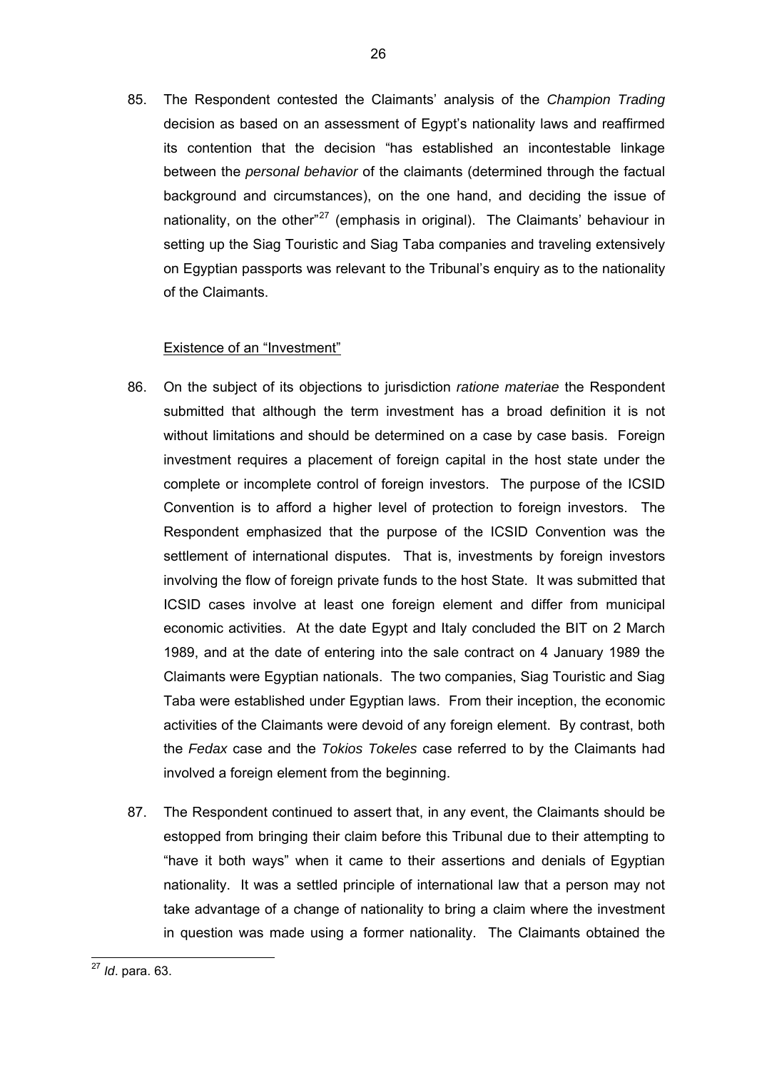85. The Respondent contested the Claimants' analysis of the *Champion Trading* decision as based on an assessment of Egypt's nationality laws and reaffirmed its contention that the decision "has established an incontestable linkage between the *personal behavior* of the claimants (determined through the factual background and circumstances), on the one hand, and deciding the issue of nationality, on the other"[27] (emphasis in original). The Claimants' behaviour in setting up the Siag Touristic and Siag Taba companies and traveling extensively on Egyptian passports was relevant to the Tribunal's enquiry as to the nationality of the Claimants.

Existence of an "Investment"

86. On the subject of its objections to jurisdiction *ratione materiae* the Respondent submitted that although the term investment has a broad definition it is not without limitations and should be determined on a case by case basis. Foreign investment requires a placement of foreign capital in the host state under the complete or incomplete control of foreign investors. The purpose of the ICSID Convention is to afford a higher level of protection to foreign investors. The Respondent emphasized that the purpose of the ICSID Convention was the settlement of international disputes. That is, investments by foreign investors involving the flow of foreign private funds to the host State. It was submitted that ICSID cases involve at least one foreign element and differ from municipal economic activities. At the date Egypt and Italy concluded the BIT on 2 March 1989, and at the date of entering into the sale contract on 4 January 1989 the Claimants were Egyptian nationals. The two companies, Siag Touristic and Siag Taba were established under Egyptian laws. From their inception, the economic activities of the Claimants were devoid of any foreign element. By contrast, both the *Fedax* case and the *Tokios Tokeles* case referred to by the Claimants had involved a foreign element from the beginning.

87. The Respondent continued to assert that, in any event, the Claimants should be estopped from bringing their claim before this Tribunal due to their attempting to "have it both ways" when it came to their assertions and denials of Egyptian nationality. It was a settled principle of international law that a person may not take advantage of a change of nationality to bring a claim where the investment in question was made using a former nationality. The Claimants obtained the

[27] *Id*. para. 63.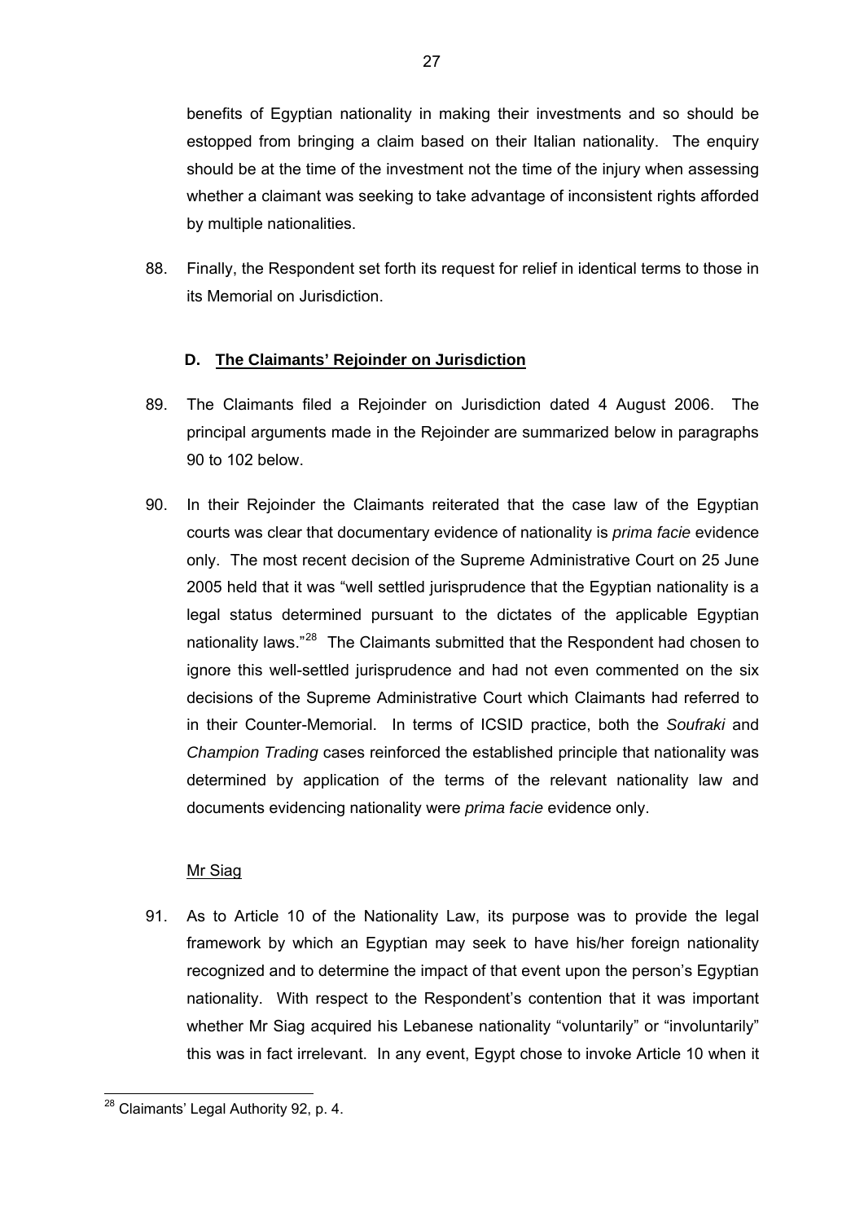benefits of Egyptian nationality in making their investments and so should be estopped from bringing a claim based on their Italian nationality. The enquiry should be at the time of the investment not the time of the injury when assessing whether a claimant was seeking to take advantage of inconsistent rights afforded by multiple nationalities.

88. Finally, the Respondent set forth its request for relief in identical terms to those in its Memorial on Jurisdiction.

### D. The Claimants' Rejoinder on Jurisdiction

89. The Claimants filed a Rejoinder on Jurisdiction dated 4 August 2006. The principal arguments made in the Rejoinder are summarized below in paragraphs 90 to 102 below.

90. In their Rejoinder the Claimants reiterated that the case law of the Egyptian courts was clear that documentary evidence of nationality is *prima facie* evidence only. The most recent decision of the Supreme Administrative Court on 25 June 2005 held that it was "well settled jurisprudence that the Egyptian nationality is a legal status determined pursuant to the dictates of the applicable Egyptian nationality laws."[28] The Claimants submitted that the Respondent had chosen to ignore this well-settled jurisprudence and had not even commented on the six decisions of the Supreme Administrative Court which Claimants had referred to in their Counter-Memorial. In terms of ICSID practice, both the *Soufraki* and *Champion Trading* cases reinforced the established principle that nationality was determined by application of the terms of the relevant nationality law and documents evidencing nationality were *prima facie* evidence only.

Mr Siag

91. As to Article 10 of the Nationality Law, its purpose was to provide the legal framework by which an Egyptian may seek to have his/her foreign nationality recognized and to determine the impact of that event upon the person's Egyptian nationality. With respect to the Respondent's contention that it was important whether Mr Siag acquired his Lebanese nationality "voluntarily" or "involuntarily" this was in fact irrelevant. In any event, Egypt chose to invoke Article 10 when it

[28] Claimants' Legal Authority 92, p. 4.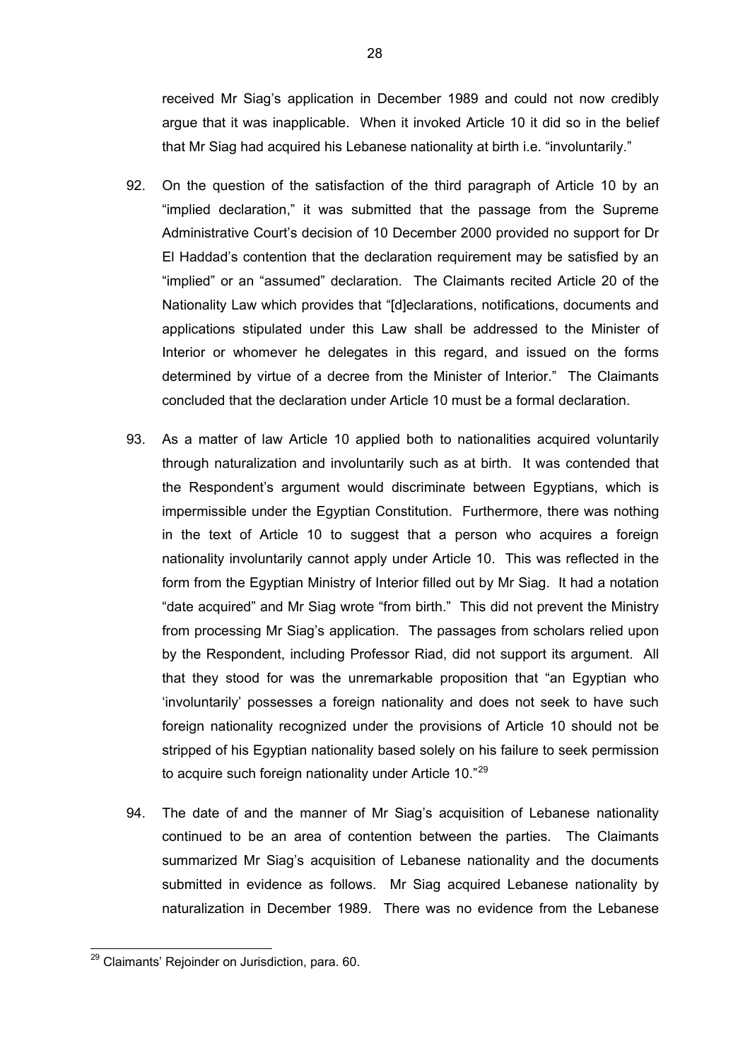received Mr Siag's application in December 1989 and could not now credibly argue that it was inapplicable. When it invoked Article 10 it did so in the belief that Mr Siag had acquired his Lebanese nationality at birth i.e. "involuntarily."

92. On the question of the satisfaction of the third paragraph of Article 10 by an "implied declaration," it was submitted that the passage from the Supreme Administrative Court's decision of 10 December 2000 provided no support for Dr El Haddad's contention that the declaration requirement may be satisfied by an "implied" or an "assumed" declaration. The Claimants recited Article 20 of the Nationality Law which provides that "[d]eclarations, notifications, documents and applications stipulated under this Law shall be addressed to the Minister of Interior or whomever he delegates in this regard, and issued on the forms determined by virtue of a decree from the Minister of Interior." The Claimants concluded that the declaration under Article 10 must be a formal declaration.

93. As a matter of law Article 10 applied both to nationalities acquired voluntarily through naturalization and involuntarily such as at birth. It was contended that the Respondent's argument would discriminate between Egyptians, which is impermissible under the Egyptian Constitution. Furthermore, there was nothing in the text of Article 10 to suggest that a person who acquires a foreign nationality involuntarily cannot apply under Article 10. This was reflected in the form from the Egyptian Ministry of Interior filled out by Mr Siag. It had a notation "date acquired" and Mr Siag wrote "from birth." This did not prevent the Ministry from processing Mr Siag's application. The passages from scholars relied upon by the Respondent, including Professor Riad, did not support its argument. All that they stood for was the unremarkable proposition that "an Egyptian who 'involuntarily' possesses a foreign nationality and does not seek to have such foreign nationality recognized under the provisions of Article 10 should not be stripped of his Egyptian nationality based solely on his failure to seek permission to acquire such foreign nationality under Article 10."[29]

94. The date of and the manner of Mr Siag's acquisition of Lebanese nationality continued to be an area of contention between the parties. The Claimants summarized Mr Siag's acquisition of Lebanese nationality and the documents submitted in evidence as follows. Mr Siag acquired Lebanese nationality by naturalization in December 1989. There was no evidence from the Lebanese

[29] Claimants' Rejoinder on Jurisdiction, para. 60.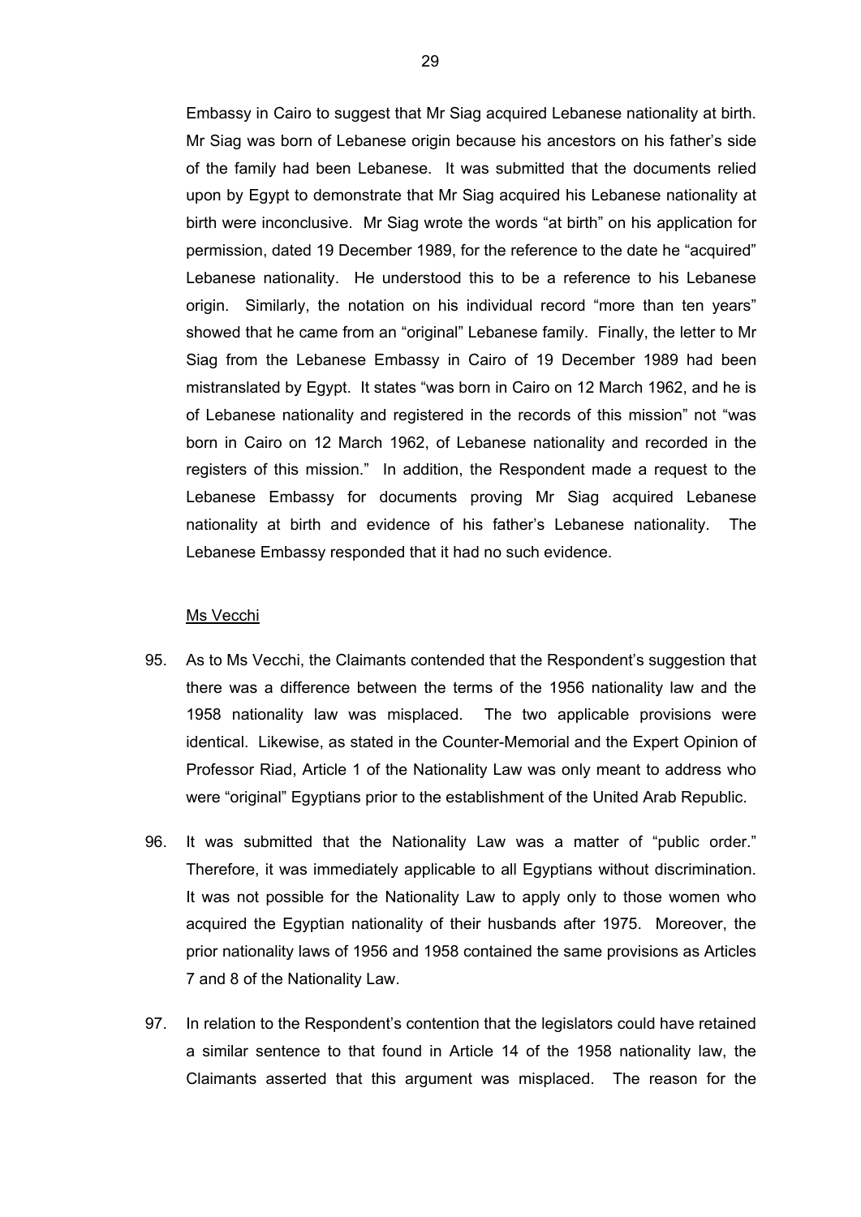Embassy in Cairo to suggest that Mr Siag acquired Lebanese nationality at birth. Mr Siag was born of Lebanese origin because his ancestors on his father's side of the family had been Lebanese. It was submitted that the documents relied upon by Egypt to demonstrate that Mr Siag acquired his Lebanese nationality at birth were inconclusive. Mr Siag wrote the words "at birth" on his application for permission, dated 19 December 1989, for the reference to the date he "acquired" Lebanese nationality. He understood this to be a reference to his Lebanese origin. Similarly, the notation on his individual record "more than ten years" showed that he came from an "original" Lebanese family. Finally, the letter to Mr Siag from the Lebanese Embassy in Cairo of 19 December 1989 had been mistranslated by Egypt. It states "was born in Cairo on 12 March 1962, and he is of Lebanese nationality and registered in the records of this mission" not "was born in Cairo on 12 March 1962, of Lebanese nationality and recorded in the registers of this mission." In addition, the Respondent made a request to the Lebanese Embassy for documents proving Mr Siag acquired Lebanese nationality at birth and evidence of his father's Lebanese nationality. The Lebanese Embassy responded that it had no such evidence.

Ms Vecchi

95. As to Ms Vecchi, the Claimants contended that the Respondent's suggestion that there was a difference between the terms of the 1956 nationality law and the 1958 nationality law was misplaced. The two applicable provisions were identical. Likewise, as stated in the Counter-Memorial and the Expert Opinion of Professor Riad, Article 1 of the Nationality Law was only meant to address who were "original" Egyptians prior to the establishment of the United Arab Republic.

96. It was submitted that the Nationality Law was a matter of "public order." Therefore, it was immediately applicable to all Egyptians without discrimination. It was not possible for the Nationality Law to apply only to those women who acquired the Egyptian nationality of their husbands after 1975. Moreover, the prior nationality laws of 1956 and 1958 contained the same provisions as Articles 7 and 8 of the Nationality Law.

97. In relation to the Respondent's contention that the legislators could have retained a similar sentence to that found in Article 14 of the 1958 nationality law, the Claimants asserted that this argument was misplaced. The reason for the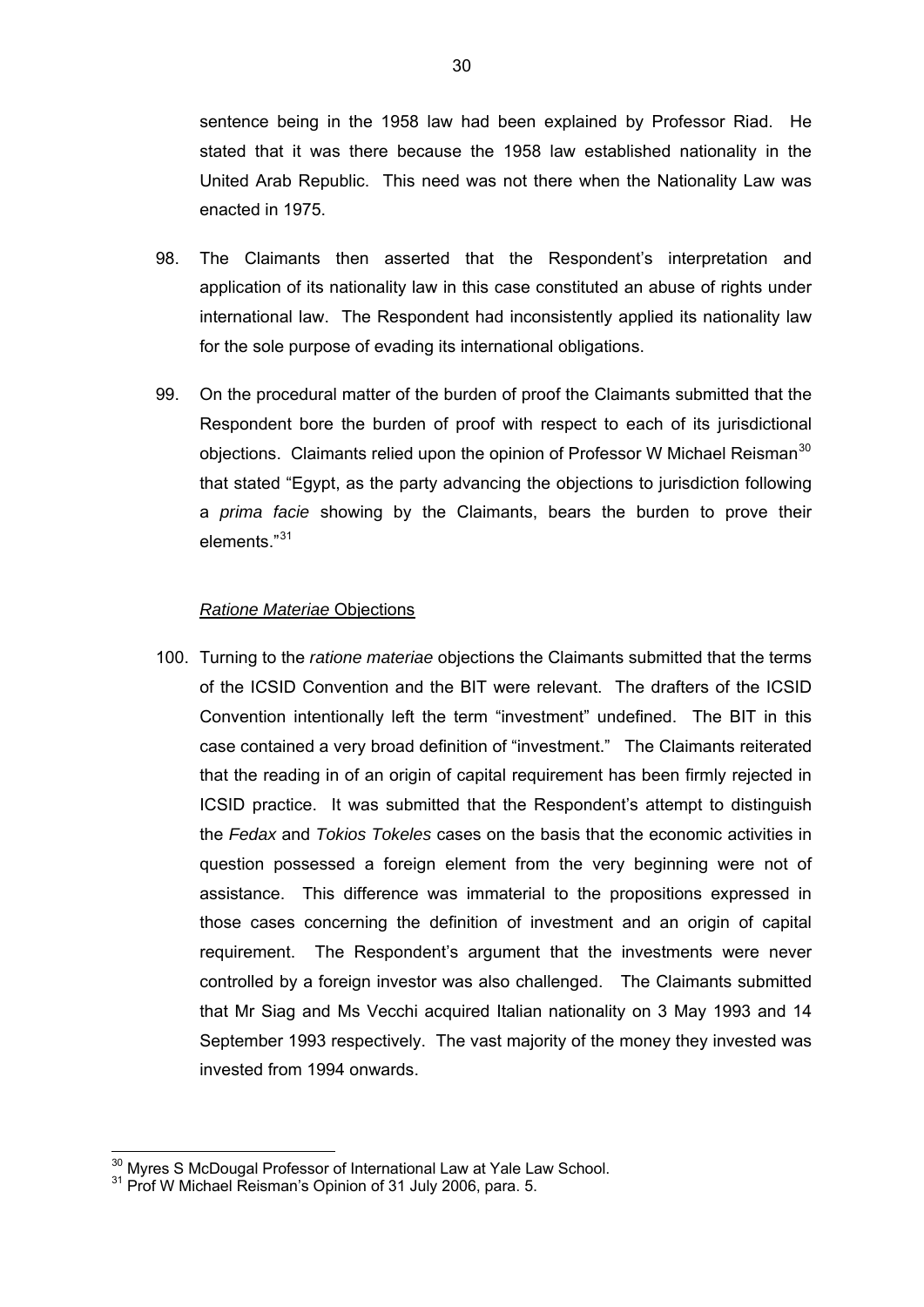sentence being in the 1958 law had been explained by Professor Riad. He stated that it was there because the 1958 law established nationality in the United Arab Republic. This need was not there when the Nationality Law was enacted in 1975.

98. The Claimants then asserted that the Respondent's interpretation and application of its nationality law in this case constituted an abuse of rights under international law. The Respondent had inconsistently applied its nationality law for the sole purpose of evading its international obligations.

99. On the procedural matter of the burden of proof the Claimants submitted that the Respondent bore the burden of proof with respect to each of its jurisdictional objections. Claimants relied upon the opinion of Professor W Michael Reisman[30] that stated "Egypt, as the party advancing the objections to jurisdiction following a *prima facie* showing by the Claimants, bears the burden to prove their elements."[31]

<u>*Ratione Materiae* Objections</u>

100. Turning to the *ratione materiae* objections the Claimants submitted that the terms of the ICSID Convention and the BIT were relevant. The drafters of the ICSID Convention intentionally left the term "investment" undefined. The BIT in this case contained a very broad definition of "investment." The Claimants reiterated that the reading in of an origin of capital requirement has been firmly rejected in ICSID practice. It was submitted that the Respondent's attempt to distinguish the *Fedax* and *Tokios Tokeles* cases on the basis that the economic activities in question possessed a foreign element from the very beginning were not of assistance. This difference was immaterial to the propositions expressed in those cases concerning the definition of investment and an origin of capital requirement. The Respondent's argument that the investments were never controlled by a foreign investor was also challenged. The Claimants submitted that Mr Siag and Ms Vecchi acquired Italian nationality on 3 May 1993 and 14 September 1993 respectively. The vast majority of the money they invested was invested from 1994 onwards.

---

[30] Myres S McDougal Professor of International Law at Yale Law School.

[31] Prof W Michael Reisman's Opinion of 31 July 2006, para. 5.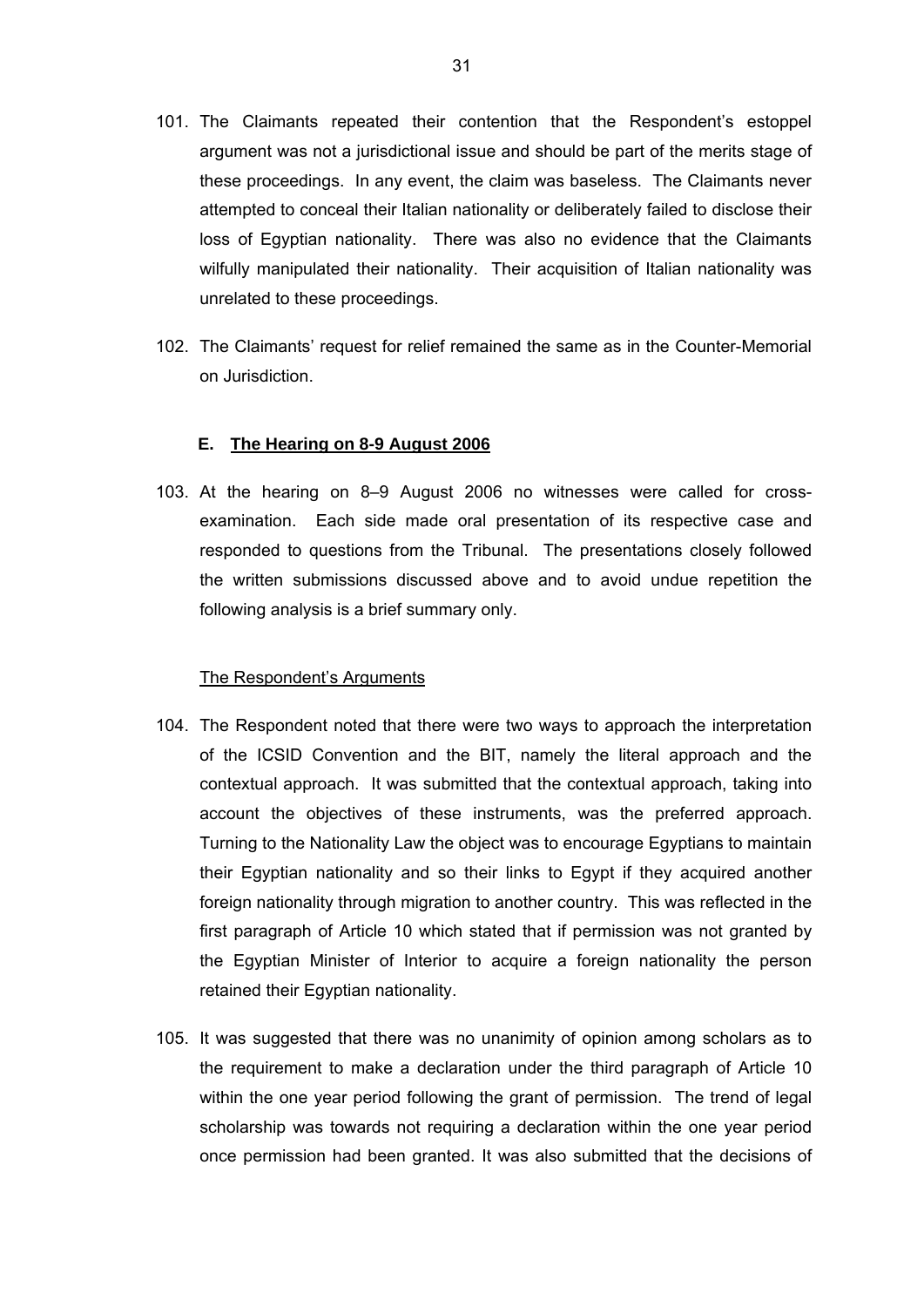101. The Claimants repeated their contention that the Respondent's estoppel argument was not a jurisdictional issue and should be part of the merits stage of these proceedings. In any event, the claim was baseless. The Claimants never attempted to conceal their Italian nationality or deliberately failed to disclose their loss of Egyptian nationality. There was also no evidence that the Claimants wilfully manipulated their nationality. Their acquisition of Italian nationality was unrelated to these proceedings.

102. The Claimants' request for relief remained the same as in the Counter-Memorial on Jurisdiction.

### E. The Hearing on 8-9 August 2006

103. At the hearing on 8–9 August 2006 no witnesses were called for cross-examination. Each side made oral presentation of its respective case and responded to questions from the Tribunal. The presentations closely followed the written submissions discussed above and to avoid undue repetition the following analysis is a brief summary only.

#### The Respondent's Arguments

104. The Respondent noted that there were two ways to approach the interpretation of the ICSID Convention and the BIT, namely the literal approach and the contextual approach. It was submitted that the contextual approach, taking into account the objectives of these instruments, was the preferred approach. Turning to the Nationality Law the object was to encourage Egyptians to maintain their Egyptian nationality and so their links to Egypt if they acquired another foreign nationality through migration to another country. This was reflected in the first paragraph of Article 10 which stated that if permission was not granted by the Egyptian Minister of Interior to acquire a foreign nationality the person retained their Egyptian nationality.

105. It was suggested that there was no unanimity of opinion among scholars as to the requirement to make a declaration under the third paragraph of Article 10 within the one year period following the grant of permission. The trend of legal scholarship was towards not requiring a declaration within the one year period once permission had been granted. It was also submitted that the decisions of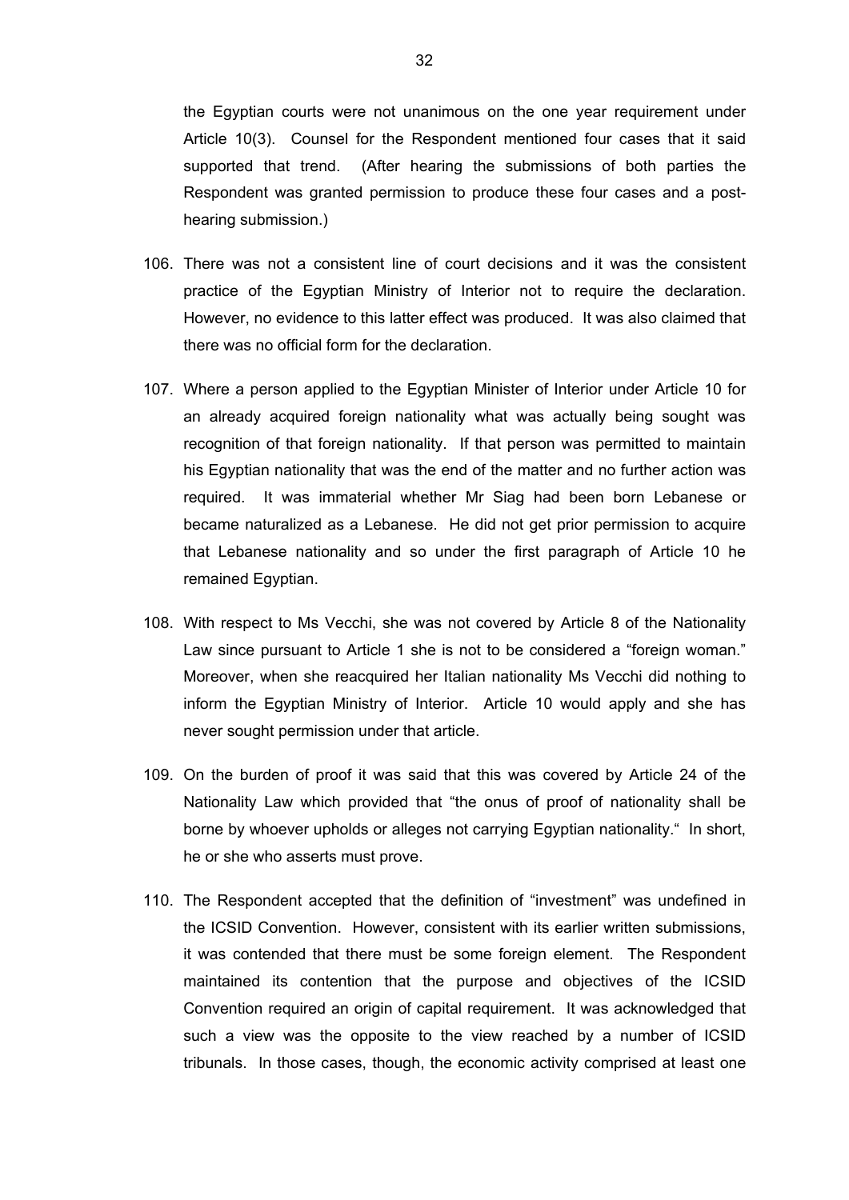the Egyptian courts were not unanimous on the one year requirement under Article 10(3). Counsel for the Respondent mentioned four cases that it said supported that trend. (After hearing the submissions of both parties the Respondent was granted permission to produce these four cases and a post-hearing submission.)

106. There was not a consistent line of court decisions and it was the consistent practice of the Egyptian Ministry of Interior not to require the declaration. However, no evidence to this latter effect was produced. It was also claimed that there was no official form for the declaration.

107. Where a person applied to the Egyptian Minister of Interior under Article 10 for an already acquired foreign nationality what was actually being sought was recognition of that foreign nationality. If that person was permitted to maintain his Egyptian nationality that was the end of the matter and no further action was required. It was immaterial whether Mr Siag had been born Lebanese or became naturalized as a Lebanese. He did not get prior permission to acquire that Lebanese nationality and so under the first paragraph of Article 10 he remained Egyptian.

108. With respect to Ms Vecchi, she was not covered by Article 8 of the Nationality Law since pursuant to Article 1 she is not to be considered a "foreign woman." Moreover, when she reacquired her Italian nationality Ms Vecchi did nothing to inform the Egyptian Ministry of Interior. Article 10 would apply and she has never sought permission under that article.

109. On the burden of proof it was said that this was covered by Article 24 of the Nationality Law which provided that "the onus of proof of nationality shall be borne by whoever upholds or alleges not carrying Egyptian nationality." In short, he or she who asserts must prove.

110. The Respondent accepted that the definition of "investment" was undefined in the ICSID Convention. However, consistent with its earlier written submissions, it was contended that there must be some foreign element. The Respondent maintained its contention that the purpose and objectives of the ICSID Convention required an origin of capital requirement. It was acknowledged that such a view was the opposite to the view reached by a number of ICSID tribunals. In those cases, though, the economic activity comprised at least one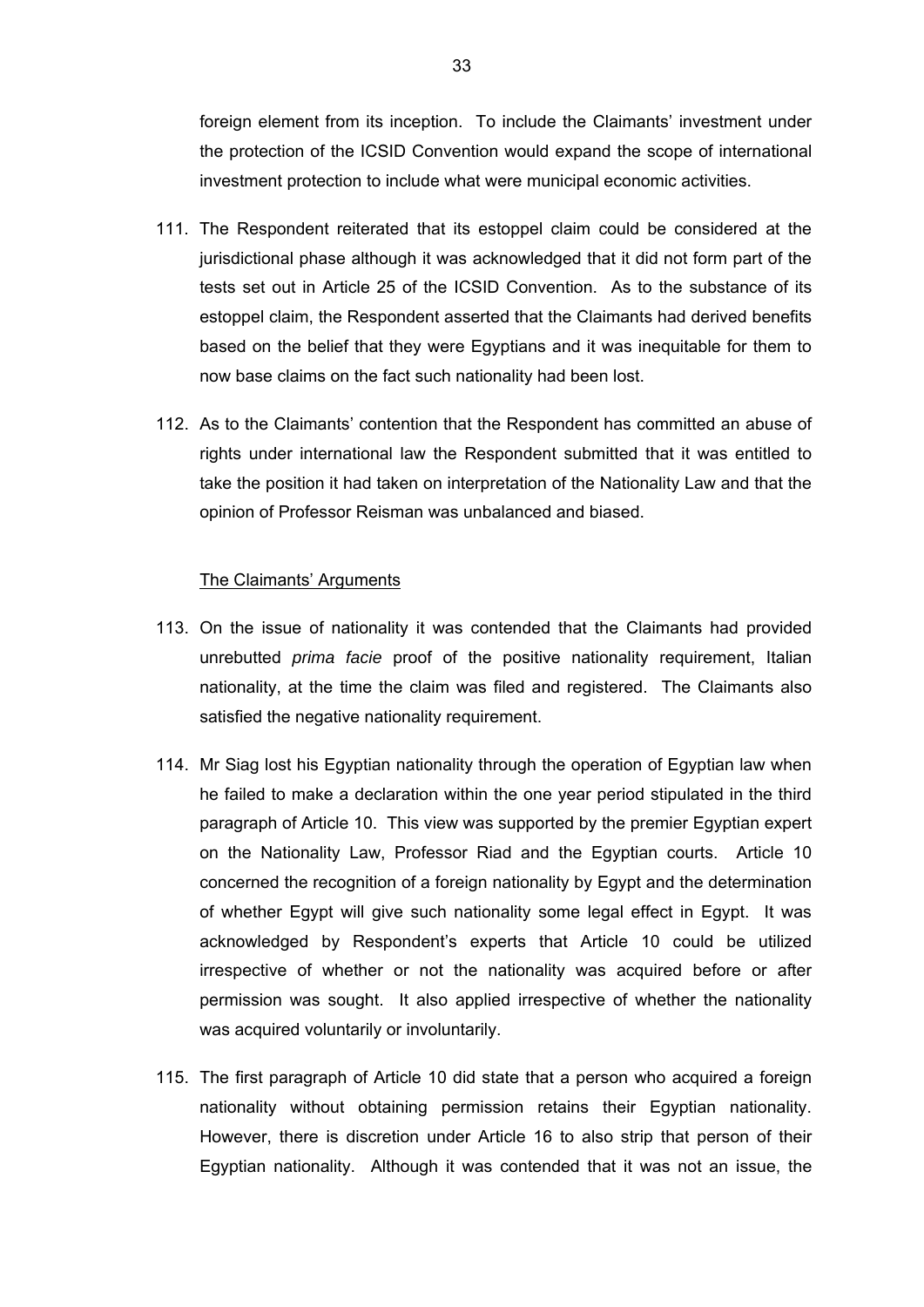foreign element from its inception. To include the Claimants' investment under the protection of the ICSID Convention would expand the scope of international investment protection to include what were municipal economic activities.

111. The Respondent reiterated that its estoppel claim could be considered at the jurisdictional phase although it was acknowledged that it did not form part of the tests set out in Article 25 of the ICSID Convention. As to the substance of its estoppel claim, the Respondent asserted that the Claimants had derived benefits based on the belief that they were Egyptians and it was inequitable for them to now base claims on the fact such nationality had been lost.

112. As to the Claimants' contention that the Respondent has committed an abuse of rights under international law the Respondent submitted that it was entitled to take the position it had taken on interpretation of the Nationality Law and that the opinion of Professor Reisman was unbalanced and biased.

<u>The Claimants' Arguments</u>

113. On the issue of nationality it was contended that the Claimants had provided unrebutted *prima facie* proof of the positive nationality requirement, Italian nationality, at the time the claim was filed and registered. The Claimants also satisfied the negative nationality requirement.

114. Mr Siag lost his Egyptian nationality through the operation of Egyptian law when he failed to make a declaration within the one year period stipulated in the third paragraph of Article 10. This view was supported by the premier Egyptian expert on the Nationality Law, Professor Riad and the Egyptian courts. Article 10 concerned the recognition of a foreign nationality by Egypt and the determination of whether Egypt will give such nationality some legal effect in Egypt. It was acknowledged by Respondent's experts that Article 10 could be utilized irrespective of whether or not the nationality was acquired before or after permission was sought. It also applied irrespective of whether the nationality was acquired voluntarily or involuntarily.

115. The first paragraph of Article 10 did state that a person who acquired a foreign nationality without obtaining permission retains their Egyptian nationality. However, there is discretion under Article 16 to also strip that person of their Egyptian nationality. Although it was contended that it was not an issue, the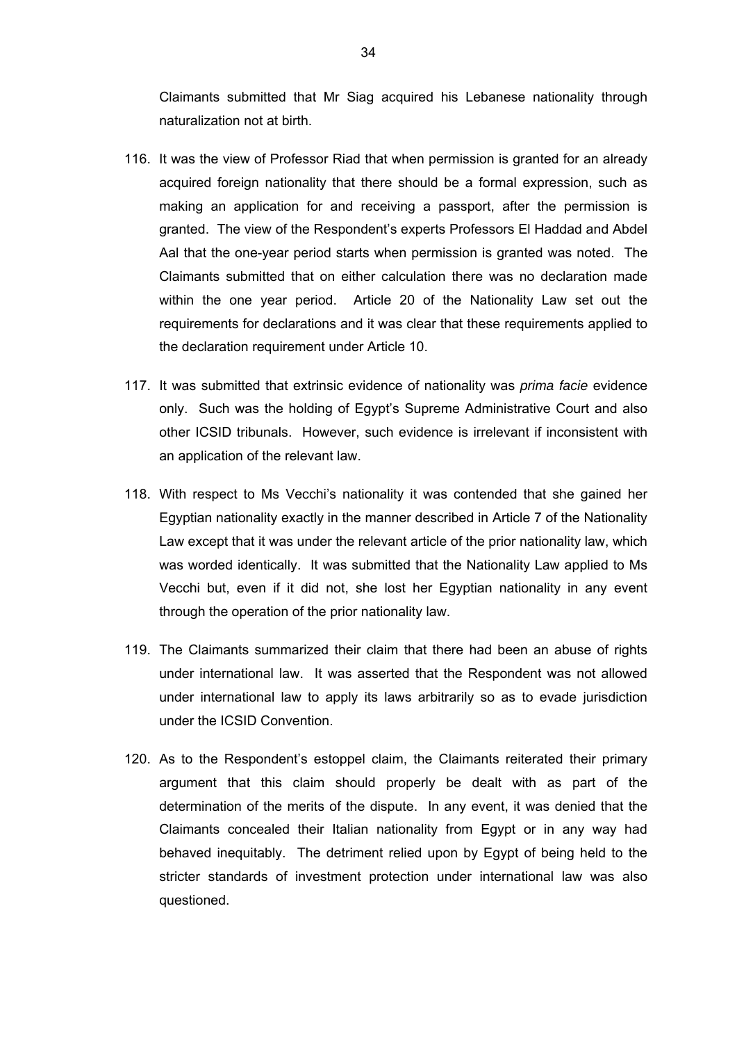Claimants submitted that Mr Siag acquired his Lebanese nationality through naturalization not at birth.

116. It was the view of Professor Riad that when permission is granted for an already acquired foreign nationality that there should be a formal expression, such as making an application for and receiving a passport, after the permission is granted. The view of the Respondent's experts Professors El Haddad and Abdel Aal that the one-year period starts when permission is granted was noted. The Claimants submitted that on either calculation there was no declaration made within the one year period. Article 20 of the Nationality Law set out the requirements for declarations and it was clear that these requirements applied to the declaration requirement under Article 10.

117. It was submitted that extrinsic evidence of nationality was *prima facie* evidence only. Such was the holding of Egypt's Supreme Administrative Court and also other ICSID tribunals. However, such evidence is irrelevant if inconsistent with an application of the relevant law.

118. With respect to Ms Vecchi's nationality it was contended that she gained her Egyptian nationality exactly in the manner described in Article 7 of the Nationality Law except that it was under the relevant article of the prior nationality law, which was worded identically. It was submitted that the Nationality Law applied to Ms Vecchi but, even if it did not, she lost her Egyptian nationality in any event through the operation of the prior nationality law.

119. The Claimants summarized their claim that there had been an abuse of rights under international law. It was asserted that the Respondent was not allowed under international law to apply its laws arbitrarily so as to evade jurisdiction under the ICSID Convention.

120. As to the Respondent's estoppel claim, the Claimants reiterated their primary argument that this claim should properly be dealt with as part of the determination of the merits of the dispute. In any event, it was denied that the Claimants concealed their Italian nationality from Egypt or in any way had behaved inequitably. The detriment relied upon by Egypt of being held to the stricter standards of investment protection under international law was also questioned.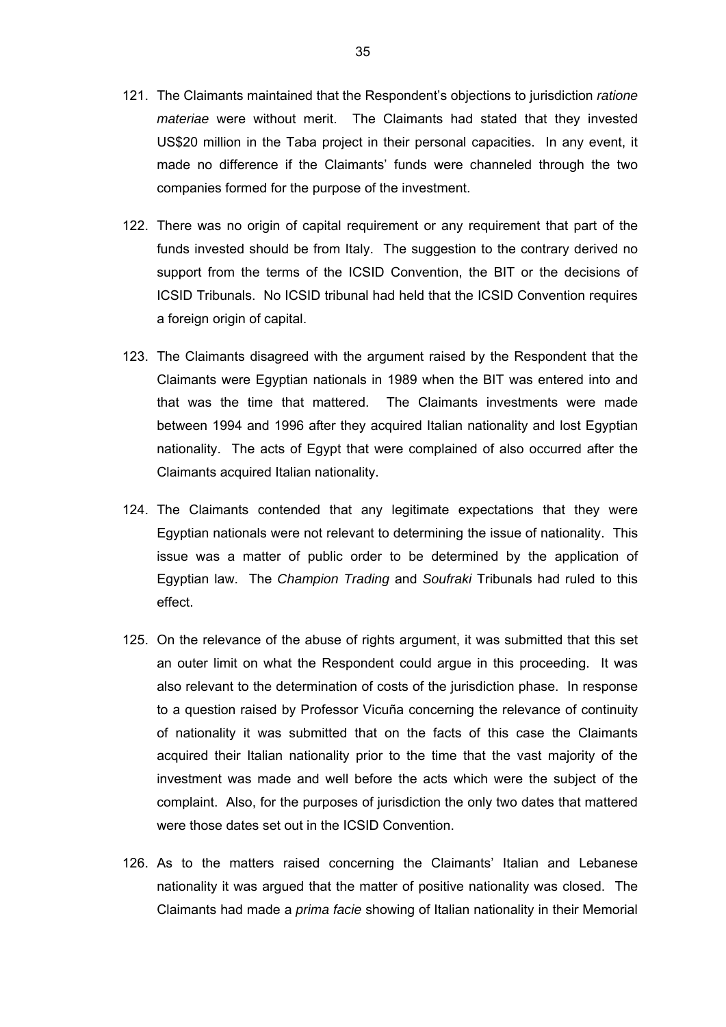121. The Claimants maintained that the Respondent's objections to jurisdiction *ratione materiae* were without merit. The Claimants had stated that they invested US$20 million in the Taba project in their personal capacities. In any event, it made no difference if the Claimants' funds were channeled through the two companies formed for the purpose of the investment.

122. There was no origin of capital requirement or any requirement that part of the funds invested should be from Italy. The suggestion to the contrary derived no support from the terms of the ICSID Convention, the BIT or the decisions of ICSID Tribunals. No ICSID tribunal had held that the ICSID Convention requires a foreign origin of capital.

123. The Claimants disagreed with the argument raised by the Respondent that the Claimants were Egyptian nationals in 1989 when the BIT was entered into and that was the time that mattered. The Claimants investments were made between 1994 and 1996 after they acquired Italian nationality and lost Egyptian nationality. The acts of Egypt that were complained of also occurred after the Claimants acquired Italian nationality.

124. The Claimants contended that any legitimate expectations that they were Egyptian nationals were not relevant to determining the issue of nationality. This issue was a matter of public order to be determined by the application of Egyptian law. The *Champion Trading* and *Soufraki* Tribunals had ruled to this effect.

125. On the relevance of the abuse of rights argument, it was submitted that this set an outer limit on what the Respondent could argue in this proceeding. It was also relevant to the determination of costs of the jurisdiction phase. In response to a question raised by Professor Vicuña concerning the relevance of continuity of nationality it was submitted that on the facts of this case the Claimants acquired their Italian nationality prior to the time that the vast majority of the investment was made and well before the acts which were the subject of the complaint. Also, for the purposes of jurisdiction the only two dates that mattered were those dates set out in the ICSID Convention.

126. As to the matters raised concerning the Claimants' Italian and Lebanese nationality it was argued that the matter of positive nationality was closed. The Claimants had made a *prima facie* showing of Italian nationality in their Memorial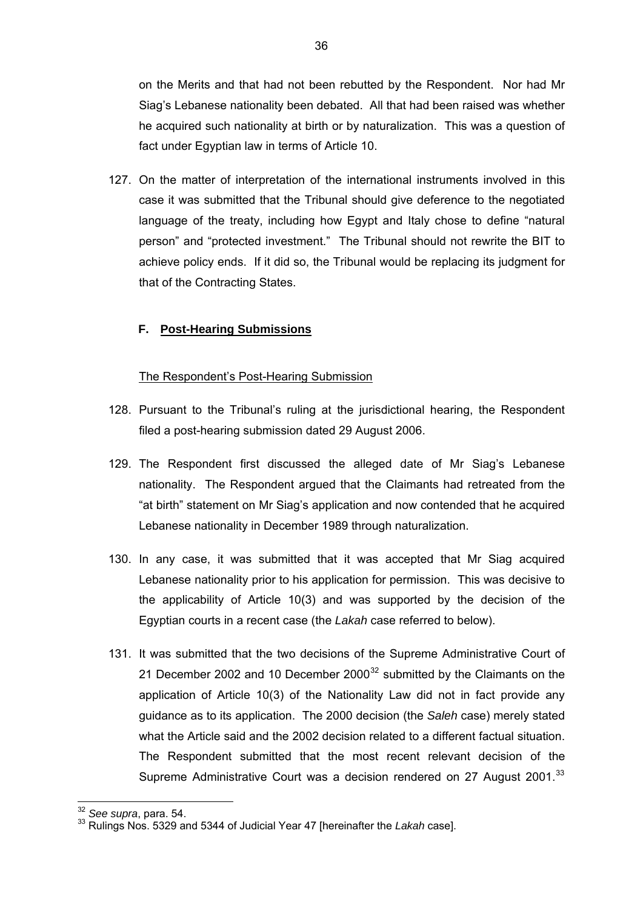on the Merits and that had not been rebutted by the Respondent. Nor had Mr Siag's Lebanese nationality been debated. All that had been raised was whether he acquired such nationality at birth or by naturalization. This was a question of fact under Egyptian law in terms of Article 10.

127. On the matter of interpretation of the international instruments involved in this case it was submitted that the Tribunal should give deference to the negotiated language of the treaty, including how Egypt and Italy chose to define "natural person" and "protected investment." The Tribunal should not rewrite the BIT to achieve policy ends. If it did so, the Tribunal would be replacing its judgment for that of the Contracting States.

### F. <u>Post-Hearing Submissions</u>

<u>The Respondent's Post-Hearing Submission</u>

128. Pursuant to the Tribunal's ruling at the jurisdictional hearing, the Respondent filed a post-hearing submission dated 29 August 2006.

129. The Respondent first discussed the alleged date of Mr Siag's Lebanese nationality. The Respondent argued that the Claimants had retreated from the "at birth" statement on Mr Siag's application and now contended that he acquired Lebanese nationality in December 1989 through naturalization.

130. In any case, it was submitted that it was accepted that Mr Siag acquired Lebanese nationality prior to his application for permission. This was decisive to the applicability of Article 10(3) and was supported by the decision of the Egyptian courts in a recent case (the *Lakah* case referred to below).

131. It was submitted that the two decisions of the Supreme Administrative Court of 21 December 2002 and 10 December 2000[32] submitted by the Claimants on the application of Article 10(3) of the Nationality Law did not in fact provide any guidance as to its application. The 2000 decision (the *Saleh* case) merely stated what the Article said and the 2002 decision related to a different factual situation. The Respondent submitted that the most recent relevant decision of the Supreme Administrative Court was a decision rendered on 27 August 2001.[33]

---

[32] *See supra*, para. 54.

[33] Rulings Nos. 5329 and 5344 of Judicial Year 47 [hereinafter the *Lakah* case].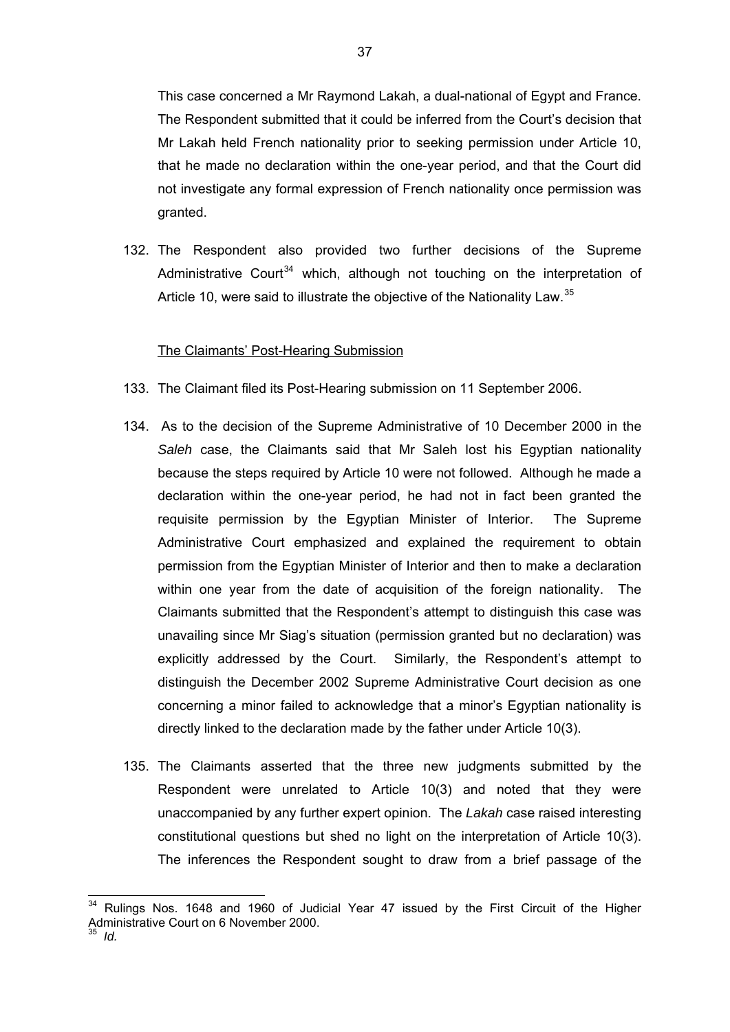This case concerned a Mr Raymond Lakah, a dual-national of Egypt and France. The Respondent submitted that it could be inferred from the Court's decision that Mr Lakah held French nationality prior to seeking permission under Article 10, that he made no declaration within the one-year period, and that the Court did not investigate any formal expression of French nationality once permission was granted.

132. The Respondent also provided two further decisions of the Supreme Administrative Court[34] which, although not touching on the interpretation of Article 10, were said to illustrate the objective of the Nationality Law.[35]

<u>The Claimants' Post-Hearing Submission</u>

133. The Claimant filed its Post-Hearing submission on 11 September 2006.

134. As to the decision of the Supreme Administrative of 10 December 2000 in the *Saleh* case, the Claimants said that Mr Saleh lost his Egyptian nationality because the steps required by Article 10 were not followed. Although he made a declaration within the one-year period, he had not in fact been granted the requisite permission by the Egyptian Minister of Interior. The Supreme Administrative Court emphasized and explained the requirement to obtain permission from the Egyptian Minister of Interior and then to make a declaration within one year from the date of acquisition of the foreign nationality. The Claimants submitted that the Respondent's attempt to distinguish this case was unavailing since Mr Siag's situation (permission granted but no declaration) was explicitly addressed by the Court. Similarly, the Respondent's attempt to distinguish the December 2002 Supreme Administrative Court decision as one concerning a minor failed to acknowledge that a minor's Egyptian nationality is directly linked to the declaration made by the father under Article 10(3).

135. The Claimants asserted that the three new judgments submitted by the Respondent were unrelated to Article 10(3) and noted that they were unaccompanied by any further expert opinion. The *Lakah* case raised interesting constitutional questions but shed no light on the interpretation of Article 10(3). The inferences the Respondent sought to draw from a brief passage of the

---

[34] Rulings Nos. 1648 and 1960 of Judicial Year 47 issued by the First Circuit of the Higher Administrative Court on 6 November 2000.

[35] *Id.*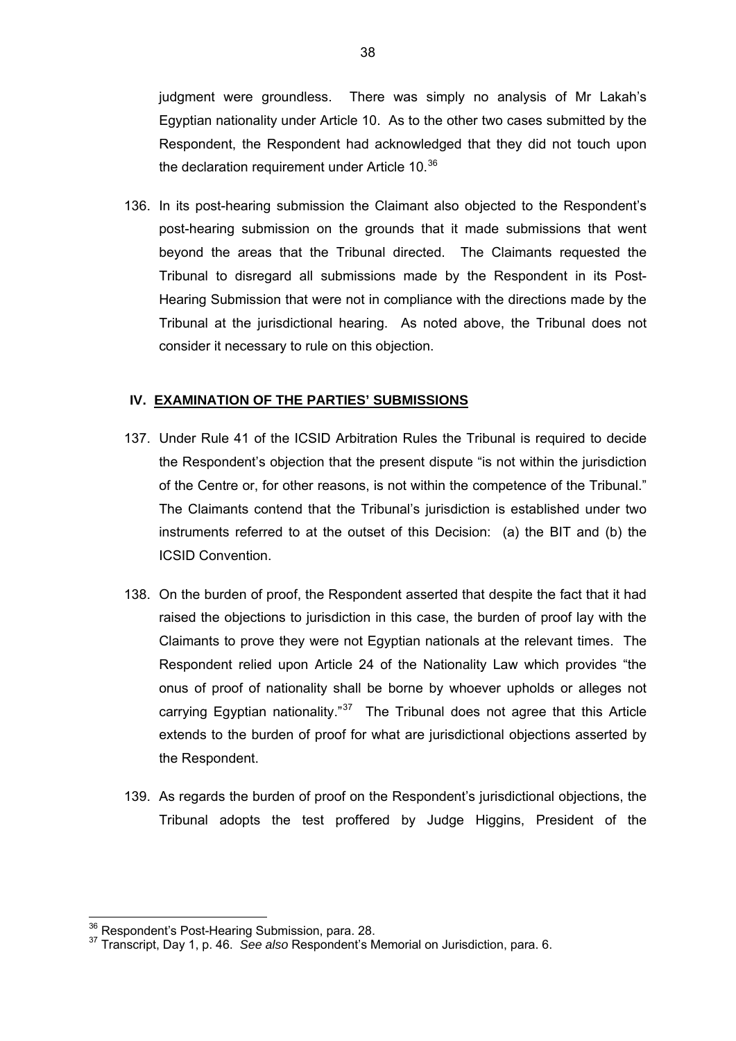judgment were groundless. There was simply no analysis of Mr Lakah's Egyptian nationality under Article 10. As to the other two cases submitted by the Respondent, the Respondent had acknowledged that they did not touch upon the declaration requirement under Article 10.[36]

136. In its post-hearing submission the Claimant also objected to the Respondent's post-hearing submission on the grounds that it made submissions that went beyond the areas that the Tribunal directed. The Claimants requested the Tribunal to disregard all submissions made by the Respondent in its Post-Hearing Submission that were not in compliance with the directions made by the Tribunal at the jurisdictional hearing. As noted above, the Tribunal does not consider it necessary to rule on this objection.

## IV. EXAMINATION OF THE PARTIES' SUBMISSIONS

137. Under Rule 41 of the ICSID Arbitration Rules the Tribunal is required to decide the Respondent's objection that the present dispute "is not within the jurisdiction of the Centre or, for other reasons, is not within the competence of the Tribunal." The Claimants contend that the Tribunal's jurisdiction is established under two instruments referred to at the outset of this Decision: (a) the BIT and (b) the ICSID Convention.

138. On the burden of proof, the Respondent asserted that despite the fact that it had raised the objections to jurisdiction in this case, the burden of proof lay with the Claimants to prove they were not Egyptian nationals at the relevant times. The Respondent relied upon Article 24 of the Nationality Law which provides "the onus of proof of nationality shall be borne by whoever upholds or alleges not carrying Egyptian nationality."[37] The Tribunal does not agree that this Article extends to the burden of proof for what are jurisdictional objections asserted by the Respondent.

139. As regards the burden of proof on the Respondent's jurisdictional objections, the Tribunal adopts the test proffered by Judge Higgins, President of the

---

[36] Respondent's Post-Hearing Submission, para. 28.

[37] Transcript, Day 1, p. 46. *See also* Respondent's Memorial on Jurisdiction, para. 6.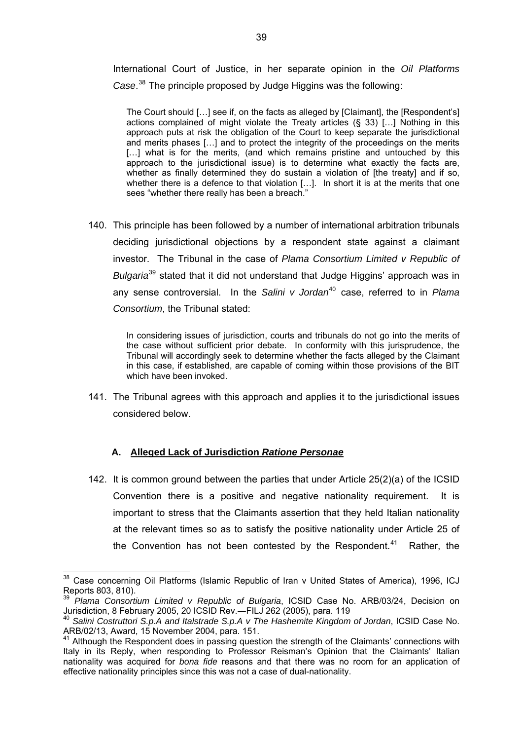International Court of Justice, in her separate opinion in the *Oil Platforms Case*.[38] The principle proposed by Judge Higgins was the following:

> The Court should […] see if, on the facts as alleged by [Claimant], the [Respondent's] actions complained of might violate the Treaty articles (§ 33) […] Nothing in this approach puts at risk the obligation of the Court to keep separate the jurisdictional and merits phases […] and to protect the integrity of the proceedings on the merits […] what is for the merits, (and which remains pristine and untouched by this approach to the jurisdictional issue) is to determine what exactly the facts are, whether as finally determined they do sustain a violation of [the treaty] and if so, whether there is a defence to that violation […]. In short it is at the merits that one sees "whether there really has been a breach."

140. This principle has been followed by a number of international arbitration tribunals deciding jurisdictional objections by a respondent state against a claimant investor. The Tribunal in the case of *Plama Consortium Limited v Republic of Bulgaria*[39] stated that it did not understand that Judge Higgins' approach was in any sense controversial. In the *Salini v Jordan*[40] case, referred to in *Plama Consortium*, the Tribunal stated:

> In considering issues of jurisdiction, courts and tribunals do not go into the merits of the case without sufficient prior debate. In conformity with this jurisprudence, the Tribunal will accordingly seek to determine whether the facts alleged by the Claimant in this case, if established, are capable of coming within those provisions of the BIT which have been invoked.

141. The Tribunal agrees with this approach and applies it to the jurisdictional issues considered below.

### A. Alleged Lack of Jurisdiction *Ratione Personae*

142. It is common ground between the parties that under Article 25(2)(a) of the ICSID Convention there is a positive and negative nationality requirement. It is important to stress that the Claimants assertion that they held Italian nationality at the relevant times so as to satisfy the positive nationality under Article 25 of the Convention has not been contested by the Respondent.[41] Rather, the

---

[38] Case concerning Oil Platforms (Islamic Republic of Iran v United States of America), 1996, ICJ Reports 803, 810).

[39] *Plama Consortium Limited v Republic of Bulgaria*, ICSID Case No. ARB/03/24, Decision on Jurisdiction, 8 February 2005, 20 ICSID Rev.—FILJ 262 (2005), para. 119

[40] *Salini Costruttori S.p.A and Italstrade S.p.A v The Hashemite Kingdom of Jordan*, ICSID Case No. ARB/02/13, Award, 15 November 2004, para. 151.

[41] Although the Respondent does in passing question the strength of the Claimants' connections with Italy in its Reply, when responding to Professor Reisman's Opinion that the Claimants' Italian nationality was acquired for *bona fide* reasons and that there was no room for an application of effective nationality principles since this was not a case of dual-nationality.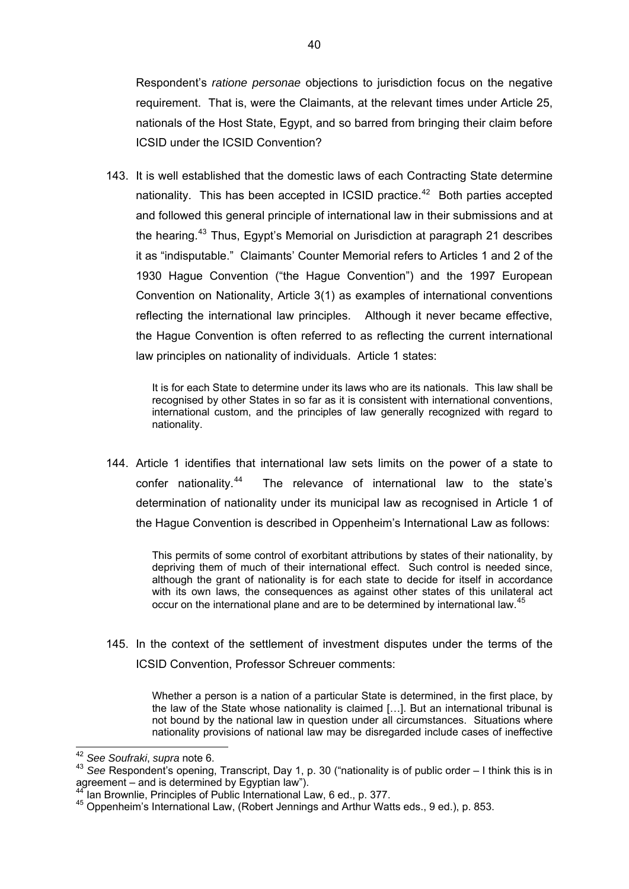Respondent's *ratione personae* objections to jurisdiction focus on the negative requirement. That is, were the Claimants, at the relevant times under Article 25, nationals of the Host State, Egypt, and so barred from bringing their claim before ICSID under the ICSID Convention?

143. It is well established that the domestic laws of each Contracting State determine nationality. This has been accepted in ICSID practice.[42] Both parties accepted and followed this general principle of international law in their submissions and at the hearing.[43] Thus, Egypt's Memorial on Jurisdiction at paragraph 21 describes it as "indisputable." Claimants' Counter Memorial refers to Articles 1 and 2 of the 1930 Hague Convention ("the Hague Convention") and the 1997 European Convention on Nationality, Article 3(1) as examples of international conventions reflecting the international law principles. Although it never became effective, the Hague Convention is often referred to as reflecting the current international law principles on nationality of individuals. Article 1 states:

> It is for each State to determine under its laws who are its nationals. This law shall be recognised by other States in so far as it is consistent with international conventions, international custom, and the principles of law generally recognized with regard to nationality.

144. Article 1 identifies that international law sets limits on the power of a state to confer nationality.[44] The relevance of international law to the state's determination of nationality under its municipal law as recognised in Article 1 of the Hague Convention is described in Oppenheim's International Law as follows:

> This permits of some control of exorbitant attributions by states of their nationality, by depriving them of much of their international effect. Such control is needed since, although the grant of nationality is for each state to decide for itself in accordance with its own laws, the consequences as against other states of this unilateral act occur on the international plane and are to be determined by international law.[45]

145. In the context of the settlement of investment disputes under the terms of the ICSID Convention, Professor Schreuer comments:

> Whether a person is a nation of a particular State is determined, in the first place, by the law of the State whose nationality is claimed […]. But an international tribunal is not bound by the national law in question under all circumstances. Situations where nationality provisions of national law may be disregarded include cases of ineffective

---

[42] *See Soufraki*, *supra* note 6.

[43] *See* Respondent's opening, Transcript, Day 1, p. 30 ("nationality is of public order – I think this is in agreement – and is determined by Egyptian law").

[44] Ian Brownlie, Principles of Public International Law, 6 ed., p. 377.

[45] Oppenheim's International Law, (Robert Jennings and Arthur Watts eds., 9 ed.), p. 853.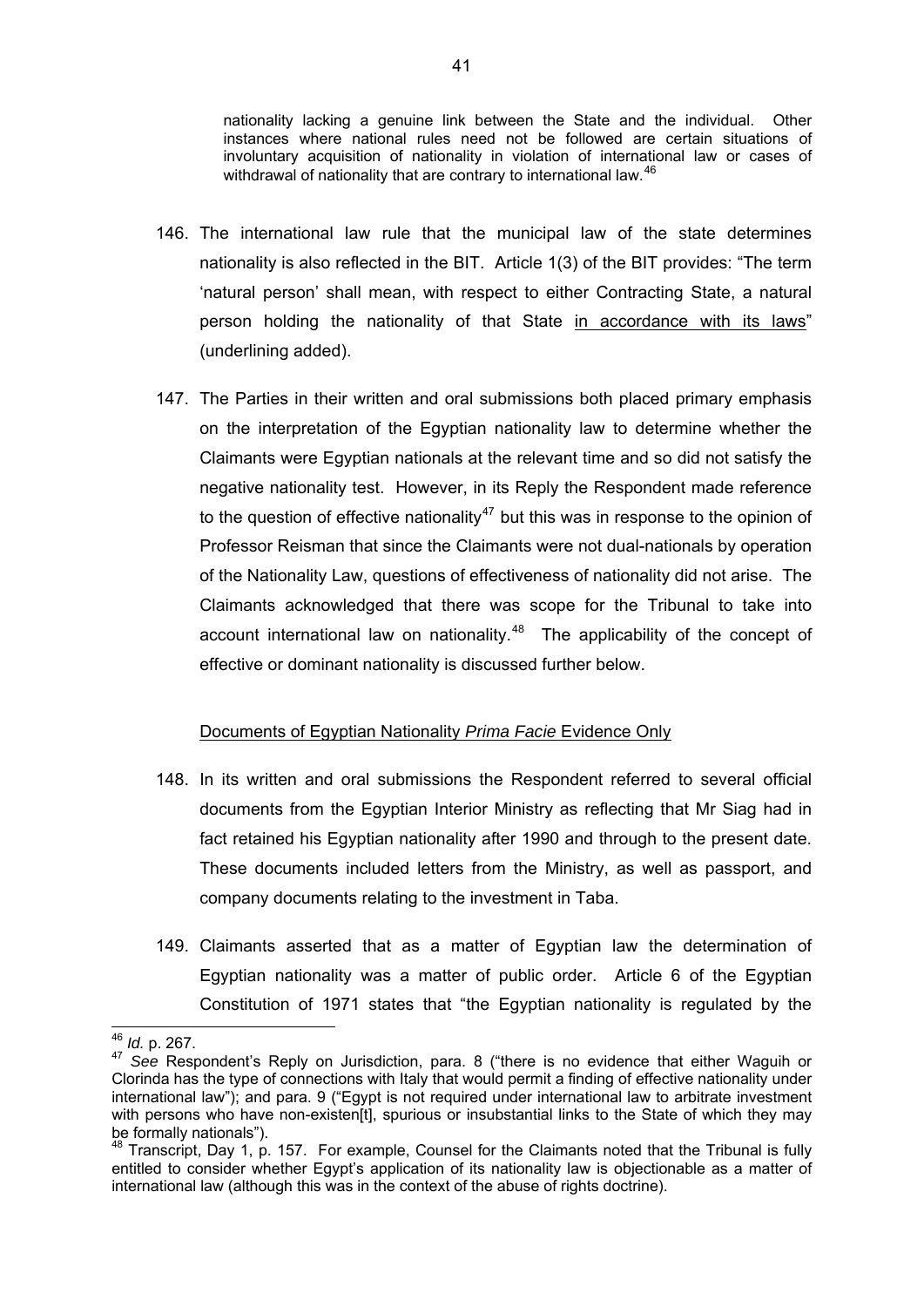> nationality lacking a genuine link between the State and the individual. Other instances where national rules need not be followed are certain situations of involuntary acquisition of nationality in violation of international law or cases of withdrawal of nationality that are contrary to international law.[46]

146. The international law rule that the municipal law of the state determines nationality is also reflected in the BIT. Article 1(3) of the BIT provides: "The term 'natural person' shall mean, with respect to either Contracting State, a natural person holding the nationality of that State <u>in accordance with its laws</u>" (underlining added).

147. The Parties in their written and oral submissions both placed primary emphasis on the interpretation of the Egyptian nationality law to determine whether the Claimants were Egyptian nationals at the relevant time and so did not satisfy the negative nationality test. However, in its Reply the Respondent made reference to the question of effective nationality[47] but this was in response to the opinion of Professor Reisman that since the Claimants were not dual-nationals by operation of the Nationality Law, questions of effectiveness of nationality did not arise. The Claimants acknowledged that there was scope for the Tribunal to take into account international law on nationality.[48] The applicability of the concept of effective or dominant nationality is discussed further below.

<u>Documents of Egyptian Nationality *Prima Facie* Evidence Only</u>

148. In its written and oral submissions the Respondent referred to several official documents from the Egyptian Interior Ministry as reflecting that Mr Siag had in fact retained his Egyptian nationality after 1990 and through to the present date. These documents included letters from the Ministry, as well as passport, and company documents relating to the investment in Taba.

149. Claimants asserted that as a matter of Egyptian law the determination of Egyptian nationality was a matter of public order. Article 6 of the Egyptian Constitution of 1971 states that "the Egyptian nationality is regulated by the

---

[46] *Id.* p. 267.

[47] *See* Respondent's Reply on Jurisdiction, para. 8 ("there is no evidence that either Waguih or Clorinda has the type of connections with Italy that would permit a finding of effective nationality under international law"); and para. 9 ("Egypt is not required under international law to arbitrate investment with persons who have non-existen[t], spurious or insubstantial links to the State of which they may be formally nationals").

[48] Transcript, Day 1, p. 157. For example, Counsel for the Claimants noted that the Tribunal is fully entitled to consider whether Egypt's application of its nationality law is objectionable as a matter of international law (although this was in the context of the abuse of rights doctrine).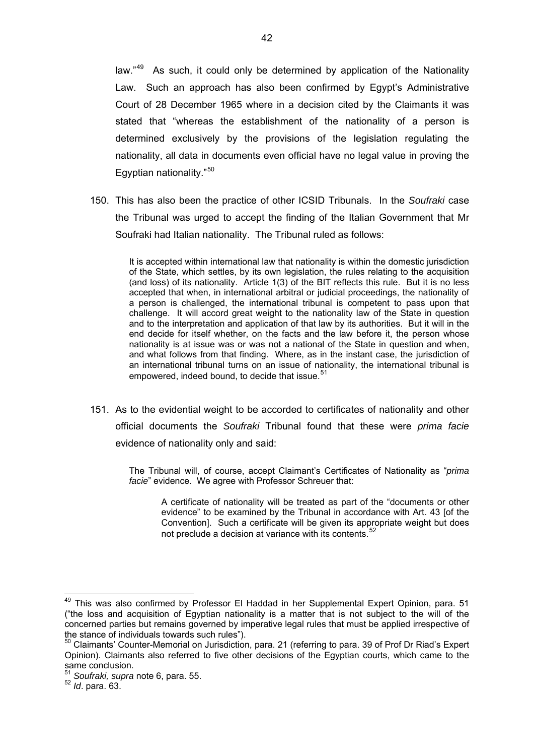law."[49] As such, it could only be determined by application of the Nationality Law. Such an approach has also been confirmed by Egypt's Administrative Court of 28 December 1965 where in a decision cited by the Claimants it was stated that "whereas the establishment of the nationality of a person is determined exclusively by the provisions of the legislation regulating the nationality, all data in documents even official have no legal value in proving the Egyptian nationality."[50]

150. This has also been the practice of other ICSID Tribunals. In the *Soufraki* case the Tribunal was urged to accept the finding of the Italian Government that Mr Soufraki had Italian nationality. The Tribunal ruled as follows:

> It is accepted within international law that nationality is within the domestic jurisdiction of the State, which settles, by its own legislation, the rules relating to the acquisition (and loss) of its nationality. Article 1(3) of the BIT reflects this rule. But it is no less accepted that when, in international arbitral or judicial proceedings, the nationality of a person is challenged, the international tribunal is competent to pass upon that challenge. It will accord great weight to the nationality law of the State in question and to the interpretation and application of that law by its authorities. But it will in the end decide for itself whether, on the facts and the law before it, the person whose nationality is at issue was or was not a national of the State in question and when, and what follows from that finding. Where, as in the instant case, the jurisdiction of an international tribunal turns on an issue of nationality, the international tribunal is empowered, indeed bound, to decide that issue.[51]

151. As to the evidential weight to be accorded to certificates of nationality and other official documents the *Soufraki* Tribunal found that these were *prima facie* evidence of nationality only and said:

> The Tribunal will, of course, accept Claimant's Certificates of Nationality as "*prima facie*" evidence. We agree with Professor Schreuer that:
>
> > A certificate of nationality will be treated as part of the "documents or other evidence" to be examined by the Tribunal in accordance with Art. 43 [of the Convention]. Such a certificate will be given its appropriate weight but does not preclude a decision at variance with its contents.[52]

---

[49] This was also confirmed by Professor El Haddad in her Supplemental Expert Opinion, para. 51 ("the loss and acquisition of Egyptian nationality is a matter that is not subject to the will of the concerned parties but remains governed by imperative legal rules that must be applied irrespective of the stance of individuals towards such rules").

[50] Claimants' Counter-Memorial on Jurisdiction, para. 21 (referring to para. 39 of Prof Dr Riad's Expert Opinion). Claimants also referred to five other decisions of the Egyptian courts, which came to the same conclusion.

[51] *Soufraki, supra* note 6, para. 55.

[52] *Id*. para. 63.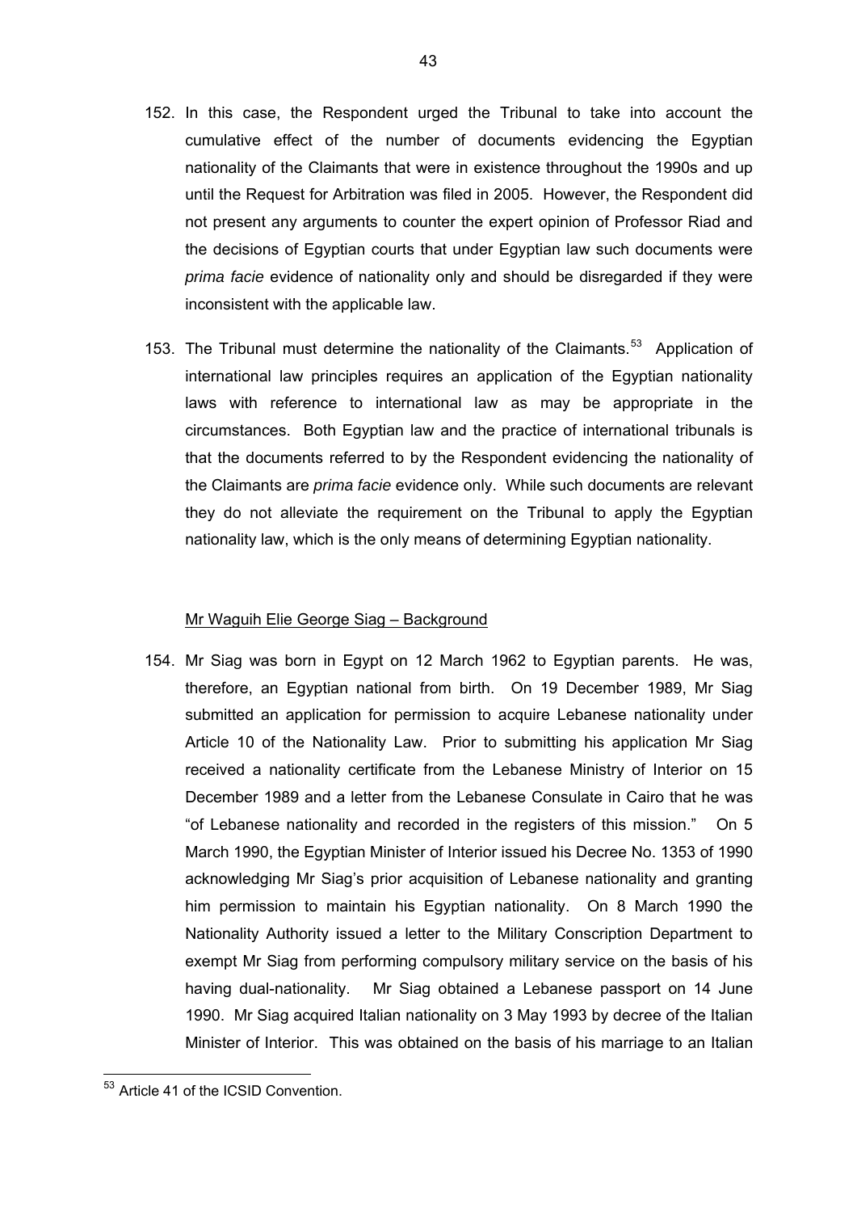152. In this case, the Respondent urged the Tribunal to take into account the cumulative effect of the number of documents evidencing the Egyptian nationality of the Claimants that were in existence throughout the 1990s and up until the Request for Arbitration was filed in 2005. However, the Respondent did not present any arguments to counter the expert opinion of Professor Riad and the decisions of Egyptian courts that under Egyptian law such documents were *prima facie* evidence of nationality only and should be disregarded if they were inconsistent with the applicable law.

153. The Tribunal must determine the nationality of the Claimants.[53] Application of international law principles requires an application of the Egyptian nationality laws with reference to international law as may be appropriate in the circumstances. Both Egyptian law and the practice of international tribunals is that the documents referred to by the Respondent evidencing the nationality of the Claimants are *prima facie* evidence only. While such documents are relevant they do not alleviate the requirement on the Tribunal to apply the Egyptian nationality law, which is the only means of determining Egyptian nationality.

<u>Mr Waguih Elie George Siag – Background</u>

154. Mr Siag was born in Egypt on 12 March 1962 to Egyptian parents. He was, therefore, an Egyptian national from birth. On 19 December 1989, Mr Siag submitted an application for permission to acquire Lebanese nationality under Article 10 of the Nationality Law. Prior to submitting his application Mr Siag received a nationality certificate from the Lebanese Ministry of Interior on 15 December 1989 and a letter from the Lebanese Consulate in Cairo that he was "of Lebanese nationality and recorded in the registers of this mission." On 5 March 1990, the Egyptian Minister of Interior issued his Decree No. 1353 of 1990 acknowledging Mr Siag's prior acquisition of Lebanese nationality and granting him permission to maintain his Egyptian nationality. On 8 March 1990 the Nationality Authority issued a letter to the Military Conscription Department to exempt Mr Siag from performing compulsory military service on the basis of his having dual-nationality. Mr Siag obtained a Lebanese passport on 14 June 1990. Mr Siag acquired Italian nationality on 3 May 1993 by decree of the Italian Minister of Interior. This was obtained on the basis of his marriage to an Italian

[53] Article 41 of the ICSID Convention.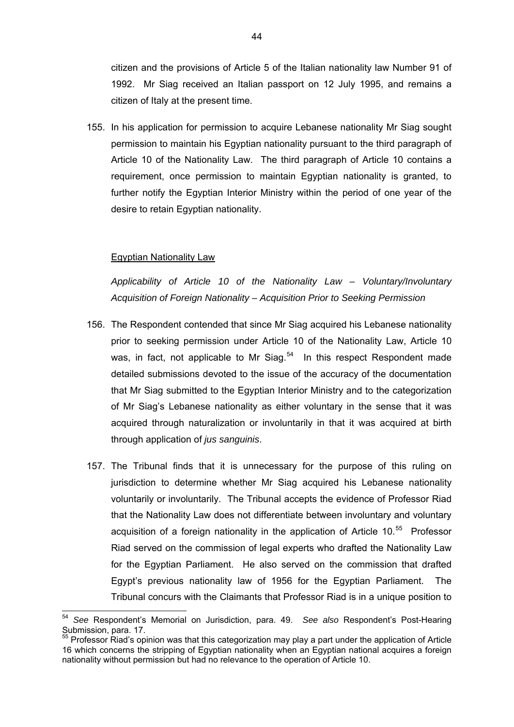citizen and the provisions of Article 5 of the Italian nationality law Number 91 of 1992. Mr Siag received an Italian passport on 12 July 1995, and remains a citizen of Italy at the present time.

155. In his application for permission to acquire Lebanese nationality Mr Siag sought permission to maintain his Egyptian nationality pursuant to the third paragraph of Article 10 of the Nationality Law. The third paragraph of Article 10 contains a requirement, once permission to maintain Egyptian nationality is granted, to further notify the Egyptian Interior Ministry within the period of one year of the desire to retain Egyptian nationality.

Egyptian Nationality Law

*Applicability of Article 10 of the Nationality Law – Voluntary/Involuntary Acquisition of Foreign Nationality – Acquisition Prior to Seeking Permission*

156. The Respondent contended that since Mr Siag acquired his Lebanese nationality prior to seeking permission under Article 10 of the Nationality Law, Article 10 was, in fact, not applicable to Mr Siag.[54] In this respect Respondent made detailed submissions devoted to the issue of the accuracy of the documentation that Mr Siag submitted to the Egyptian Interior Ministry and to the categorization of Mr Siag's Lebanese nationality as either voluntary in the sense that it was acquired through naturalization or involuntarily in that it was acquired at birth through application of *jus sanguinis*.

157. The Tribunal finds that it is unnecessary for the purpose of this ruling on jurisdiction to determine whether Mr Siag acquired his Lebanese nationality voluntarily or involuntarily. The Tribunal accepts the evidence of Professor Riad that the Nationality Law does not differentiate between involuntary and voluntary acquisition of a foreign nationality in the application of Article 10.[55] Professor Riad served on the commission of legal experts who drafted the Nationality Law for the Egyptian Parliament. He also served on the commission that drafted Egypt's previous nationality law of 1956 for the Egyptian Parliament. The Tribunal concurs with the Claimants that Professor Riad is in a unique position to

---

[54] *See* Respondent's Memorial on Jurisdiction, para. 49. *See also* Respondent's Post-Hearing Submission, para. 17.

[55] Professor Riad's opinion was that this categorization may play a part under the application of Article 16 which concerns the stripping of Egyptian nationality when an Egyptian national acquires a foreign nationality without permission but had no relevance to the operation of Article 10.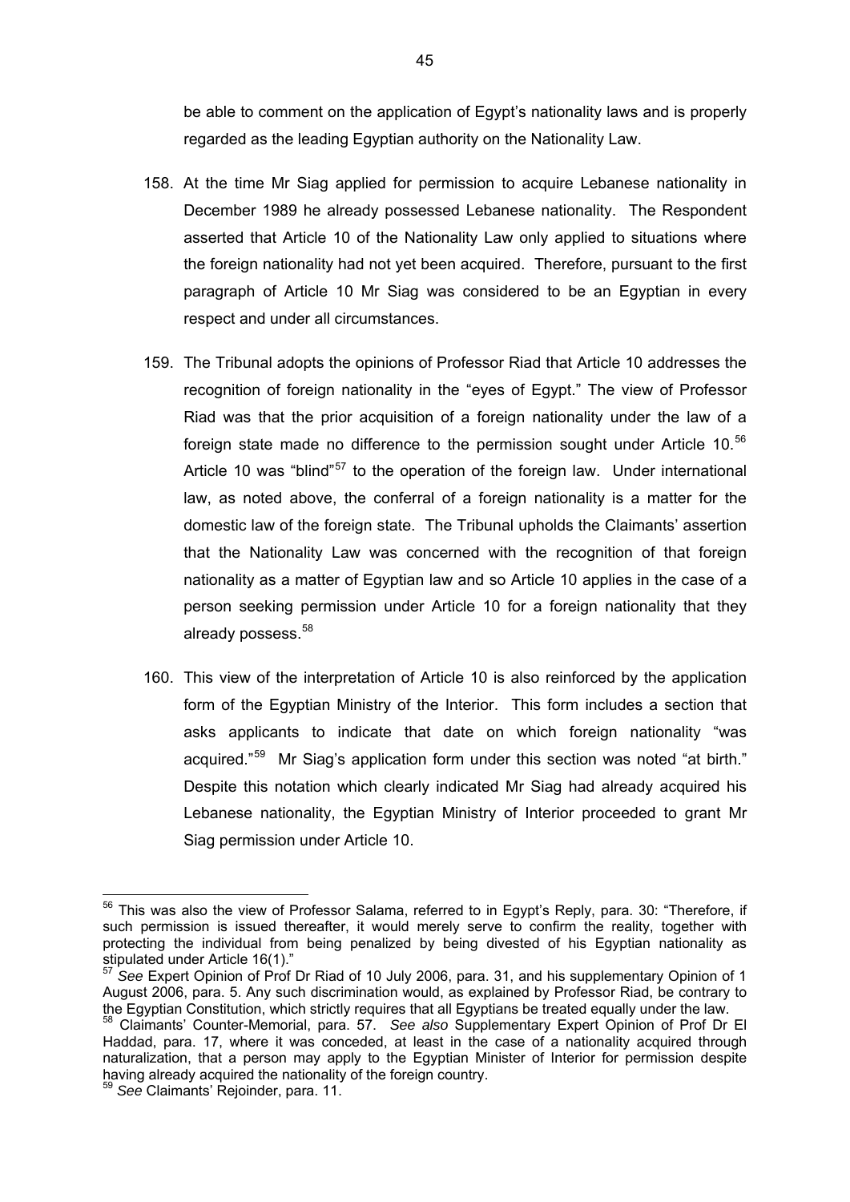be able to comment on the application of Egypt's nationality laws and is properly regarded as the leading Egyptian authority on the Nationality Law.

158. At the time Mr Siag applied for permission to acquire Lebanese nationality in December 1989 he already possessed Lebanese nationality. The Respondent asserted that Article 10 of the Nationality Law only applied to situations where the foreign nationality had not yet been acquired. Therefore, pursuant to the first paragraph of Article 10 Mr Siag was considered to be an Egyptian in every respect and under all circumstances.

159. The Tribunal adopts the opinions of Professor Riad that Article 10 addresses the recognition of foreign nationality in the "eyes of Egypt." The view of Professor Riad was that the prior acquisition of a foreign nationality under the law of a foreign state made no difference to the permission sought under Article 10.[56] Article 10 was "blind"[57] to the operation of the foreign law. Under international law, as noted above, the conferral of a foreign nationality is a matter for the domestic law of the foreign state. The Tribunal upholds the Claimants' assertion that the Nationality Law was concerned with the recognition of that foreign nationality as a matter of Egyptian law and so Article 10 applies in the case of a person seeking permission under Article 10 for a foreign nationality that they already possess.[58]

160. This view of the interpretation of Article 10 is also reinforced by the application form of the Egyptian Ministry of the Interior. This form includes a section that asks applicants to indicate that date on which foreign nationality "was acquired."[59] Mr Siag's application form under this section was noted "at birth." Despite this notation which clearly indicated Mr Siag had already acquired his Lebanese nationality, the Egyptian Ministry of Interior proceeded to grant Mr Siag permission under Article 10.

---

[56] This was also the view of Professor Salama, referred to in Egypt's Reply, para. 30: "Therefore, if such permission is issued thereafter, it would merely serve to confirm the reality, together with protecting the individual from being penalized by being divested of his Egyptian nationality as stipulated under Article 16(1)."

[57] *See* Expert Opinion of Prof Dr Riad of 10 July 2006, para. 31, and his supplementary Opinion of 1 August 2006, para. 5. Any such discrimination would, as explained by Professor Riad, be contrary to the Egyptian Constitution, which strictly requires that all Egyptians be treated equally under the law.

[58] Claimants' Counter-Memorial, para. 57. *See also* Supplementary Expert Opinion of Prof Dr El Haddad, para. 17, where it was conceded, at least in the case of a nationality acquired through naturalization, that a person may apply to the Egyptian Minister of Interior for permission despite having already acquired the nationality of the foreign country.

[59] *See* Claimants' Rejoinder, para. 11.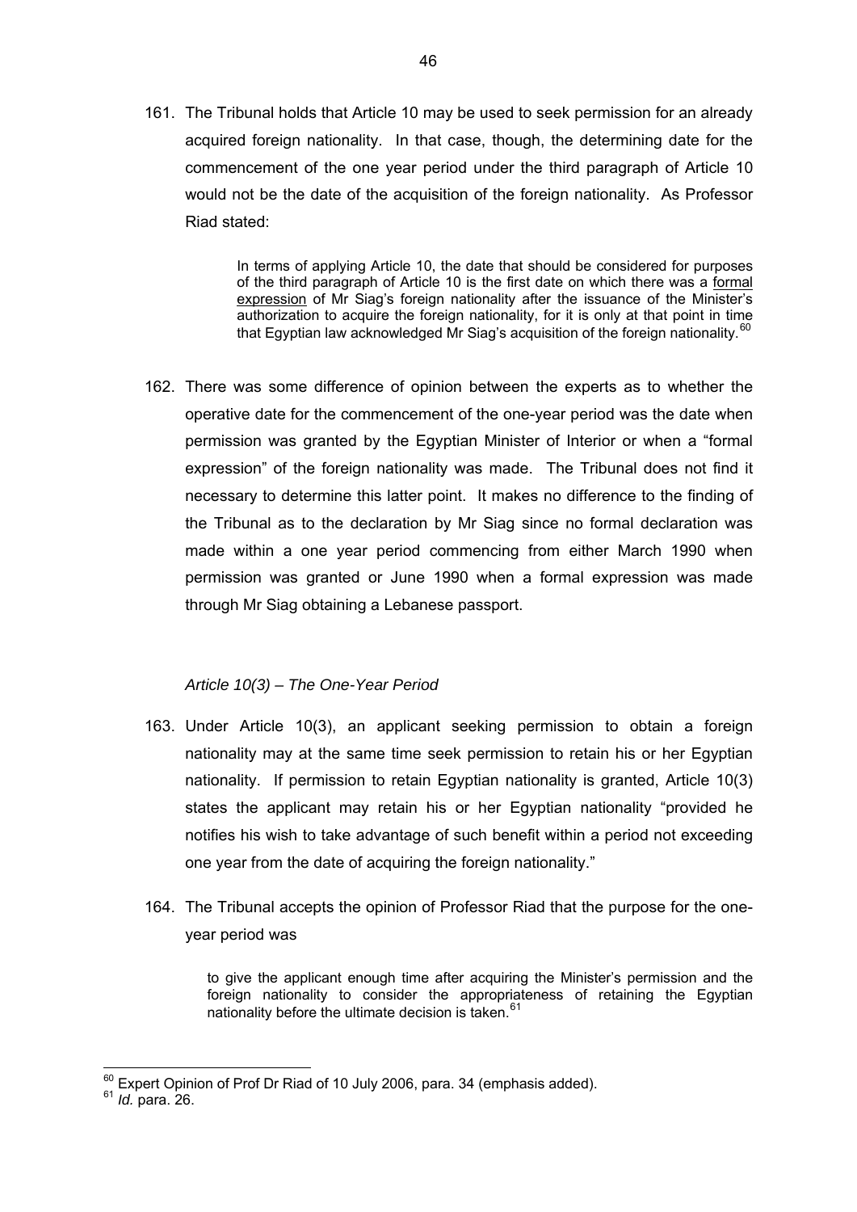161. The Tribunal holds that Article 10 may be used to seek permission for an already acquired foreign nationality. In that case, though, the determining date for the commencement of the one year period under the third paragraph of Article 10 would not be the date of the acquisition of the foreign nationality. As Professor Riad stated:

> In terms of applying Article 10, the date that should be considered for purposes of the third paragraph of Article 10 is the first date on which there was a <u>formal expression</u> of Mr Siag's foreign nationality after the issuance of the Minister's authorization to acquire the foreign nationality, for it is only at that point in time that Egyptian law acknowledged Mr Siag's acquisition of the foreign nationality.[60]

162. There was some difference of opinion between the experts as to whether the operative date for the commencement of the one-year period was the date when permission was granted by the Egyptian Minister of Interior or when a "formal expression" of the foreign nationality was made. The Tribunal does not find it necessary to determine this latter point. It makes no difference to the finding of the Tribunal as to the declaration by Mr Siag since no formal declaration was made within a one year period commencing from either March 1990 when permission was granted or June 1990 when a formal expression was made through Mr Siag obtaining a Lebanese passport.

*Article 10(3) – The One-Year Period*

163. Under Article 10(3), an applicant seeking permission to obtain a foreign nationality may at the same time seek permission to retain his or her Egyptian nationality. If permission to retain Egyptian nationality is granted, Article 10(3) states the applicant may retain his or her Egyptian nationality "provided he notifies his wish to take advantage of such benefit within a period not exceeding one year from the date of acquiring the foreign nationality."

164. The Tribunal accepts the opinion of Professor Riad that the purpose for the one-year period was

> to give the applicant enough time after acquiring the Minister's permission and the foreign nationality to consider the appropriateness of retaining the Egyptian nationality before the ultimate decision is taken.[61]

---

[60] Expert Opinion of Prof Dr Riad of 10 July 2006, para. 34 (emphasis added).

[61] *Id.* para. 26.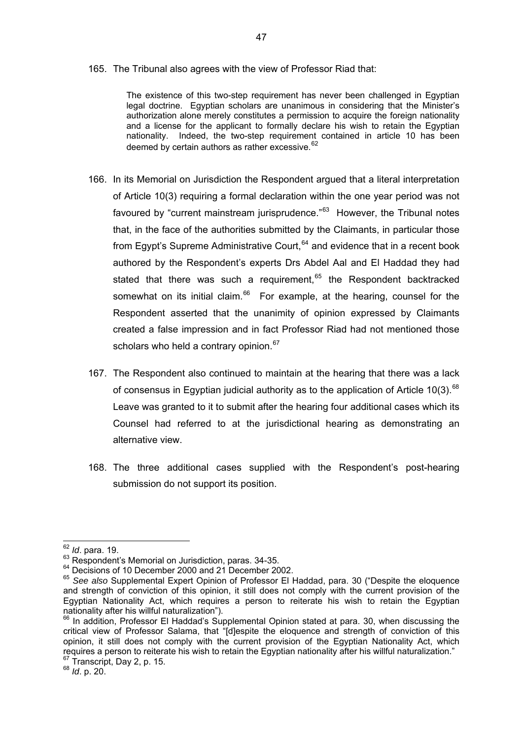165. The Tribunal also agrees with the view of Professor Riad that:

> The existence of this two-step requirement has never been challenged in Egyptian legal doctrine. Egyptian scholars are unanimous in considering that the Minister's authorization alone merely constitutes a permission to acquire the foreign nationality and a license for the applicant to formally declare his wish to retain the Egyptian nationality. Indeed, the two-step requirement contained in article 10 has been deemed by certain authors as rather excessive.[62]

166. In its Memorial on Jurisdiction the Respondent argued that a literal interpretation of Article 10(3) requiring a formal declaration within the one year period was not favoured by "current mainstream jurisprudence."[63] However, the Tribunal notes that, in the face of the authorities submitted by the Claimants, in particular those from Egypt's Supreme Administrative Court,[64] and evidence that in a recent book authored by the Respondent's experts Drs Abdel Aal and El Haddad they had stated that there was such a requirement,[65] the Respondent backtracked somewhat on its initial claim.[66] For example, at the hearing, counsel for the Respondent asserted that the unanimity of opinion expressed by Claimants created a false impression and in fact Professor Riad had not mentioned those scholars who held a contrary opinion.[67]

167. The Respondent also continued to maintain at the hearing that there was a lack of consensus in Egyptian judicial authority as to the application of Article 10(3).[68] Leave was granted to it to submit after the hearing four additional cases which its Counsel had referred to at the jurisdictional hearing as demonstrating an alternative view.

168. The three additional cases supplied with the Respondent's post-hearing submission do not support its position.

---

[62] *Id*. para. 19.

[63] Respondent's Memorial on Jurisdiction, paras. 34-35.

[64] Decisions of 10 December 2000 and 21 December 2002.

[65] *See also* Supplemental Expert Opinion of Professor El Haddad, para. 30 ("Despite the eloquence and strength of conviction of this opinion, it still does not comply with the current provision of the Egyptian Nationality Act, which requires a person to reiterate his wish to retain the Egyptian nationality after his willful naturalization").

[66] In addition, Professor El Haddad's Supplemental Opinion stated at para. 30, when discussing the critical view of Professor Salama, that "[d]espite the eloquence and strength of conviction of this opinion, it still does not comply with the current provision of the Egyptian Nationality Act, which requires a person to reiterate his wish to retain the Egyptian nationality after his willful naturalization."

[67] Transcript, Day 2, p. 15.

[68] *Id*. p. 20.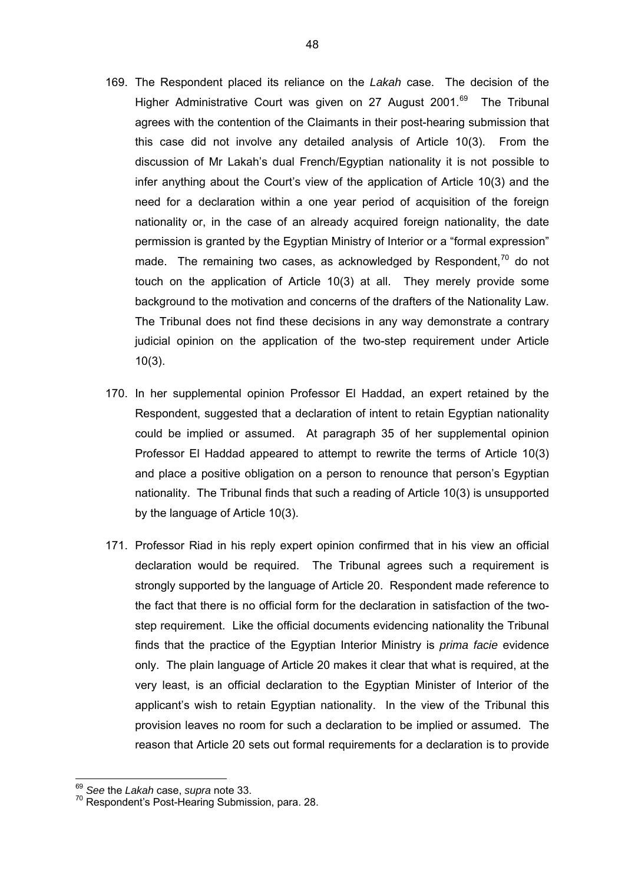169. The Respondent placed its reliance on the *Lakah* case. The decision of the Higher Administrative Court was given on 27 August 2001.[69] The Tribunal agrees with the contention of the Claimants in their post-hearing submission that this case did not involve any detailed analysis of Article 10(3). From the discussion of Mr Lakah's dual French/Egyptian nationality it is not possible to infer anything about the Court's view of the application of Article 10(3) and the need for a declaration within a one year period of acquisition of the foreign nationality or, in the case of an already acquired foreign nationality, the date permission is granted by the Egyptian Ministry of Interior or a "formal expression" made. The remaining two cases, as acknowledged by Respondent,[70] do not touch on the application of Article 10(3) at all. They merely provide some background to the motivation and concerns of the drafters of the Nationality Law. The Tribunal does not find these decisions in any way demonstrate a contrary judicial opinion on the application of the two-step requirement under Article 10(3).

170. In her supplemental opinion Professor El Haddad, an expert retained by the Respondent, suggested that a declaration of intent to retain Egyptian nationality could be implied or assumed. At paragraph 35 of her supplemental opinion Professor El Haddad appeared to attempt to rewrite the terms of Article 10(3) and place a positive obligation on a person to renounce that person's Egyptian nationality. The Tribunal finds that such a reading of Article 10(3) is unsupported by the language of Article 10(3).

171. Professor Riad in his reply expert opinion confirmed that in his view an official declaration would be required. The Tribunal agrees such a requirement is strongly supported by the language of Article 20. Respondent made reference to the fact that there is no official form for the declaration in satisfaction of the two-step requirement. Like the official documents evidencing nationality the Tribunal finds that the practice of the Egyptian Interior Ministry is *prima facie* evidence only. The plain language of Article 20 makes it clear that what is required, at the very least, is an official declaration to the Egyptian Minister of Interior of the applicant's wish to retain Egyptian nationality. In the view of the Tribunal this provision leaves no room for such a declaration to be implied or assumed. The reason that Article 20 sets out formal requirements for a declaration is to provide

---

[69] *See* the *Lakah* case, *supra* note 33.

[70] Respondent's Post-Hearing Submission, para. 28.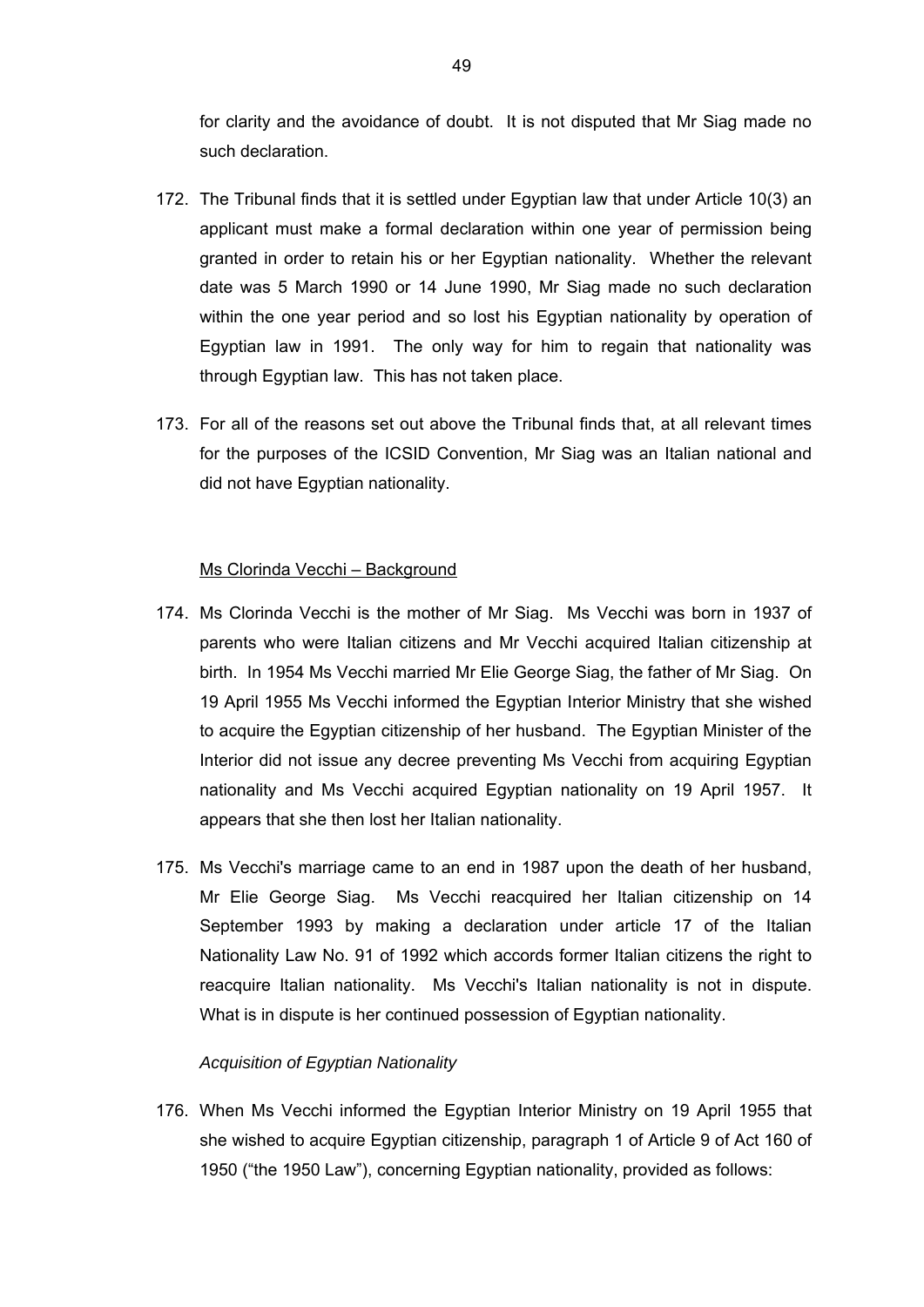for clarity and the avoidance of doubt. It is not disputed that Mr Siag made no such declaration.

172. The Tribunal finds that it is settled under Egyptian law that under Article 10(3) an applicant must make a formal declaration within one year of permission being granted in order to retain his or her Egyptian nationality. Whether the relevant date was 5 March 1990 or 14 June 1990, Mr Siag made no such declaration within the one year period and so lost his Egyptian nationality by operation of Egyptian law in 1991. The only way for him to regain that nationality was through Egyptian law. This has not taken place.

173. For all of the reasons set out above the Tribunal finds that, at all relevant times for the purposes of the ICSID Convention, Mr Siag was an Italian national and did not have Egyptian nationality.

<u>Ms Clorinda Vecchi – Background</u>

174. Ms Clorinda Vecchi is the mother of Mr Siag. Ms Vecchi was born in 1937 of parents who were Italian citizens and Mr Vecchi acquired Italian citizenship at birth. In 1954 Ms Vecchi married Mr Elie George Siag, the father of Mr Siag. On 19 April 1955 Ms Vecchi informed the Egyptian Interior Ministry that she wished to acquire the Egyptian citizenship of her husband. The Egyptian Minister of the Interior did not issue any decree preventing Ms Vecchi from acquiring Egyptian nationality and Ms Vecchi acquired Egyptian nationality on 19 April 1957. It appears that she then lost her Italian nationality.

175. Ms Vecchi's marriage came to an end in 1987 upon the death of her husband, Mr Elie George Siag. Ms Vecchi reacquired her Italian citizenship on 14 September 1993 by making a declaration under article 17 of the Italian Nationality Law No. 91 of 1992 which accords former Italian citizens the right to reacquire Italian nationality. Ms Vecchi's Italian nationality is not in dispute. What is in dispute is her continued possession of Egyptian nationality.

*Acquisition of Egyptian Nationality*

176. When Ms Vecchi informed the Egyptian Interior Ministry on 19 April 1955 that she wished to acquire Egyptian citizenship, paragraph 1 of Article 9 of Act 160 of 1950 ("the 1950 Law"), concerning Egyptian nationality, provided as follows: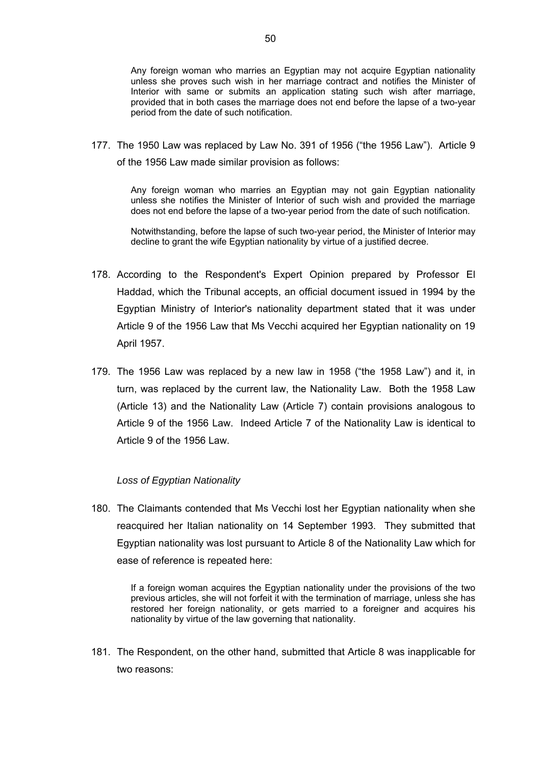> Any foreign woman who marries an Egyptian may not acquire Egyptian nationality unless she proves such wish in her marriage contract and notifies the Minister of Interior with same or submits an application stating such wish after marriage, provided that in both cases the marriage does not end before the lapse of a two-year period from the date of such notification.

177. The 1950 Law was replaced by Law No. 391 of 1956 ("the 1956 Law"). Article 9 of the 1956 Law made similar provision as follows:

> Any foreign woman who marries an Egyptian may not gain Egyptian nationality unless she notifies the Minister of Interior of such wish and provided the marriage does not end before the lapse of a two-year period from the date of such notification.
>
> Notwithstanding, before the lapse of such two-year period, the Minister of Interior may decline to grant the wife Egyptian nationality by virtue of a justified decree.

178. According to the Respondent's Expert Opinion prepared by Professor El Haddad, which the Tribunal accepts, an official document issued in 1994 by the Egyptian Ministry of Interior's nationality department stated that it was under Article 9 of the 1956 Law that Ms Vecchi acquired her Egyptian nationality on 19 April 1957.

179. The 1956 Law was replaced by a new law in 1958 ("the 1958 Law") and it, in turn, was replaced by the current law, the Nationality Law. Both the 1958 Law (Article 13) and the Nationality Law (Article 7) contain provisions analogous to Article 9 of the 1956 Law. Indeed Article 7 of the Nationality Law is identical to Article 9 of the 1956 Law.

*Loss of Egyptian Nationality*

180. The Claimants contended that Ms Vecchi lost her Egyptian nationality when she reacquired her Italian nationality on 14 September 1993. They submitted that Egyptian nationality was lost pursuant to Article 8 of the Nationality Law which for ease of reference is repeated here:

> If a foreign woman acquires the Egyptian nationality under the provisions of the two previous articles, she will not forfeit it with the termination of marriage, unless she has restored her foreign nationality, or gets married to a foreigner and acquires his nationality by virtue of the law governing that nationality.

181. The Respondent, on the other hand, submitted that Article 8 was inapplicable for two reasons: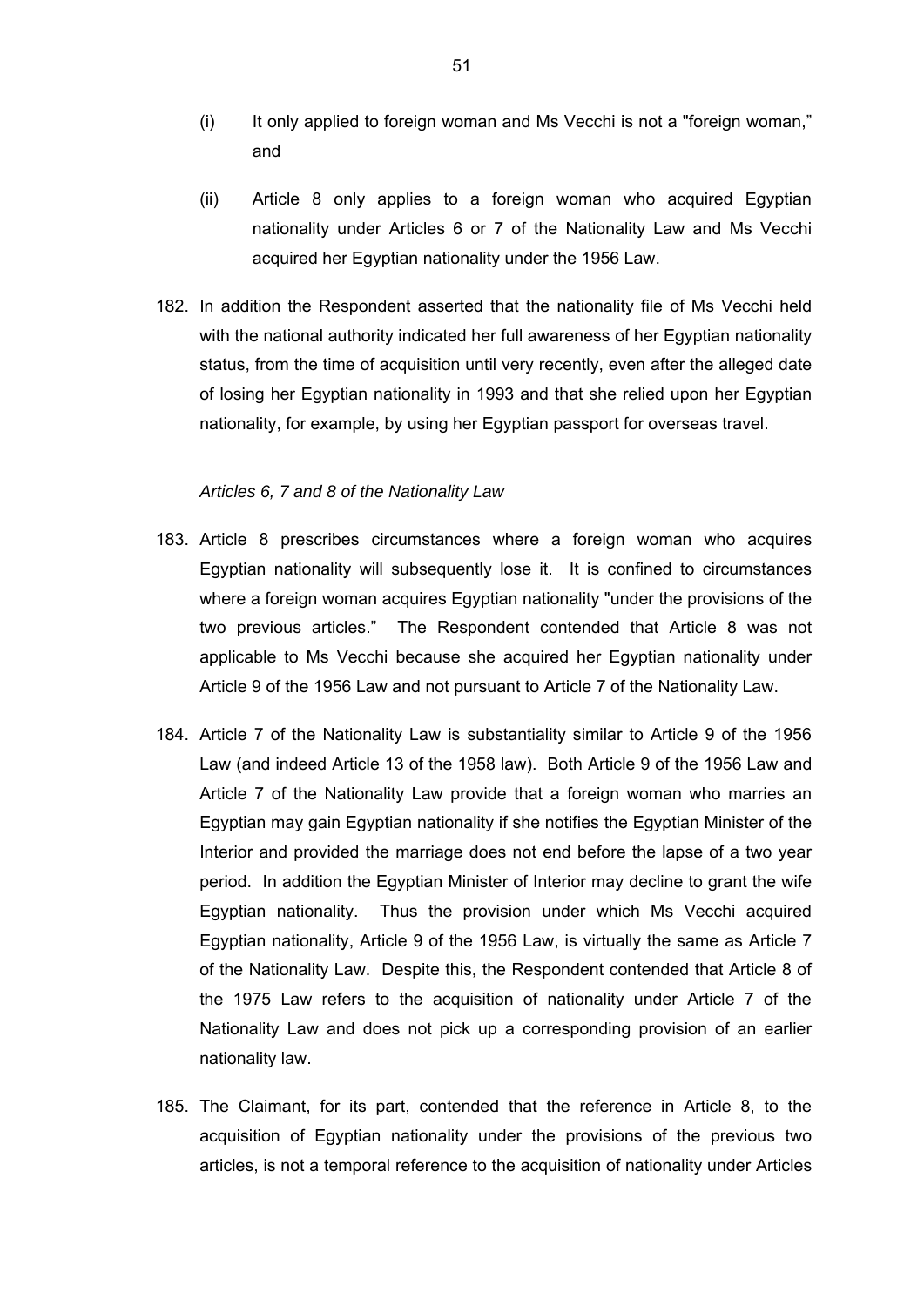(i) It only applied to foreign woman and Ms Vecchi is not a "foreign woman," and

(ii) Article 8 only applies to a foreign woman who acquired Egyptian nationality under Articles 6 or 7 of the Nationality Law and Ms Vecchi acquired her Egyptian nationality under the 1956 Law.

182. In addition the Respondent asserted that the nationality file of Ms Vecchi held with the national authority indicated her full awareness of her Egyptian nationality status, from the time of acquisition until very recently, even after the alleged date of losing her Egyptian nationality in 1993 and that she relied upon her Egyptian nationality, for example, by using her Egyptian passport for overseas travel.

*Articles 6, 7 and 8 of the Nationality Law*

183. Article 8 prescribes circumstances where a foreign woman who acquires Egyptian nationality will subsequently lose it. It is confined to circumstances where a foreign woman acquires Egyptian nationality "under the provisions of the two previous articles." The Respondent contended that Article 8 was not applicable to Ms Vecchi because she acquired her Egyptian nationality under Article 9 of the 1956 Law and not pursuant to Article 7 of the Nationality Law.

184. Article 7 of the Nationality Law is substantiality similar to Article 9 of the 1956 Law (and indeed Article 13 of the 1958 law). Both Article 9 of the 1956 Law and Article 7 of the Nationality Law provide that a foreign woman who marries an Egyptian may gain Egyptian nationality if she notifies the Egyptian Minister of the Interior and provided the marriage does not end before the lapse of a two year period. In addition the Egyptian Minister of Interior may decline to grant the wife Egyptian nationality. Thus the provision under which Ms Vecchi acquired Egyptian nationality, Article 9 of the 1956 Law, is virtually the same as Article 7 of the Nationality Law. Despite this, the Respondent contended that Article 8 of the 1975 Law refers to the acquisition of nationality under Article 7 of the Nationality Law and does not pick up a corresponding provision of an earlier nationality law.

185. The Claimant, for its part, contended that the reference in Article 8, to the acquisition of Egyptian nationality under the provisions of the previous two articles, is not a temporal reference to the acquisition of nationality under Articles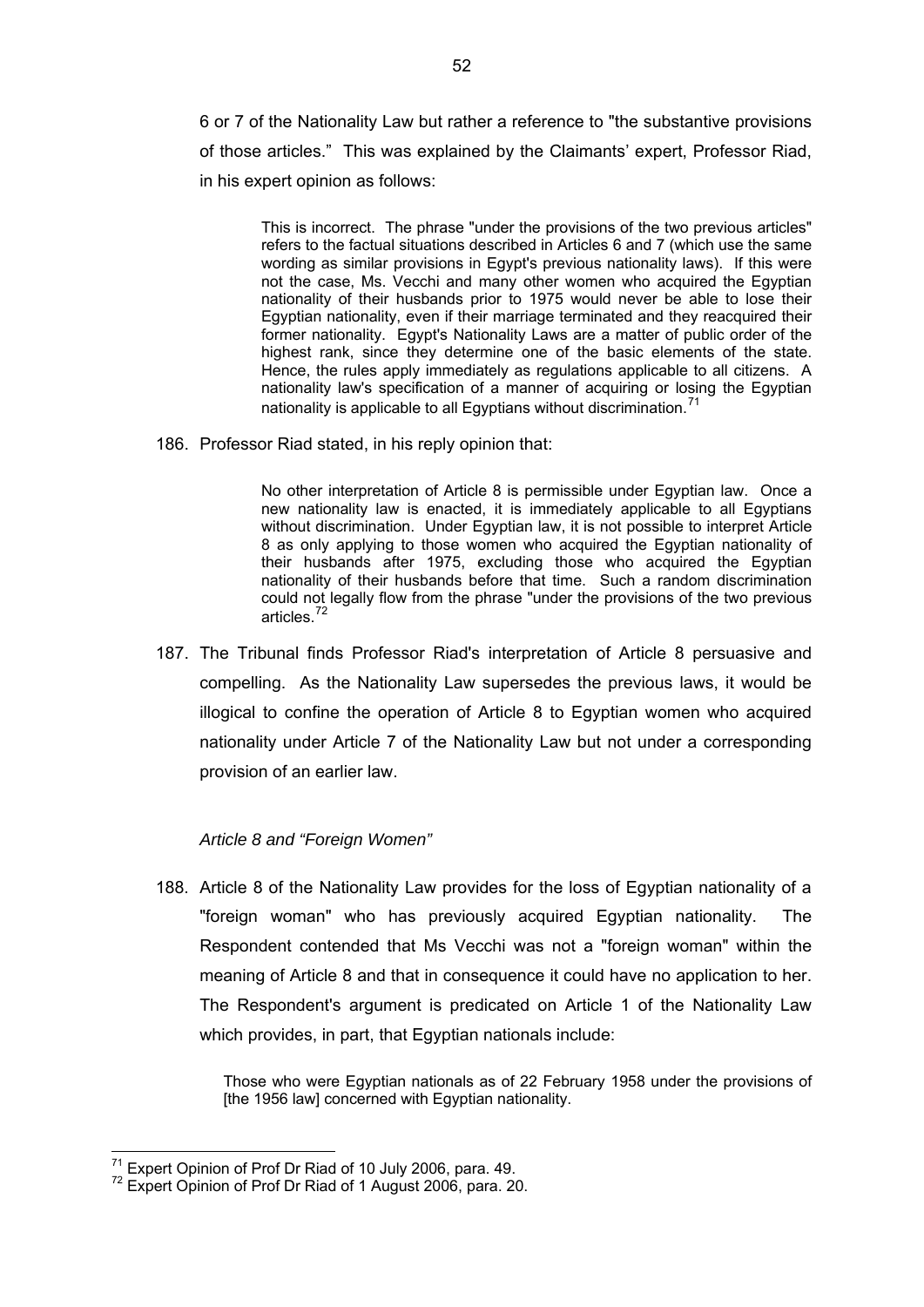6 or 7 of the Nationality Law but rather a reference to "the substantive provisions of those articles." This was explained by the Claimants' expert, Professor Riad, in his expert opinion as follows:

> This is incorrect. The phrase "under the provisions of the two previous articles" refers to the factual situations described in Articles 6 and 7 (which use the same wording as similar provisions in Egypt's previous nationality laws). If this were not the case, Ms. Vecchi and many other women who acquired the Egyptian nationality of their husbands prior to 1975 would never be able to lose their Egyptian nationality, even if their marriage terminated and they reacquired their former nationality. Egypt's Nationality Laws are a matter of public order of the highest rank, since they determine one of the basic elements of the state. Hence, the rules apply immediately as regulations applicable to all citizens. A nationality law's specification of a manner of acquiring or losing the Egyptian nationality is applicable to all Egyptians without discrimination.[71]

186. Professor Riad stated, in his reply opinion that:

> No other interpretation of Article 8 is permissible under Egyptian law. Once a new nationality law is enacted, it is immediately applicable to all Egyptians without discrimination. Under Egyptian law, it is not possible to interpret Article 8 as only applying to those women who acquired the Egyptian nationality of their husbands after 1975, excluding those who acquired the Egyptian nationality of their husbands before that time. Such a random discrimination could not legally flow from the phrase "under the provisions of the two previous articles.[72]

187. The Tribunal finds Professor Riad's interpretation of Article 8 persuasive and compelling. As the Nationality Law supersedes the previous laws, it would be illogical to confine the operation of Article 8 to Egyptian women who acquired nationality under Article 7 of the Nationality Law but not under a corresponding provision of an earlier law.

*Article 8 and "Foreign Women"*

188. Article 8 of the Nationality Law provides for the loss of Egyptian nationality of a "foreign woman" who has previously acquired Egyptian nationality. The Respondent contended that Ms Vecchi was not a "foreign woman" within the meaning of Article 8 and that in consequence it could have no application to her. The Respondent's argument is predicated on Article 1 of the Nationality Law which provides, in part, that Egyptian nationals include:

> Those who were Egyptian nationals as of 22 February 1958 under the provisions of [the 1956 law] concerned with Egyptian nationality.

---

[71] Expert Opinion of Prof Dr Riad of 10 July 2006, para. 49.

[72] Expert Opinion of Prof Dr Riad of 1 August 2006, para. 20.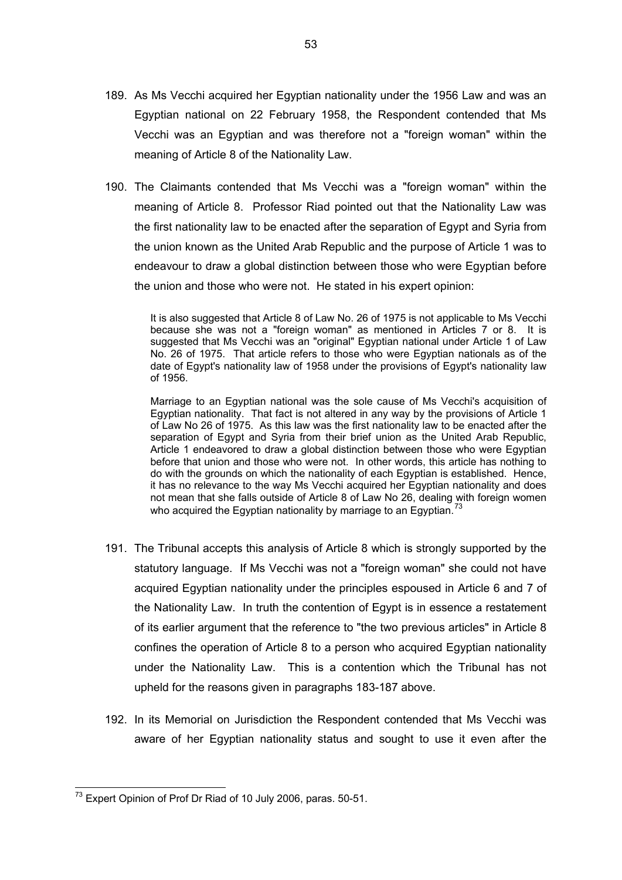189. As Ms Vecchi acquired her Egyptian nationality under the 1956 Law and was an Egyptian national on 22 February 1958, the Respondent contended that Ms Vecchi was an Egyptian and was therefore not a "foreign woman" within the meaning of Article 8 of the Nationality Law.

190. The Claimants contended that Ms Vecchi was a "foreign woman" within the meaning of Article 8. Professor Riad pointed out that the Nationality Law was the first nationality law to be enacted after the separation of Egypt and Syria from the union known as the United Arab Republic and the purpose of Article 1 was to endeavour to draw a global distinction between those who were Egyptian before the union and those who were not. He stated in his expert opinion:

> It is also suggested that Article 8 of Law No. 26 of 1975 is not applicable to Ms Vecchi because she was not a "foreign woman" as mentioned in Articles 7 or 8. It is suggested that Ms Vecchi was an "original" Egyptian national under Article 1 of Law No. 26 of 1975. That article refers to those who were Egyptian nationals as of the date of Egypt's nationality law of 1958 under the provisions of Egypt's nationality law of 1956.
>
> Marriage to an Egyptian national was the sole cause of Ms Vecchi's acquisition of Egyptian nationality. That fact is not altered in any way by the provisions of Article 1 of Law No 26 of 1975. As this law was the first nationality law to be enacted after the separation of Egypt and Syria from their brief union as the United Arab Republic, Article 1 endeavored to draw a global distinction between those who were Egyptian before that union and those who were not. In other words, this article has nothing to do with the grounds on which the nationality of each Egyptian is established. Hence, it has no relevance to the way Ms Vecchi acquired her Egyptian nationality and does not mean that she falls outside of Article 8 of Law No 26, dealing with foreign women who acquired the Egyptian nationality by marriage to an Egyptian.[73]

191. The Tribunal accepts this analysis of Article 8 which is strongly supported by the statutory language. If Ms Vecchi was not a "foreign woman" she could not have acquired Egyptian nationality under the principles espoused in Article 6 and 7 of the Nationality Law. In truth the contention of Egypt is in essence a restatement of its earlier argument that the reference to "the two previous articles" in Article 8 confines the operation of Article 8 to a person who acquired Egyptian nationality under the Nationality Law. This is a contention which the Tribunal has not upheld for the reasons given in paragraphs 183-187 above.

192. In its Memorial on Jurisdiction the Respondent contended that Ms Vecchi was aware of her Egyptian nationality status and sought to use it even after the

---

[73] Expert Opinion of Prof Dr Riad of 10 July 2006, paras. 50-51.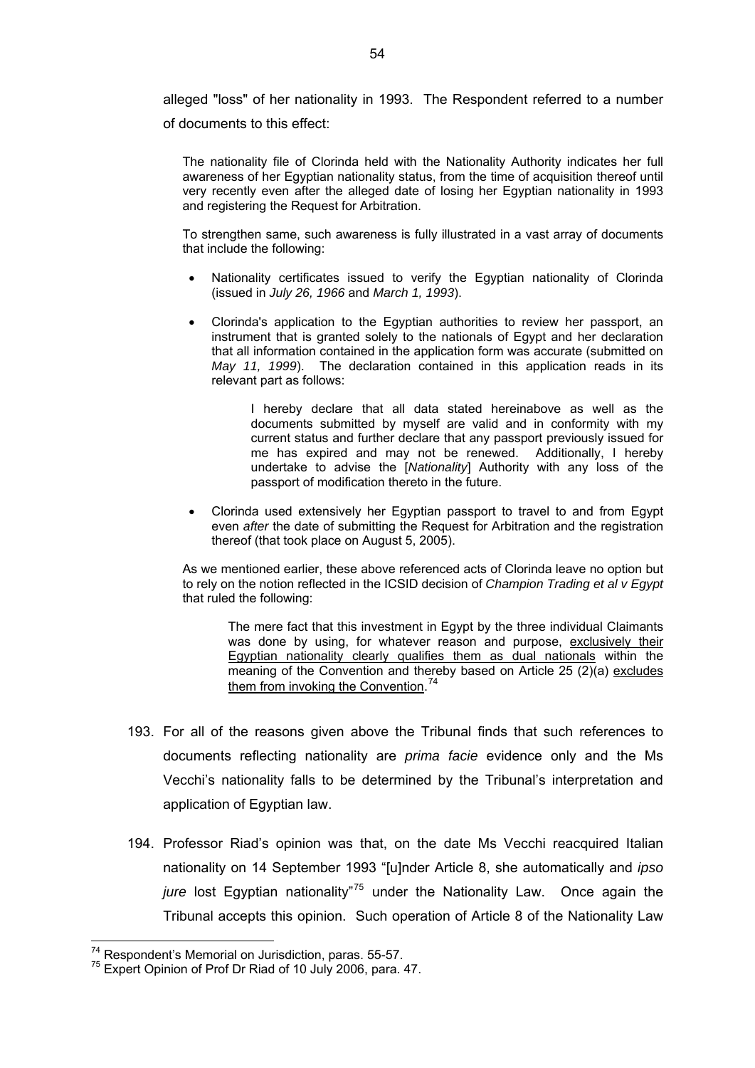alleged "loss" of her nationality in 1993. The Respondent referred to a number of documents to this effect:

> The nationality file of Clorinda held with the Nationality Authority indicates her full awareness of her Egyptian nationality status, from the time of acquisition thereof until very recently even after the alleged date of losing her Egyptian nationality in 1993 and registering the Request for Arbitration.
>
> To strengthen same, such awareness is fully illustrated in a vast array of documents that include the following:
>
> - Nationality certificates issued to verify the Egyptian nationality of Clorinda (issued in *July 26, 1966* and *March 1, 1993*).
> - Clorinda's application to the Egyptian authorities to review her passport, an instrument that is granted solely to the nationals of Egypt and her declaration that all information contained in the application form was accurate (submitted on *May 11, 1999*). The declaration contained in this application reads in its relevant part as follows:
>
>   > I hereby declare that all data stated hereinabove as well as the documents submitted by myself are valid and in conformity with my current status and further declare that any passport previously issued for me has expired and may not be renewed. Additionally, I hereby undertake to advise the [*Nationality*] Authority with any loss of the passport of modification thereto in the future.
>
> - Clorinda used extensively her Egyptian passport to travel to and from Egypt even *after* the date of submitting the Request for Arbitration and the registration thereof (that took place on August 5, 2005).
>
> As we mentioned earlier, these above referenced acts of Clorinda leave no option but to rely on the notion reflected in the ICSID decision of *Champion Trading et al v Egypt* that ruled the following:
>
> > The mere fact that this investment in Egypt by the three individual Claimants was done by using, for whatever reason and purpose, exclusively their Egyptian nationality clearly qualifies them as dual nationals within the meaning of the Convention and thereby based on Article 25 (2)(a) excludes them from invoking the Convention.[74]

193. For all of the reasons given above the Tribunal finds that such references to documents reflecting nationality are *prima facie* evidence only and the Ms Vecchi's nationality falls to be determined by the Tribunal's interpretation and application of Egyptian law.

194. Professor Riad's opinion was that, on the date Ms Vecchi reacquired Italian nationality on 14 September 1993 "[u]nder Article 8, she automatically and *ipso jure* lost Egyptian nationality"[75] under the Nationality Law. Once again the Tribunal accepts this opinion. Such operation of Article 8 of the Nationality Law

---

[74] Respondent's Memorial on Jurisdiction, paras. 55-57.

[75] Expert Opinion of Prof Dr Riad of 10 July 2006, para. 47.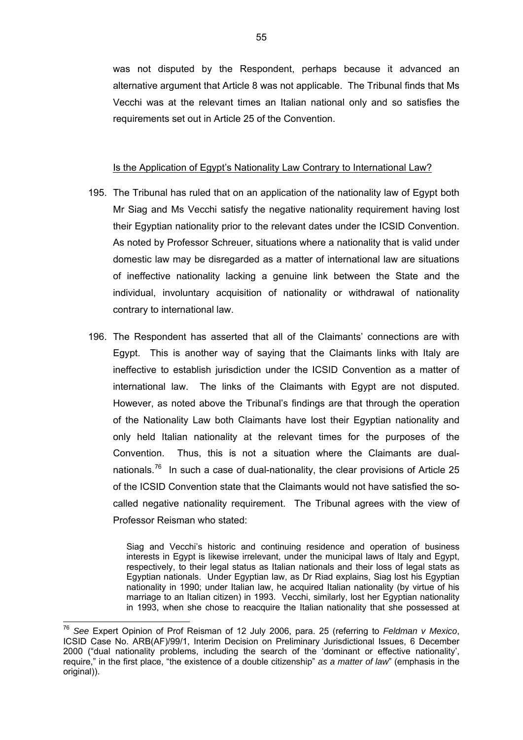was not disputed by the Respondent, perhaps because it advanced an alternative argument that Article 8 was not applicable. The Tribunal finds that Ms Vecchi was at the relevant times an Italian national only and so satisfies the requirements set out in Article 25 of the Convention.

Is the Application of Egypt's Nationality Law Contrary to International Law?

195. The Tribunal has ruled that on an application of the nationality law of Egypt both Mr Siag and Ms Vecchi satisfy the negative nationality requirement having lost their Egyptian nationality prior to the relevant dates under the ICSID Convention. As noted by Professor Schreuer, situations where a nationality that is valid under domestic law may be disregarded as a matter of international law are situations of ineffective nationality lacking a genuine link between the State and the individual, involuntary acquisition of nationality or withdrawal of nationality contrary to international law.

196. The Respondent has asserted that all of the Claimants' connections are with Egypt. This is another way of saying that the Claimants links with Italy are ineffective to establish jurisdiction under the ICSID Convention as a matter of international law. The links of the Claimants with Egypt are not disputed. However, as noted above the Tribunal's findings are that through the operation of the Nationality Law both Claimants have lost their Egyptian nationality and only held Italian nationality at the relevant times for the purposes of the Convention. Thus, this is not a situation where the Claimants are dual-nationals.[76] In such a case of dual-nationality, the clear provisions of Article 25 of the ICSID Convention state that the Claimants would not have satisfied the so-called negative nationality requirement. The Tribunal agrees with the view of Professor Reisman who stated:

> Siag and Vecchi's historic and continuing residence and operation of business interests in Egypt is likewise irrelevant, under the municipal laws of Italy and Egypt, respectively, to their legal status as Italian nationals and their loss of legal stats as Egyptian nationals. Under Egyptian law, as Dr Riad explains, Siag lost his Egyptian nationality in 1990; under Italian law, he acquired Italian nationality (by virtue of his marriage to an Italian citizen) in 1993. Vecchi, similarly, lost her Egyptian nationality in 1993, when she chose to reacquire the Italian nationality that she possessed at

---

[76] *See* Expert Opinion of Prof Reisman of 12 July 2006, para. 25 (referring to *Feldman v Mexico*, ICSID Case No. ARB(AF)/99/1, Interim Decision on Preliminary Jurisdictional Issues, 6 December 2000 ("dual nationality problems, including the search of the 'dominant or effective nationality', require," in the first place, "the existence of a double citizenship" *as a matter of law*" (emphasis in the original)).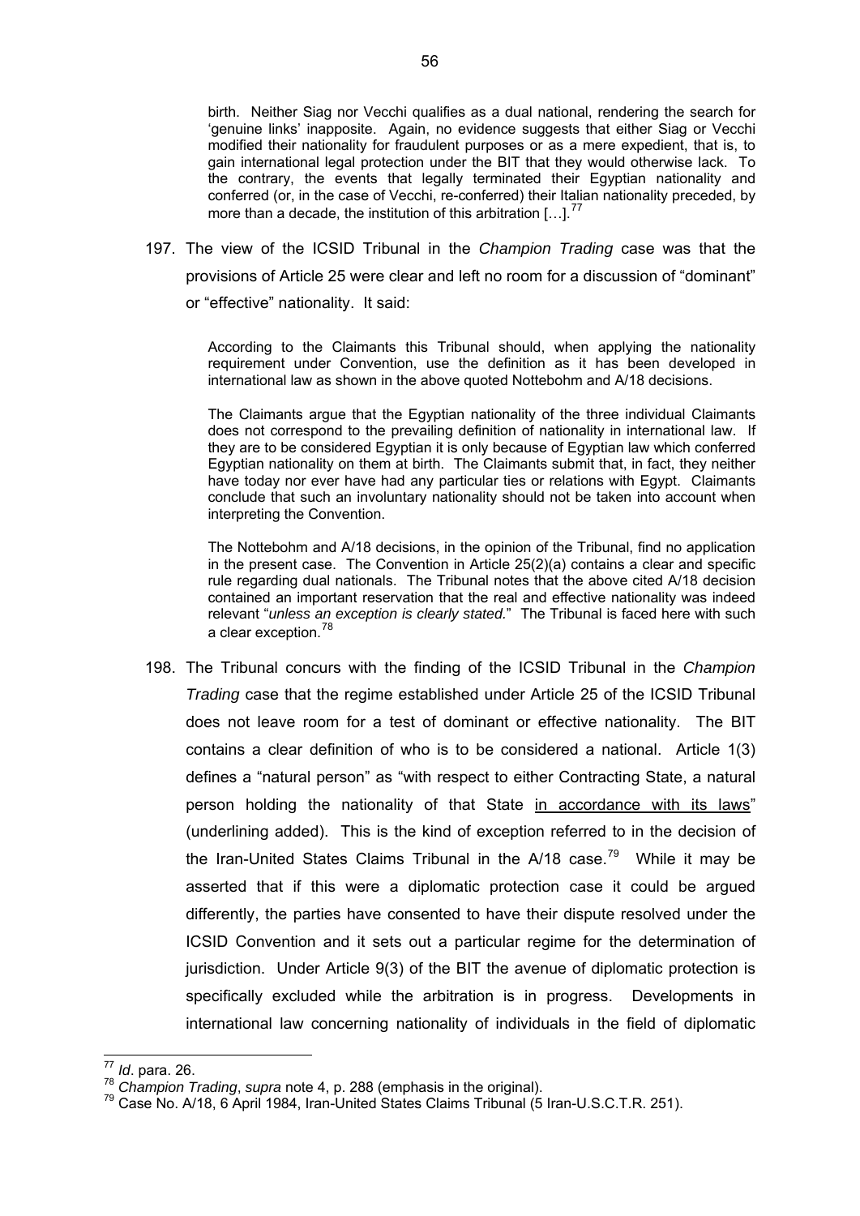> birth. Neither Siag nor Vecchi qualifies as a dual national, rendering the search for 'genuine links' inapposite. Again, no evidence suggests that either Siag or Vecchi modified their nationality for fraudulent purposes or as a mere expedient, that is, to gain international legal protection under the BIT that they would otherwise lack. To the contrary, the events that legally terminated their Egyptian nationality and conferred (or, in the case of Vecchi, re-conferred) their Italian nationality preceded, by more than a decade, the institution of this arbitration […].[77]

197. The view of the ICSID Tribunal in the *Champion Trading* case was that the provisions of Article 25 were clear and left no room for a discussion of "dominant" or "effective" nationality. It said:

> According to the Claimants this Tribunal should, when applying the nationality requirement under Convention, use the definition as it has been developed in international law as shown in the above quoted Nottebohm and A/18 decisions.
>
> The Claimants argue that the Egyptian nationality of the three individual Claimants does not correspond to the prevailing definition of nationality in international law. If they are to be considered Egyptian it is only because of Egyptian law which conferred Egyptian nationality on them at birth. The Claimants submit that, in fact, they neither have today nor ever have had any particular ties or relations with Egypt. Claimants conclude that such an involuntary nationality should not be taken into account when interpreting the Convention.
>
> The Nottebohm and A/18 decisions, in the opinion of the Tribunal, find no application in the present case. The Convention in Article 25(2)(a) contains a clear and specific rule regarding dual nationals. The Tribunal notes that the above cited A/18 decision contained an important reservation that the real and effective nationality was indeed relevant "*unless an exception is clearly stated.*" The Tribunal is faced here with such a clear exception.[78]

198. The Tribunal concurs with the finding of the ICSID Tribunal in the *Champion Trading* case that the regime established under Article 25 of the ICSID Tribunal does not leave room for a test of dominant or effective nationality. The BIT contains a clear definition of who is to be considered a national. Article 1(3) defines a "natural person" as "with respect to either Contracting State, a natural person holding the nationality of that State <u>in accordance with its laws</u>" (underlining added). This is the kind of exception referred to in the decision of the Iran-United States Claims Tribunal in the A/18 case.[79] While it may be asserted that if this were a diplomatic protection case it could be argued differently, the parties have consented to have their dispute resolved under the ICSID Convention and it sets out a particular regime for the determination of jurisdiction. Under Article 9(3) of the BIT the avenue of diplomatic protection is specifically excluded while the arbitration is in progress. Developments in international law concerning nationality of individuals in the field of diplomatic

---

[77] *Id*. para. 26.

[78] *Champion Trading*, *supra* note 4, p. 288 (emphasis in the original).

[79] Case No. A/18, 6 April 1984, Iran-United States Claims Tribunal (5 Iran-U.S.C.T.R. 251).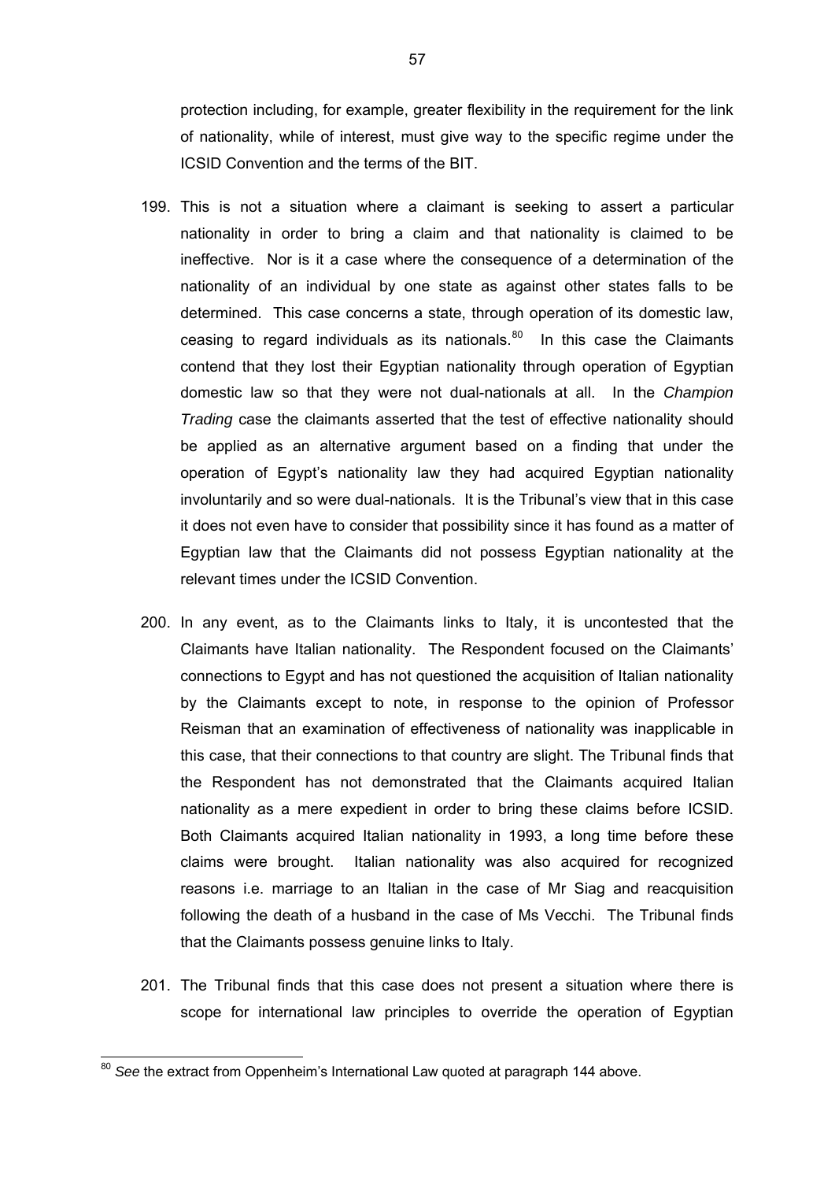protection including, for example, greater flexibility in the requirement for the link of nationality, while of interest, must give way to the specific regime under the ICSID Convention and the terms of the BIT.

199. This is not a situation where a claimant is seeking to assert a particular nationality in order to bring a claim and that nationality is claimed to be ineffective. Nor is it a case where the consequence of a determination of the nationality of an individual by one state as against other states falls to be determined. This case concerns a state, through operation of its domestic law, ceasing to regard individuals as its nationals.[80] In this case the Claimants contend that they lost their Egyptian nationality through operation of Egyptian domestic law so that they were not dual-nationals at all. In the *Champion Trading* case the claimants asserted that the test of effective nationality should be applied as an alternative argument based on a finding that under the operation of Egypt's nationality law they had acquired Egyptian nationality involuntarily and so were dual-nationals. It is the Tribunal's view that in this case it does not even have to consider that possibility since it has found as a matter of Egyptian law that the Claimants did not possess Egyptian nationality at the relevant times under the ICSID Convention.

200. In any event, as to the Claimants links to Italy, it is uncontested that the Claimants have Italian nationality. The Respondent focused on the Claimants' connections to Egypt and has not questioned the acquisition of Italian nationality by the Claimants except to note, in response to the opinion of Professor Reisman that an examination of effectiveness of nationality was inapplicable in this case, that their connections to that country are slight. The Tribunal finds that the Respondent has not demonstrated that the Claimants acquired Italian nationality as a mere expedient in order to bring these claims before ICSID. Both Claimants acquired Italian nationality in 1993, a long time before these claims were brought. Italian nationality was also acquired for recognized reasons i.e. marriage to an Italian in the case of Mr Siag and reacquisition following the death of a husband in the case of Ms Vecchi. The Tribunal finds that the Claimants possess genuine links to Italy.

201. The Tribunal finds that this case does not present a situation where there is scope for international law principles to override the operation of Egyptian

---

[80] *See* the extract from Oppenheim's International Law quoted at paragraph 144 above.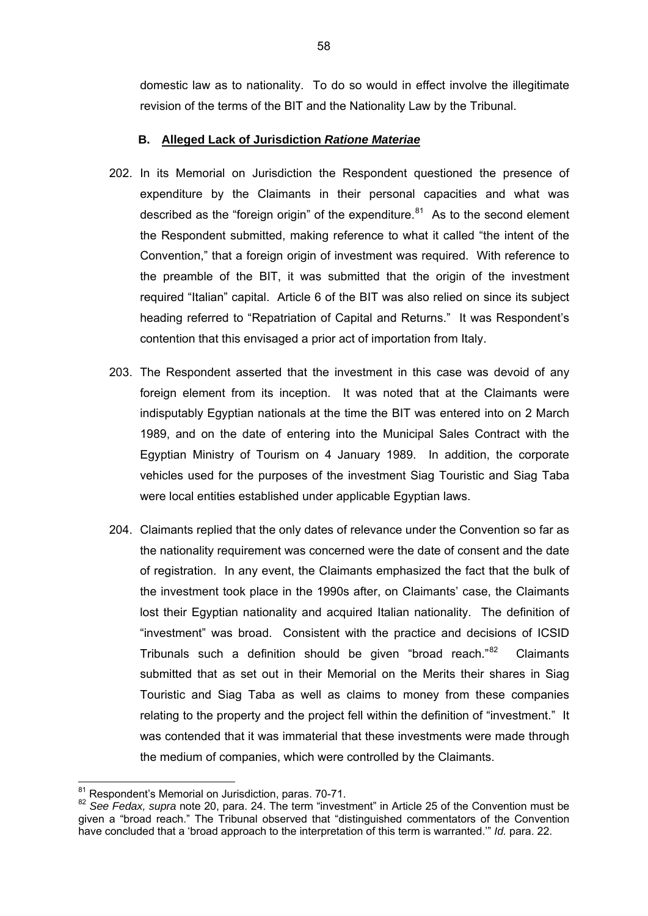domestic law as to nationality. To do so would in effect involve the illegitimate revision of the terms of the BIT and the Nationality Law by the Tribunal.

### B. Alleged Lack of Jurisdiction *Ratione Materiae*

202. In its Memorial on Jurisdiction the Respondent questioned the presence of expenditure by the Claimants in their personal capacities and what was described as the "foreign origin" of the expenditure.[81] As to the second element the Respondent submitted, making reference to what it called "the intent of the Convention," that a foreign origin of investment was required. With reference to the preamble of the BIT, it was submitted that the origin of the investment required "Italian" capital. Article 6 of the BIT was also relied on since its subject heading referred to "Repatriation of Capital and Returns." It was Respondent's contention that this envisaged a prior act of importation from Italy.

203. The Respondent asserted that the investment in this case was devoid of any foreign element from its inception. It was noted that at the Claimants were indisputably Egyptian nationals at the time the BIT was entered into on 2 March 1989, and on the date of entering into the Municipal Sales Contract with the Egyptian Ministry of Tourism on 4 January 1989. In addition, the corporate vehicles used for the purposes of the investment Siag Touristic and Siag Taba were local entities established under applicable Egyptian laws.

204. Claimants replied that the only dates of relevance under the Convention so far as the nationality requirement was concerned were the date of consent and the date of registration. In any event, the Claimants emphasized the fact that the bulk of the investment took place in the 1990s after, on Claimants' case, the Claimants lost their Egyptian nationality and acquired Italian nationality. The definition of "investment" was broad. Consistent with the practice and decisions of ICSID Tribunals such a definition should be given "broad reach."[82] Claimants submitted that as set out in their Memorial on the Merits their shares in Siag Touristic and Siag Taba as well as claims to money from these companies relating to the property and the project fell within the definition of "investment." It was contended that it was immaterial that these investments were made through the medium of companies, which were controlled by the Claimants.

---

[81] Respondent's Memorial on Jurisdiction, paras. 70-71.

[82] *See Fedax, supra* note 20, para. 24. The term "investment" in Article 25 of the Convention must be given a "broad reach." The Tribunal observed that "distinguished commentators of the Convention have concluded that a 'broad approach to the interpretation of this term is warranted.'" *Id.* para. 22.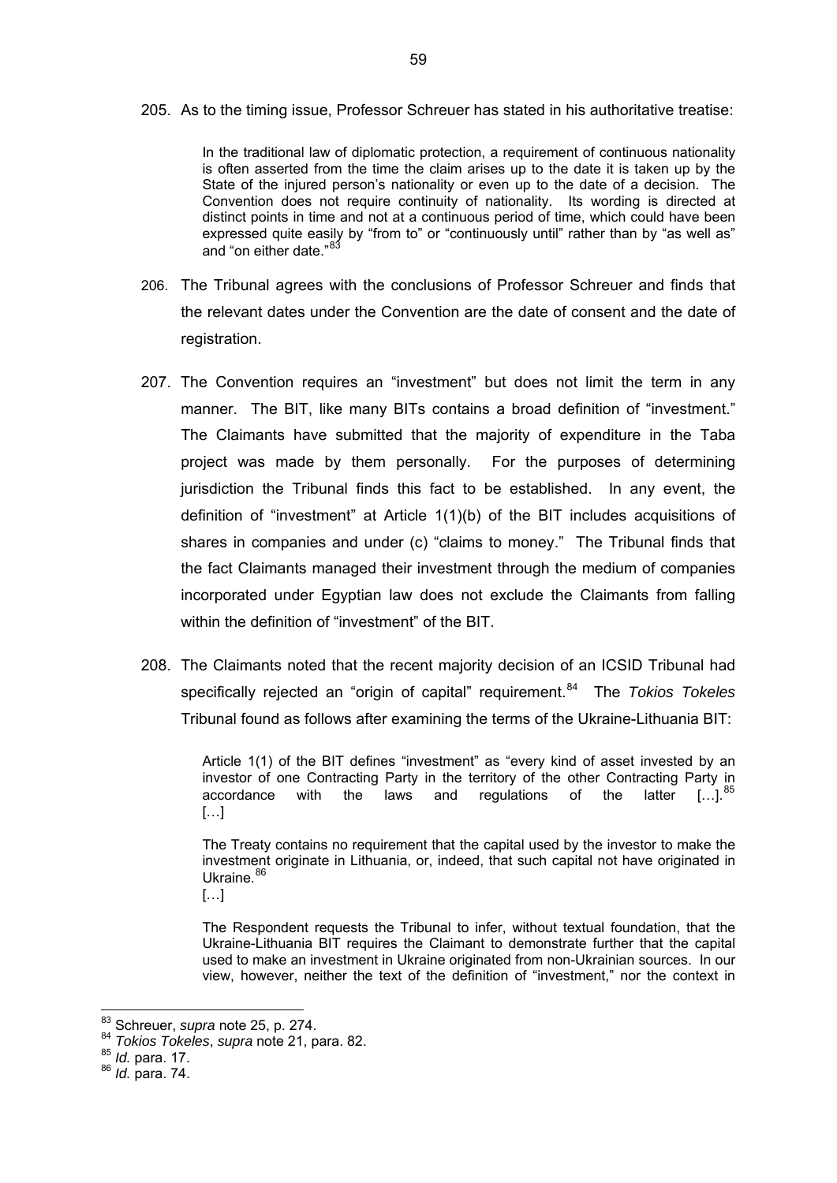205. As to the timing issue, Professor Schreuer has stated in his authoritative treatise:

> In the traditional law of diplomatic protection, a requirement of continuous nationality is often asserted from the time the claim arises up to the date it is taken up by the State of the injured person's nationality or even up to the date of a decision. The Convention does not require continuity of nationality. Its wording is directed at distinct points in time and not at a continuous period of time, which could have been expressed quite easily by "from to" or "continuously until" rather than by "as well as" and "on either date."[83]

206. The Tribunal agrees with the conclusions of Professor Schreuer and finds that the relevant dates under the Convention are the date of consent and the date of registration.

207. The Convention requires an "investment" but does not limit the term in any manner. The BIT, like many BITs contains a broad definition of "investment." The Claimants have submitted that the majority of expenditure in the Taba project was made by them personally. For the purposes of determining jurisdiction the Tribunal finds this fact to be established. In any event, the definition of "investment" at Article 1(1)(b) of the BIT includes acquisitions of shares in companies and under (c) "claims to money." The Tribunal finds that the fact Claimants managed their investment through the medium of companies incorporated under Egyptian law does not exclude the Claimants from falling within the definition of "investment" of the BIT.

208. The Claimants noted that the recent majority decision of an ICSID Tribunal had specifically rejected an "origin of capital" requirement.[84] The *Tokios Tokeles* Tribunal found as follows after examining the terms of the Ukraine-Lithuania BIT:

> Article 1(1) of the BIT defines "investment" as "every kind of asset invested by an investor of one Contracting Party in the territory of the other Contracting Party in accordance with the laws and regulations of the latter […].[85]
> […]
>
> The Treaty contains no requirement that the capital used by the investor to make the investment originate in Lithuania, or, indeed, that such capital not have originated in Ukraine.[86]
> […]
>
> The Respondent requests the Tribunal to infer, without textual foundation, that the Ukraine-Lithuania BIT requires the Claimant to demonstrate further that the capital used to make an investment in Ukraine originated from non-Ukrainian sources. In our view, however, neither the text of the definition of "investment," nor the context in

---

[83] Schreuer, *supra* note 25, p. 274.

[84] *Tokios Tokeles*, *supra* note 21, para. 82.

[85] *Id.* para. 17.

[86] *Id.* para. 74.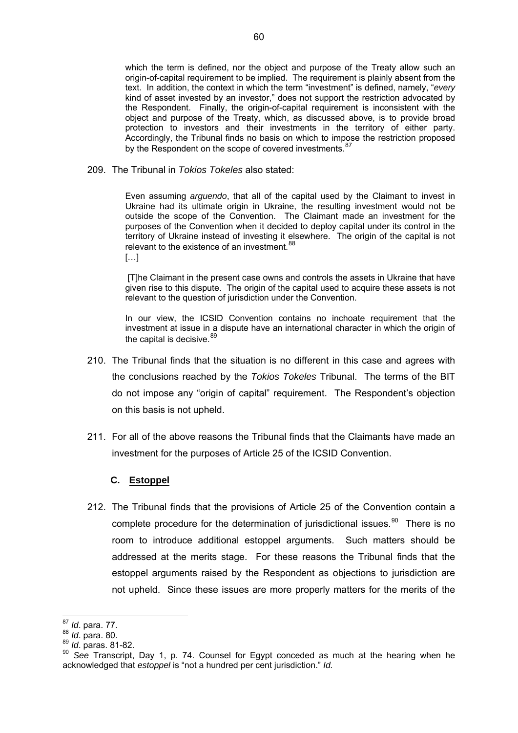> which the term is defined, nor the object and purpose of the Treaty allow such an origin-of-capital requirement to be implied. The requirement is plainly absent from the text. In addition, the context in which the term "investment" is defined, namely, "*every* kind of asset invested by an investor," does not support the restriction advocated by the Respondent. Finally, the origin-of-capital requirement is inconsistent with the object and purpose of the Treaty, which, as discussed above, is to provide broad protection to investors and their investments in the territory of either party. Accordingly, the Tribunal finds no basis on which to impose the restriction proposed by the Respondent on the scope of covered investments.[87]

209. The Tribunal in *Tokios Tokeles* also stated:

> Even assuming *arguendo*, that all of the capital used by the Claimant to invest in Ukraine had its ultimate origin in Ukraine, the resulting investment would not be outside the scope of the Convention. The Claimant made an investment for the purposes of the Convention when it decided to deploy capital under its control in the territory of Ukraine instead of investing it elsewhere. The origin of the capital is not relevant to the existence of an investment.[88]
>
> […]
>
> [T]he Claimant in the present case owns and controls the assets in Ukraine that have given rise to this dispute. The origin of the capital used to acquire these assets is not relevant to the question of jurisdiction under the Convention.
>
> In our view, the ICSID Convention contains no inchoate requirement that the investment at issue in a dispute have an international character in which the origin of the capital is decisive.[89]

210. The Tribunal finds that the situation is no different in this case and agrees with the conclusions reached by the *Tokios Tokeles* Tribunal. The terms of the BIT do not impose any "origin of capital" requirement. The Respondent's objection on this basis is not upheld.

211. For all of the above reasons the Tribunal finds that the Claimants have made an investment for the purposes of Article 25 of the ICSID Convention.

### C. Estoppel

212. The Tribunal finds that the provisions of Article 25 of the Convention contain a complete procedure for the determination of jurisdictional issues.[90] There is no room to introduce additional estoppel arguments. Such matters should be addressed at the merits stage. For these reasons the Tribunal finds that the estoppel arguments raised by the Respondent as objections to jurisdiction are not upheld. Since these issues are more properly matters for the merits of the

---

[87] *Id*. para. 77.

[88] *Id*. para. 80.

[89] *Id*. paras. 81-82.

[90] *See* Transcript, Day 1, p. 74. Counsel for Egypt conceded as much at the hearing when he acknowledged that *estoppel* is "not a hundred per cent jurisdiction." *Id.*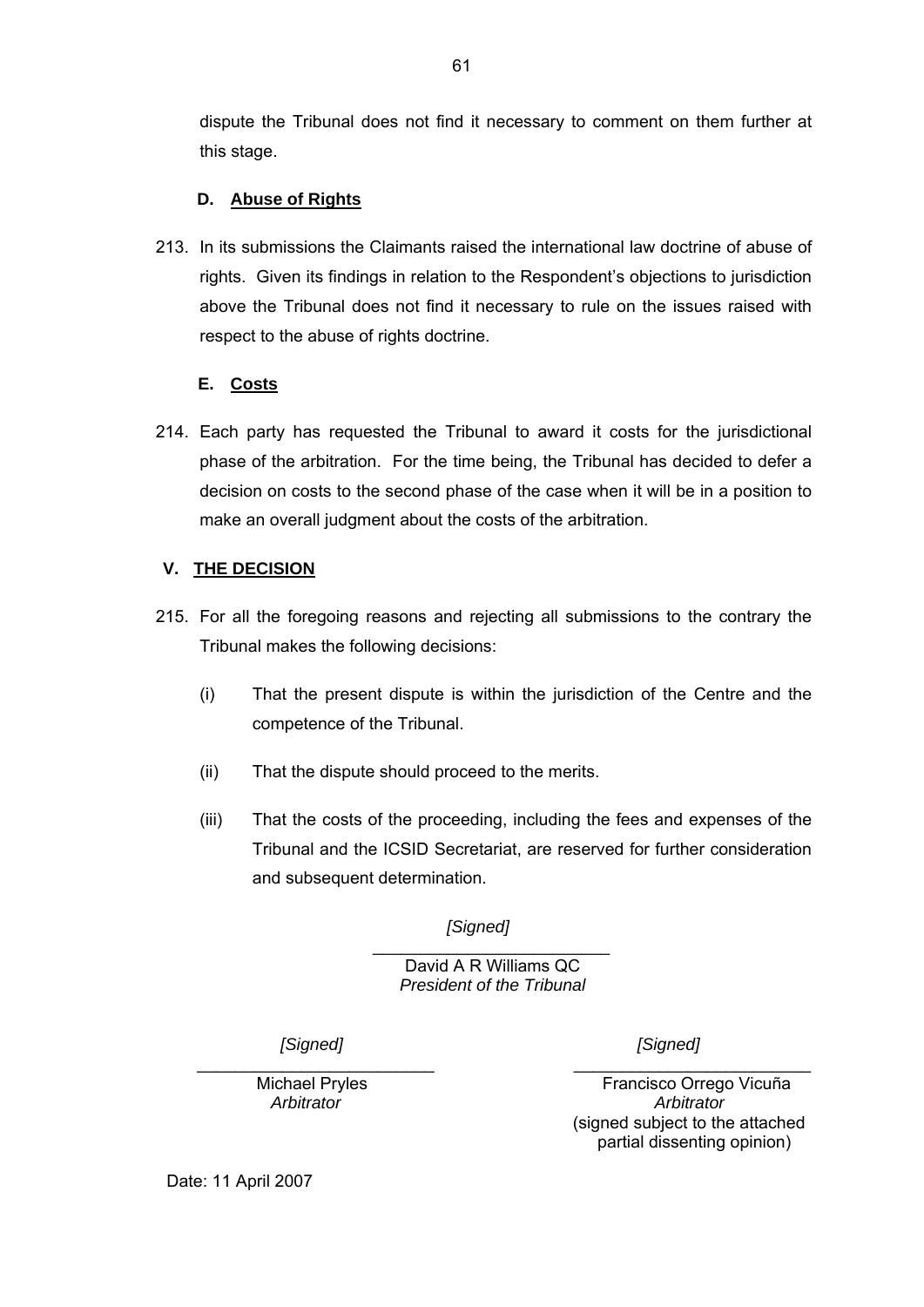dispute the Tribunal does not find it necessary to comment on them further at this stage.

### D. Abuse of Rights

213. In its submissions the Claimants raised the international law doctrine of abuse of rights. Given its findings in relation to the Respondent's objections to jurisdiction above the Tribunal does not find it necessary to rule on the issues raised with respect to the abuse of rights doctrine.

### E. Costs

214. Each party has requested the Tribunal to award it costs for the jurisdictional phase of the arbitration. For the time being, the Tribunal has decided to defer a decision on costs to the second phase of the case when it will be in a position to make an overall judgment about the costs of the arbitration.

## V. THE DECISION

215. For all the foregoing reasons and rejecting all submissions to the contrary the Tribunal makes the following decisions:

    (i) That the present dispute is within the jurisdiction of the Centre and the competence of the Tribunal.

    (ii) That the dispute should proceed to the merits.

    (iii) That the costs of the proceeding, including the fees and expenses of the Tribunal and the ICSID Secretariat, are reserved for further consideration and subsequent determination.

*[Signed]*

\_\_\_\_\_\_\_\_\_\_\_\_\_\_\_\_\_\_\_\_\_\_\_\_\_

David A R Williams QC
*President of the Tribunal*

*[Signed]*

\_\_\_\_\_\_\_\_\_\_\_\_\_\_\_\_\_\_\_\_\_\_\_\_\_

Michael Pryles
*Arbitrator*

*[Signed]*

\_\_\_\_\_\_\_\_\_\_\_\_\_\_\_\_\_\_\_\_\_\_\_\_\_

Francisco Orrego Vicuña
*Arbitrator*
(signed subject to the attached partial dissenting opinion)

Date: 11 April 2007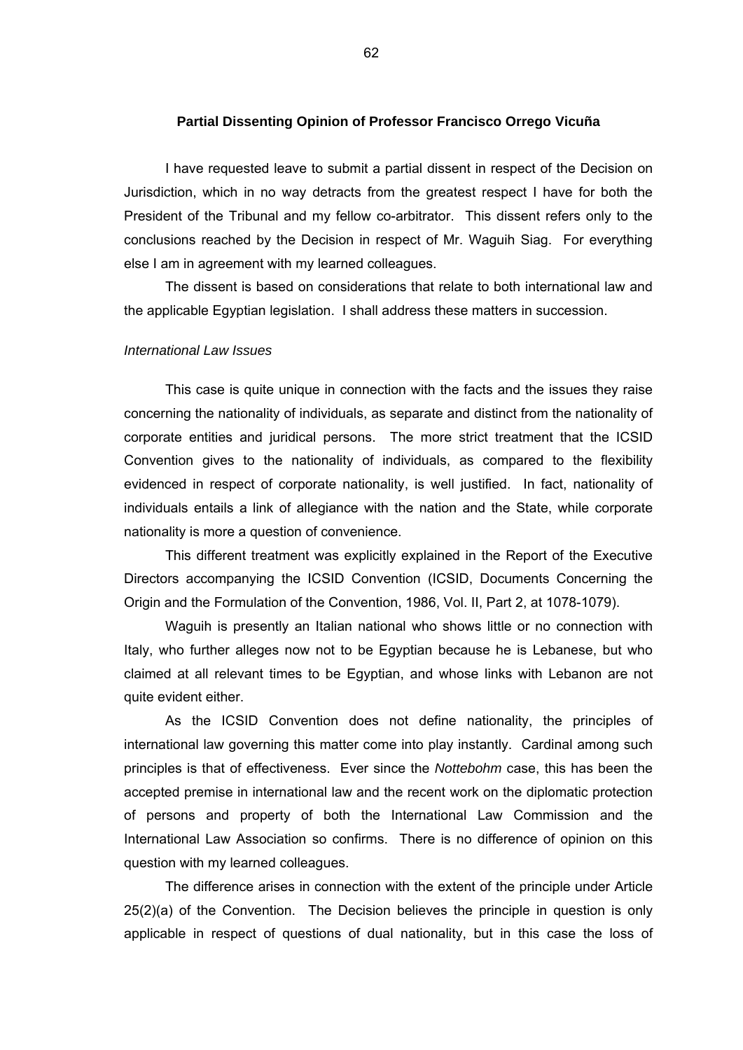## Partial Dissenting Opinion of Professor Francisco Orrego Vicuña

I have requested leave to submit a partial dissent in respect of the Decision on Jurisdiction, which in no way detracts from the greatest respect I have for both the President of the Tribunal and my fellow co-arbitrator. This dissent refers only to the conclusions reached by the Decision in respect of Mr. Waguih Siag. For everything else I am in agreement with my learned colleagues.

The dissent is based on considerations that relate to both international law and the applicable Egyptian legislation. I shall address these matters in succession.

### *International Law Issues*

This case is quite unique in connection with the facts and the issues they raise concerning the nationality of individuals, as separate and distinct from the nationality of corporate entities and juridical persons. The more strict treatment that the ICSID Convention gives to the nationality of individuals, as compared to the flexibility evidenced in respect of corporate nationality, is well justified. In fact, nationality of individuals entails a link of allegiance with the nation and the State, while corporate nationality is more a question of convenience.

This different treatment was explicitly explained in the Report of the Executive Directors accompanying the ICSID Convention (ICSID, Documents Concerning the Origin and the Formulation of the Convention, 1986, Vol. II, Part 2, at 1078-1079).

Waguih is presently an Italian national who shows little or no connection with Italy, who further alleges now not to be Egyptian because he is Lebanese, but who claimed at all relevant times to be Egyptian, and whose links with Lebanon are not quite evident either.

As the ICSID Convention does not define nationality, the principles of international law governing this matter come into play instantly. Cardinal among such principles is that of effectiveness. Ever since the *Nottebohm* case, this has been the accepted premise in international law and the recent work on the diplomatic protection of persons and property of both the International Law Commission and the International Law Association so confirms. There is no difference of opinion on this question with my learned colleagues.

The difference arises in connection with the extent of the principle under Article 25(2)(a) of the Convention. The Decision believes the principle in question is only applicable in respect of questions of dual nationality, but in this case the loss of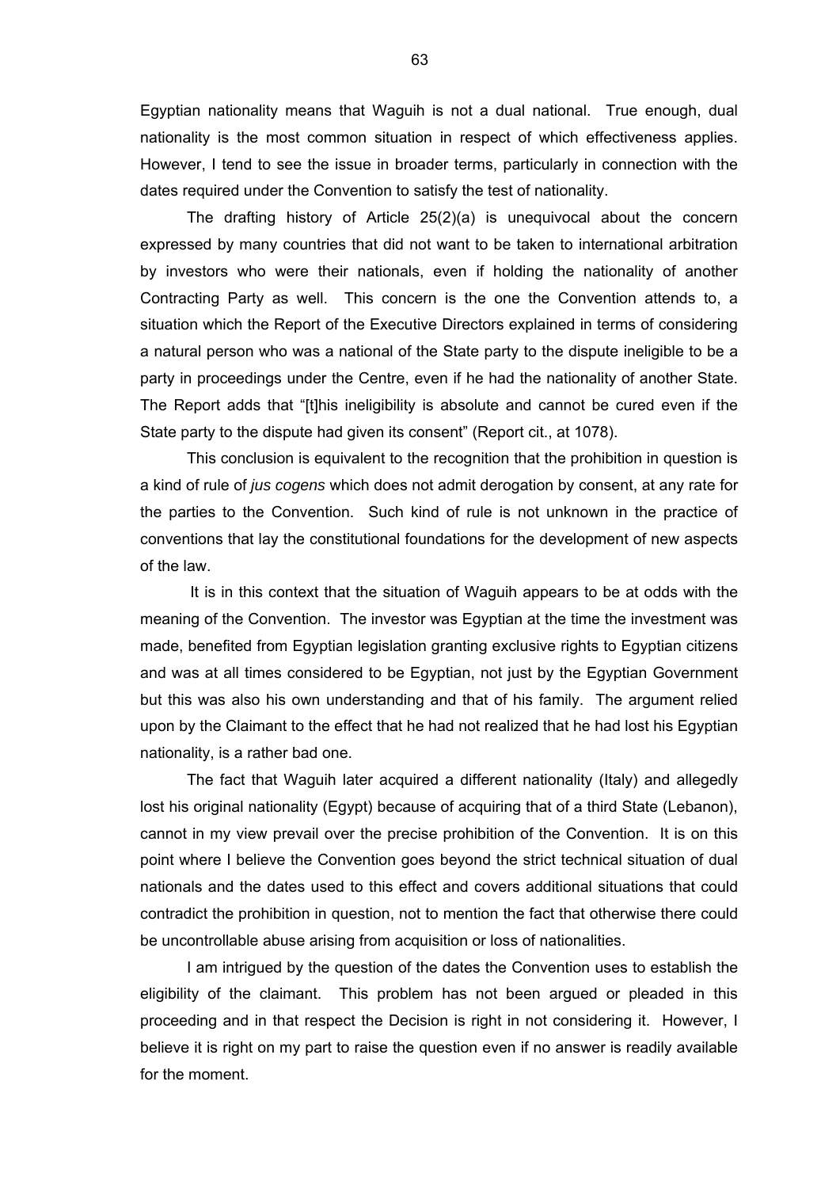Egyptian nationality means that Waguih is not a dual national. True enough, dual nationality is the most common situation in respect of which effectiveness applies. However, I tend to see the issue in broader terms, particularly in connection with the dates required under the Convention to satisfy the test of nationality.

The drafting history of Article 25(2)(a) is unequivocal about the concern expressed by many countries that did not want to be taken to international arbitration by investors who were their nationals, even if holding the nationality of another Contracting Party as well. This concern is the one the Convention attends to, a situation which the Report of the Executive Directors explained in terms of considering a natural person who was a national of the State party to the dispute ineligible to be a party in proceedings under the Centre, even if he had the nationality of another State. The Report adds that "[t]his ineligibility is absolute and cannot be cured even if the State party to the dispute had given its consent" (Report cit., at 1078).

This conclusion is equivalent to the recognition that the prohibition in question is a kind of rule of *jus cogens* which does not admit derogation by consent, at any rate for the parties to the Convention. Such kind of rule is not unknown in the practice of conventions that lay the constitutional foundations for the development of new aspects of the law.

It is in this context that the situation of Waguih appears to be at odds with the meaning of the Convention. The investor was Egyptian at the time the investment was made, benefited from Egyptian legislation granting exclusive rights to Egyptian citizens and was at all times considered to be Egyptian, not just by the Egyptian Government but this was also his own understanding and that of his family. The argument relied upon by the Claimant to the effect that he had not realized that he had lost his Egyptian nationality, is a rather bad one.

The fact that Waguih later acquired a different nationality (Italy) and allegedly lost his original nationality (Egypt) because of acquiring that of a third State (Lebanon), cannot in my view prevail over the precise prohibition of the Convention. It is on this point where I believe the Convention goes beyond the strict technical situation of dual nationals and the dates used to this effect and covers additional situations that could contradict the prohibition in question, not to mention the fact that otherwise there could be uncontrollable abuse arising from acquisition or loss of nationalities.

I am intrigued by the question of the dates the Convention uses to establish the eligibility of the claimant. This problem has not been argued or pleaded in this proceeding and in that respect the Decision is right in not considering it. However, I believe it is right on my part to raise the question even if no answer is readily available for the moment.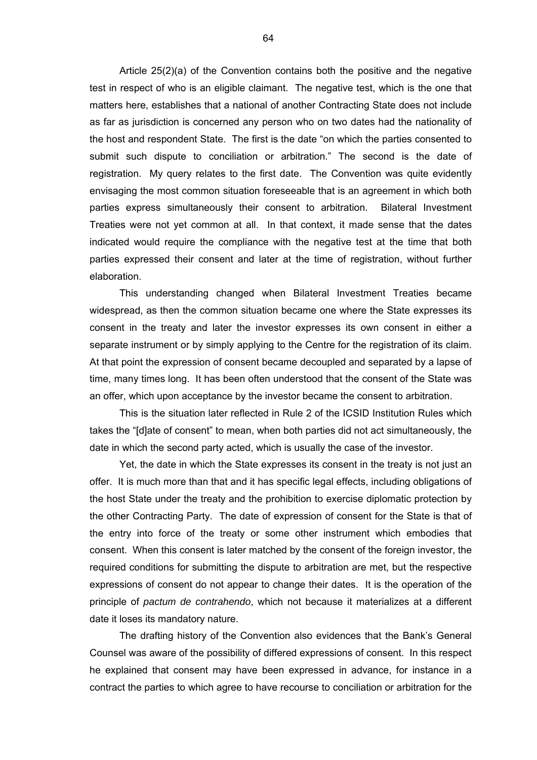Article 25(2)(a) of the Convention contains both the positive and the negative test in respect of who is an eligible claimant. The negative test, which is the one that matters here, establishes that a national of another Contracting State does not include as far as jurisdiction is concerned any person who on two dates had the nationality of the host and respondent State. The first is the date "on which the parties consented to submit such dispute to conciliation or arbitration." The second is the date of registration. My query relates to the first date. The Convention was quite evidently envisaging the most common situation foreseeable that is an agreement in which both parties express simultaneously their consent to arbitration. Bilateral Investment Treaties were not yet common at all. In that context, it made sense that the dates indicated would require the compliance with the negative test at the time that both parties expressed their consent and later at the time of registration, without further elaboration.

This understanding changed when Bilateral Investment Treaties became widespread, as then the common situation became one where the State expresses its consent in the treaty and later the investor expresses its own consent in either a separate instrument or by simply applying to the Centre for the registration of its claim. At that point the expression of consent became decoupled and separated by a lapse of time, many times long. It has been often understood that the consent of the State was an offer, which upon acceptance by the investor became the consent to arbitration.

This is the situation later reflected in Rule 2 of the ICSID Institution Rules which takes the "[d]ate of consent" to mean, when both parties did not act simultaneously, the date in which the second party acted, which is usually the case of the investor.

Yet, the date in which the State expresses its consent in the treaty is not just an offer. It is much more than that and it has specific legal effects, including obligations of the host State under the treaty and the prohibition to exercise diplomatic protection by the other Contracting Party. The date of expression of consent for the State is that of the entry into force of the treaty or some other instrument which embodies that consent. When this consent is later matched by the consent of the foreign investor, the required conditions for submitting the dispute to arbitration are met, but the respective expressions of consent do not appear to change their dates. It is the operation of the principle of *pactum de contrahendo*, which not because it materializes at a different date it loses its mandatory nature.

The drafting history of the Convention also evidences that the Bank's General Counsel was aware of the possibility of differed expressions of consent. In this respect he explained that consent may have been expressed in advance, for instance in a contract the parties to which agree to have recourse to conciliation or arbitration for the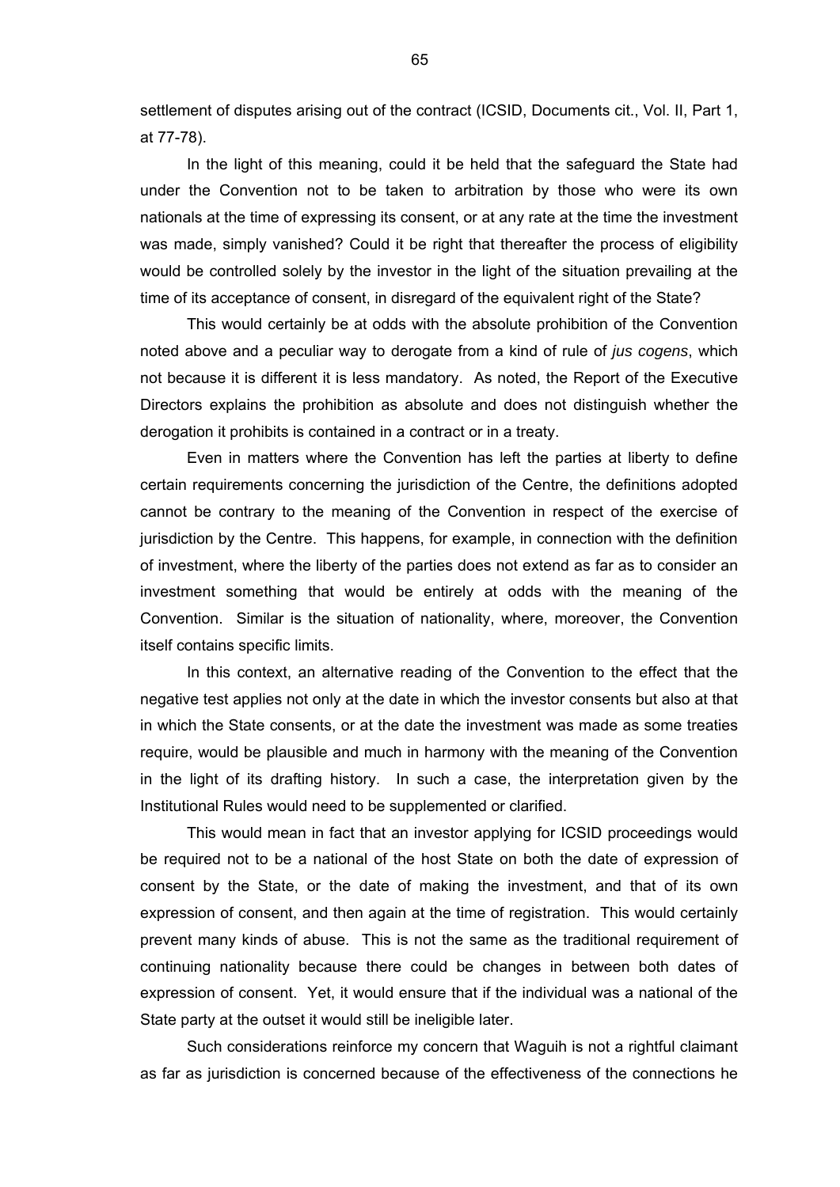settlement of disputes arising out of the contract (ICSID, Documents cit., Vol. II, Part 1, at 77-78).

In the light of this meaning, could it be held that the safeguard the State had under the Convention not to be taken to arbitration by those who were its own nationals at the time of expressing its consent, or at any rate at the time the investment was made, simply vanished? Could it be right that thereafter the process of eligibility would be controlled solely by the investor in the light of the situation prevailing at the time of its acceptance of consent, in disregard of the equivalent right of the State?

This would certainly be at odds with the absolute prohibition of the Convention noted above and a peculiar way to derogate from a kind of rule of *jus cogens*, which not because it is different it is less mandatory. As noted, the Report of the Executive Directors explains the prohibition as absolute and does not distinguish whether the derogation it prohibits is contained in a contract or in a treaty.

Even in matters where the Convention has left the parties at liberty to define certain requirements concerning the jurisdiction of the Centre, the definitions adopted cannot be contrary to the meaning of the Convention in respect of the exercise of jurisdiction by the Centre. This happens, for example, in connection with the definition of investment, where the liberty of the parties does not extend as far as to consider an investment something that would be entirely at odds with the meaning of the Convention. Similar is the situation of nationality, where, moreover, the Convention itself contains specific limits.

In this context, an alternative reading of the Convention to the effect that the negative test applies not only at the date in which the investor consents but also at that in which the State consents, or at the date the investment was made as some treaties require, would be plausible and much in harmony with the meaning of the Convention in the light of its drafting history. In such a case, the interpretation given by the Institutional Rules would need to be supplemented or clarified.

This would mean in fact that an investor applying for ICSID proceedings would be required not to be a national of the host State on both the date of expression of consent by the State, or the date of making the investment, and that of its own expression of consent, and then again at the time of registration. This would certainly prevent many kinds of abuse. This is not the same as the traditional requirement of continuing nationality because there could be changes in between both dates of expression of consent. Yet, it would ensure that if the individual was a national of the State party at the outset it would still be ineligible later.

Such considerations reinforce my concern that Waguih is not a rightful claimant as far as jurisdiction is concerned because of the effectiveness of the connections he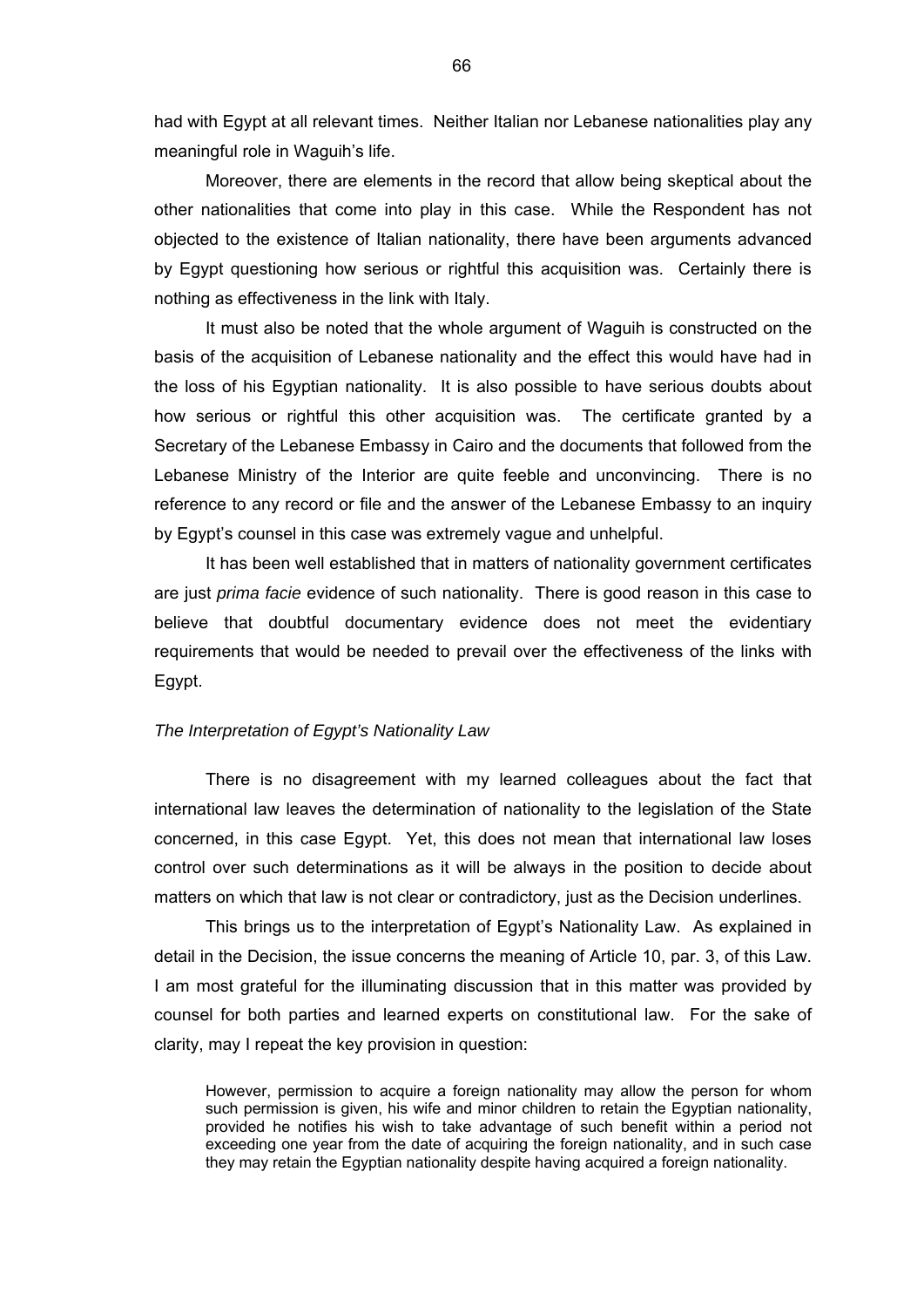had with Egypt at all relevant times. Neither Italian nor Lebanese nationalities play any meaningful role in Waguih's life.

Moreover, there are elements in the record that allow being skeptical about the other nationalities that come into play in this case. While the Respondent has not objected to the existence of Italian nationality, there have been arguments advanced by Egypt questioning how serious or rightful this acquisition was. Certainly there is nothing as effectiveness in the link with Italy.

It must also be noted that the whole argument of Waguih is constructed on the basis of the acquisition of Lebanese nationality and the effect this would have had in the loss of his Egyptian nationality. It is also possible to have serious doubts about how serious or rightful this other acquisition was. The certificate granted by a Secretary of the Lebanese Embassy in Cairo and the documents that followed from the Lebanese Ministry of the Interior are quite feeble and unconvincing. There is no reference to any record or file and the answer of the Lebanese Embassy to an inquiry by Egypt's counsel in this case was extremely vague and unhelpful.

It has been well established that in matters of nationality government certificates are just *prima facie* evidence of such nationality. There is good reason in this case to believe that doubtful documentary evidence does not meet the evidentiary requirements that would be needed to prevail over the effectiveness of the links with Egypt.

*The Interpretation of Egypt's Nationality Law*

There is no disagreement with my learned colleagues about the fact that international law leaves the determination of nationality to the legislation of the State concerned, in this case Egypt. Yet, this does not mean that international law loses control over such determinations as it will be always in the position to decide about matters on which that law is not clear or contradictory, just as the Decision underlines.

This brings us to the interpretation of Egypt's Nationality Law. As explained in detail in the Decision, the issue concerns the meaning of Article 10, par. 3, of this Law. I am most grateful for the illuminating discussion that in this matter was provided by counsel for both parties and learned experts on constitutional law. For the sake of clarity, may I repeat the key provision in question:

> However, permission to acquire a foreign nationality may allow the person for whom such permission is given, his wife and minor children to retain the Egyptian nationality, provided he notifies his wish to take advantage of such benefit within a period not exceeding one year from the date of acquiring the foreign nationality, and in such case they may retain the Egyptian nationality despite having acquired a foreign nationality.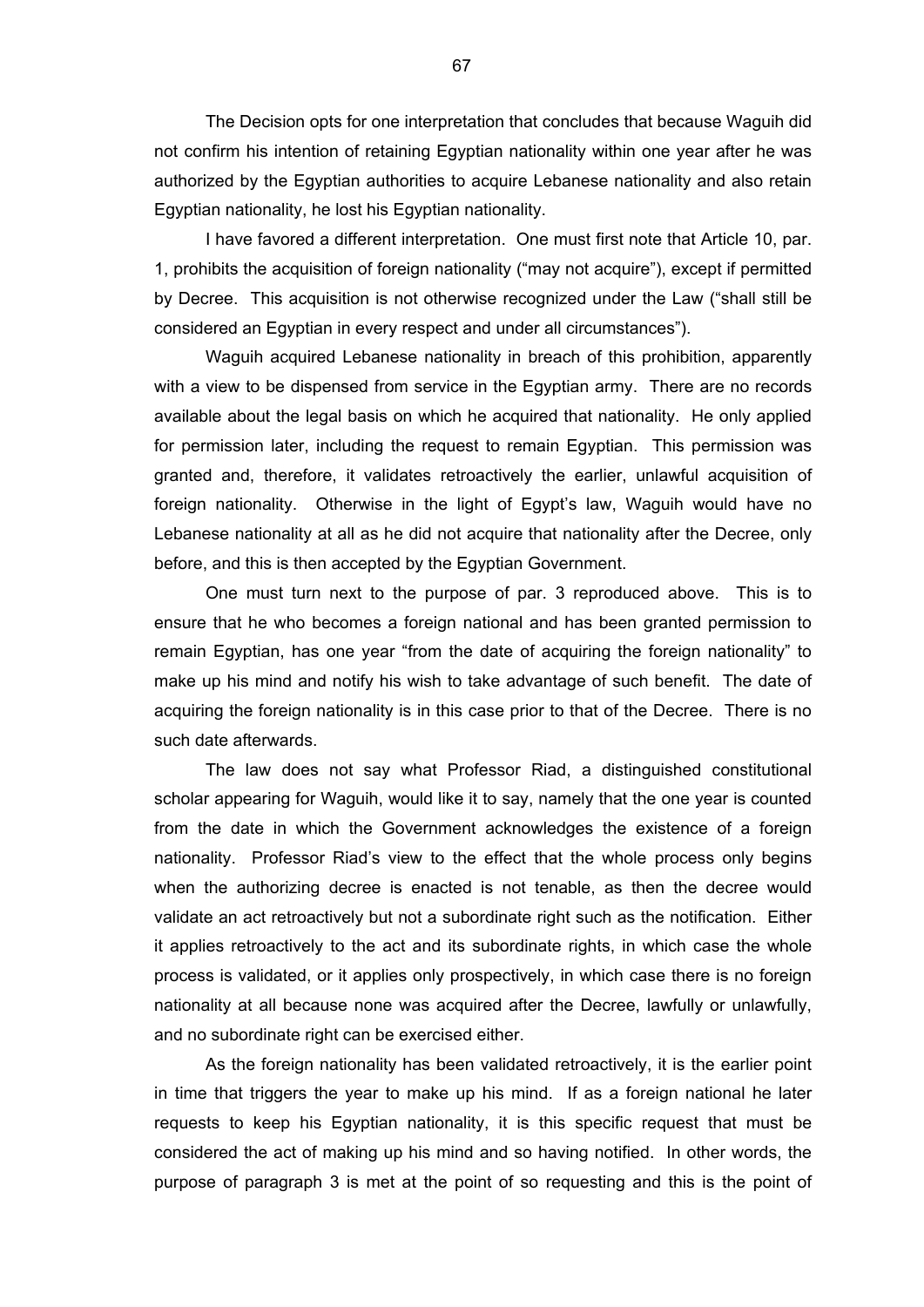The Decision opts for one interpretation that concludes that because Waguih did not confirm his intention of retaining Egyptian nationality within one year after he was authorized by the Egyptian authorities to acquire Lebanese nationality and also retain Egyptian nationality, he lost his Egyptian nationality.

I have favored a different interpretation. One must first note that Article 10, par. 1, prohibits the acquisition of foreign nationality ("may not acquire"), except if permitted by Decree. This acquisition is not otherwise recognized under the Law ("shall still be considered an Egyptian in every respect and under all circumstances").

Waguih acquired Lebanese nationality in breach of this prohibition, apparently with a view to be dispensed from service in the Egyptian army. There are no records available about the legal basis on which he acquired that nationality. He only applied for permission later, including the request to remain Egyptian. This permission was granted and, therefore, it validates retroactively the earlier, unlawful acquisition of foreign nationality. Otherwise in the light of Egypt's law, Waguih would have no Lebanese nationality at all as he did not acquire that nationality after the Decree, only before, and this is then accepted by the Egyptian Government.

One must turn next to the purpose of par. 3 reproduced above. This is to ensure that he who becomes a foreign national and has been granted permission to remain Egyptian, has one year "from the date of acquiring the foreign nationality" to make up his mind and notify his wish to take advantage of such benefit. The date of acquiring the foreign nationality is in this case prior to that of the Decree. There is no such date afterwards.

The law does not say what Professor Riad, a distinguished constitutional scholar appearing for Waguih, would like it to say, namely that the one year is counted from the date in which the Government acknowledges the existence of a foreign nationality. Professor Riad's view to the effect that the whole process only begins when the authorizing decree is enacted is not tenable, as then the decree would validate an act retroactively but not a subordinate right such as the notification. Either it applies retroactively to the act and its subordinate rights, in which case the whole process is validated, or it applies only prospectively, in which case there is no foreign nationality at all because none was acquired after the Decree, lawfully or unlawfully, and no subordinate right can be exercised either.

As the foreign nationality has been validated retroactively, it is the earlier point in time that triggers the year to make up his mind. If as a foreign national he later requests to keep his Egyptian nationality, it is this specific request that must be considered the act of making up his mind and so having notified. In other words, the purpose of paragraph 3 is met at the point of so requesting and this is the point of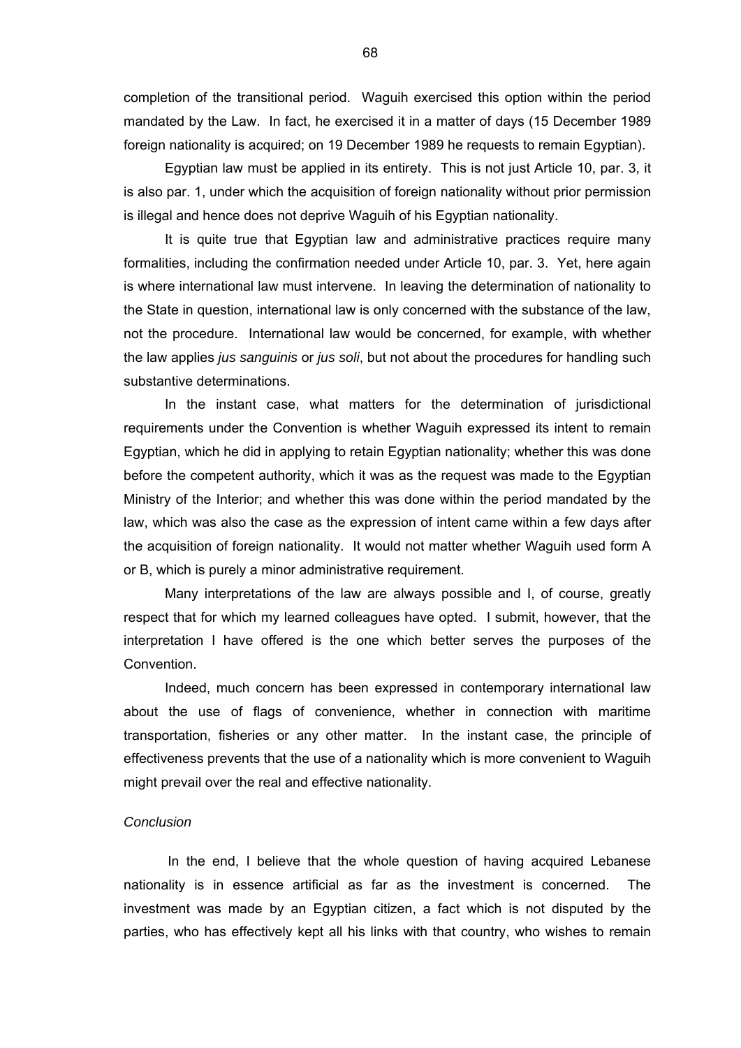completion of the transitional period. Waguih exercised this option within the period mandated by the Law. In fact, he exercised it in a matter of days (15 December 1989 foreign nationality is acquired; on 19 December 1989 he requests to remain Egyptian).

Egyptian law must be applied in its entirety. This is not just Article 10, par. 3, it is also par. 1, under which the acquisition of foreign nationality without prior permission is illegal and hence does not deprive Waguih of his Egyptian nationality.

It is quite true that Egyptian law and administrative practices require many formalities, including the confirmation needed under Article 10, par. 3. Yet, here again is where international law must intervene. In leaving the determination of nationality to the State in question, international law is only concerned with the substance of the law, not the procedure. International law would be concerned, for example, with whether the law applies *jus sanguinis* or *jus soli*, but not about the procedures for handling such substantive determinations.

In the instant case, what matters for the determination of jurisdictional requirements under the Convention is whether Waguih expressed its intent to remain Egyptian, which he did in applying to retain Egyptian nationality; whether this was done before the competent authority, which it was as the request was made to the Egyptian Ministry of the Interior; and whether this was done within the period mandated by the law, which was also the case as the expression of intent came within a few days after the acquisition of foreign nationality. It would not matter whether Waguih used form A or B, which is purely a minor administrative requirement.

Many interpretations of the law are always possible and I, of course, greatly respect that for which my learned colleagues have opted. I submit, however, that the interpretation I have offered is the one which better serves the purposes of the Convention.

Indeed, much concern has been expressed in contemporary international law about the use of flags of convenience, whether in connection with maritime transportation, fisheries or any other matter. In the instant case, the principle of effectiveness prevents that the use of a nationality which is more convenient to Waguih might prevail over the real and effective nationality.

*Conclusion*

In the end, I believe that the whole question of having acquired Lebanese nationality is in essence artificial as far as the investment is concerned. The investment was made by an Egyptian citizen, a fact which is not disputed by the parties, who has effectively kept all his links with that country, who wishes to remain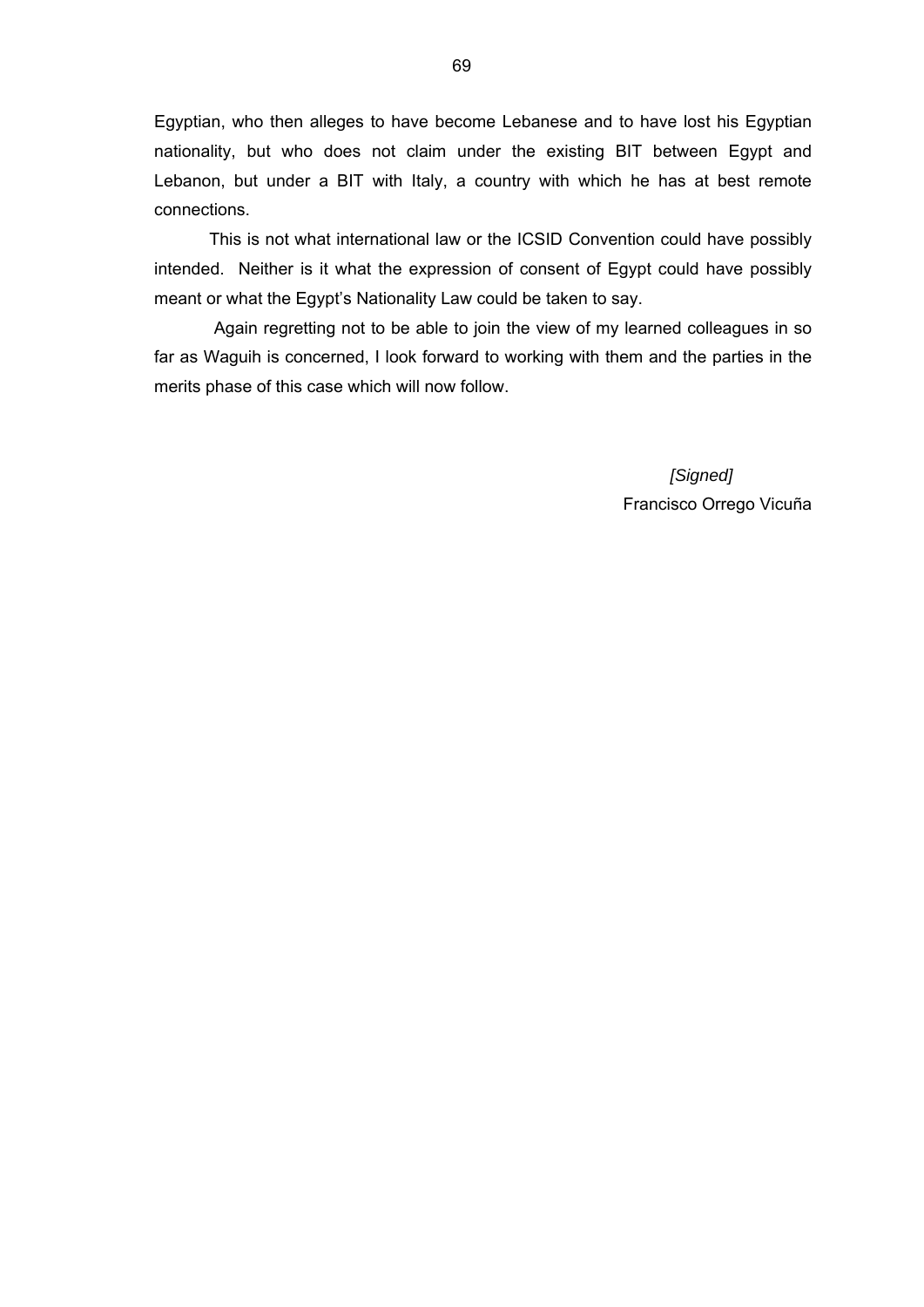Egyptian, who then alleges to have become Lebanese and to have lost his Egyptian nationality, but who does not claim under the existing BIT between Egypt and Lebanon, but under a BIT with Italy, a country with which he has at best remote connections.

This is not what international law or the ICSID Convention could have possibly intended. Neither is it what the expression of consent of Egypt could have possibly meant or what the Egypt's Nationality Law could be taken to say.

Again regretting not to be able to join the view of my learned colleagues in so far as Waguih is concerned, I look forward to working with them and the parties in the merits phase of this case which will now follow.

*[Signed]*

Francisco Orrego Vicuña